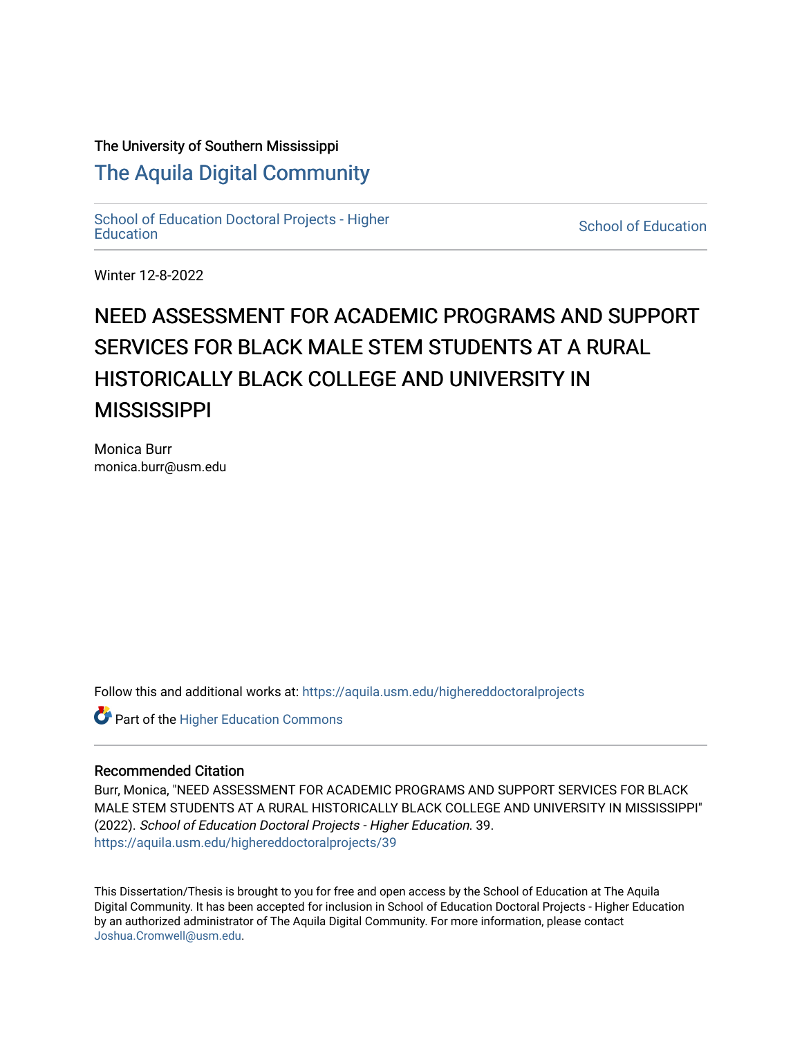The University of Southern Mississippi

# The Aquila Digital Community

School of Education Doctoral Projects - Higher Education

School of Education

Winter 12-8-2022

# NEED ASSESSMENT FOR ACADEMIC PROGRAMS AND SUPPORT SERVICES FOR BLACK MALE STEM STUDENTS AT A RURAL HISTORICALLY BLACK COLLEGE AND UNIVERSITY IN MISSISSIPPI

Monica Burr
monica.burr@usm.edu

Follow this and additional works at: https://aquila.usm.edu/highereddoctoralprojects

Part of the Higher Education Commons

## Recommended Citation

Burr, Monica, "NEED ASSESSMENT FOR ACADEMIC PROGRAMS AND SUPPORT SERVICES FOR BLACK MALE STEM STUDENTS AT A RURAL HISTORICALLY BLACK COLLEGE AND UNIVERSITY IN MISSISSIPPI" (2022). *School of Education Doctoral Projects - Higher Education*. 39.
https://aquila.usm.edu/highereddoctoralprojects/39

This Dissertation/Thesis is brought to you for free and open access by the School of Education at The Aquila Digital Community. It has been accepted for inclusion in School of Education Doctoral Projects - Higher Education by an authorized administrator of The Aquila Digital Community. For more information, please contact Joshua.Cromwell@usm.edu.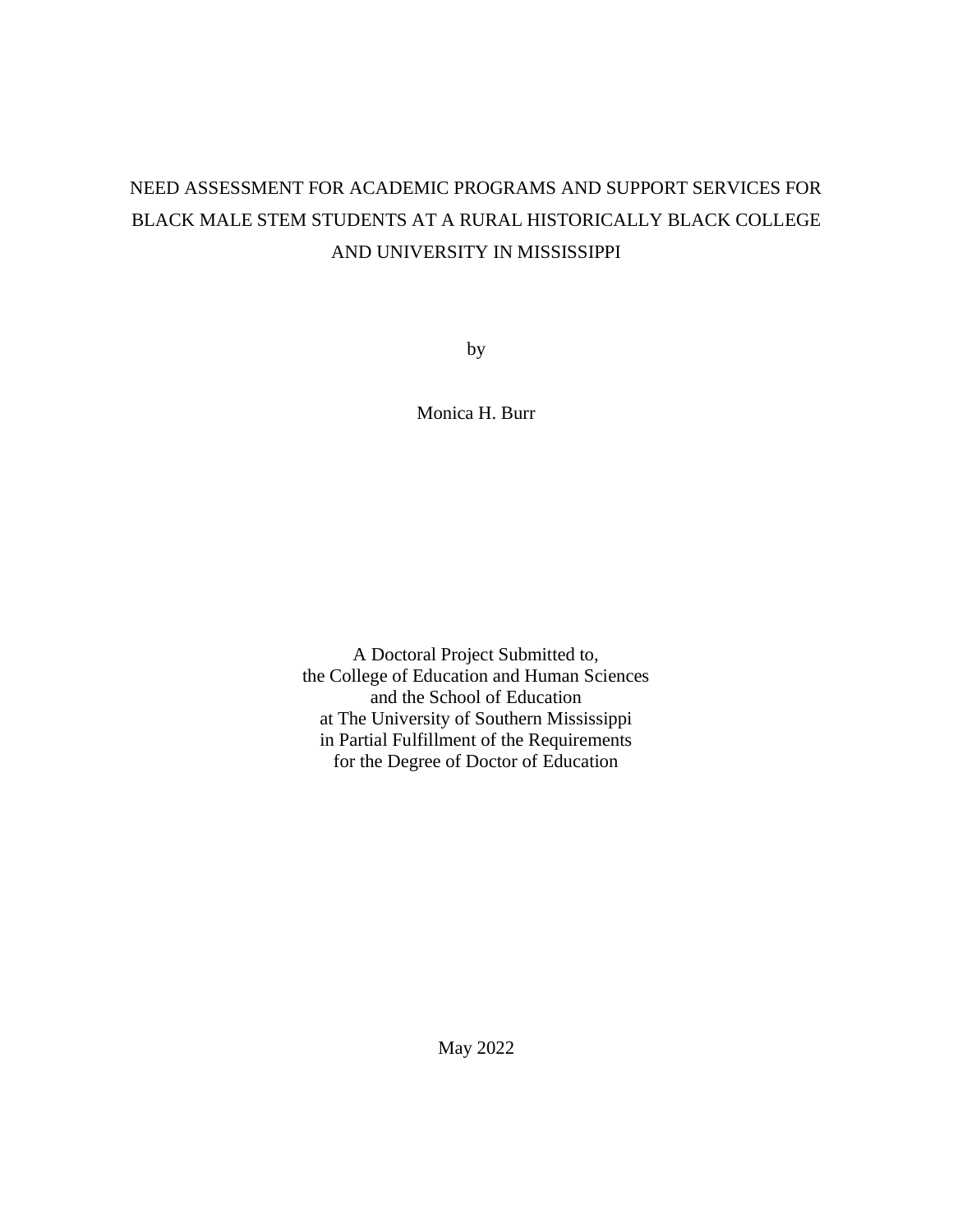# NEED ASSESSMENT FOR ACADEMIC PROGRAMS AND SUPPORT SERVICES FOR BLACK MALE STEM STUDENTS AT A RURAL HISTORICALLY BLACK COLLEGE AND UNIVERSITY IN MISSISSIPPI

by

Monica H. Burr

A Doctoral Project Submitted to,
the College of Education and Human Sciences
and the School of Education
at The University of Southern Mississippi
in Partial Fulfillment of the Requirements
for the Degree of Doctor of Education

May 2022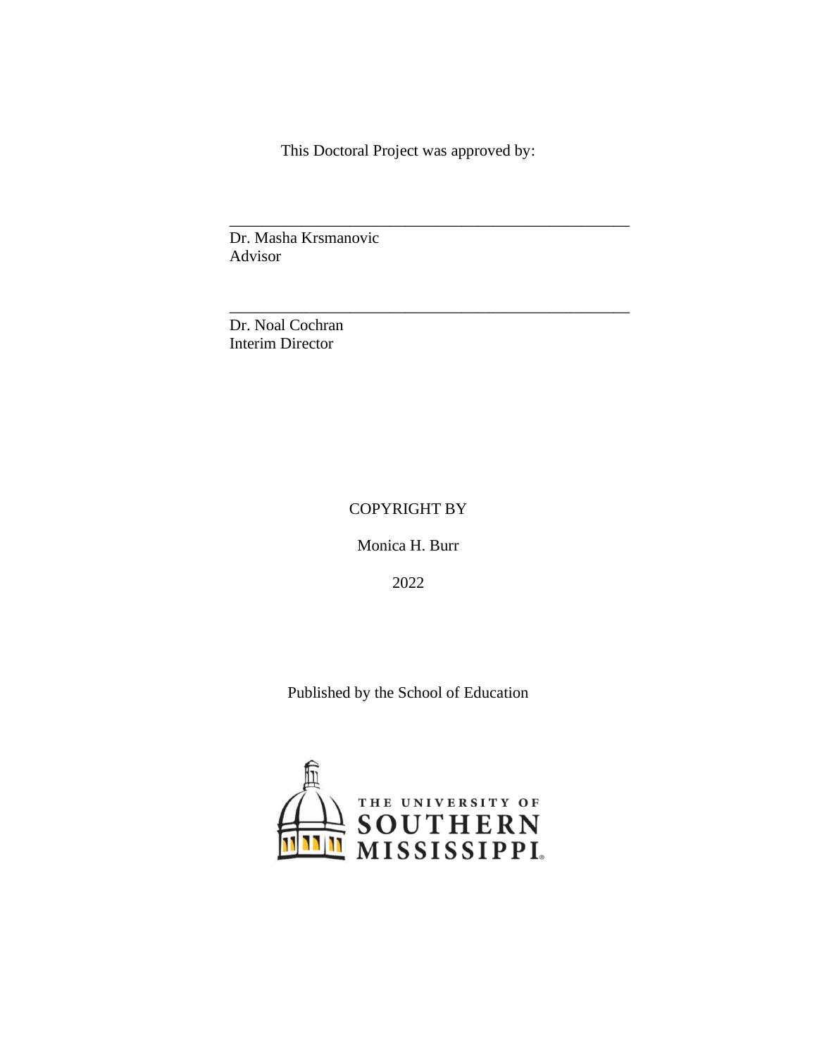This Doctoral Project was approved by:

\_\_\_\_\_\_\_\_\_\_\_\_\_\_\_\_\_\_\_\_\_\_\_\_\_\_\_\_\_\_\_\_\_\_\_\_\_\_\_\_\_\_\_\_\_\_\_\_

Dr. Masha Krsmanovic
Advisor

\_\_\_\_\_\_\_\_\_\_\_\_\_\_\_\_\_\_\_\_\_\_\_\_\_\_\_\_\_\_\_\_\_\_\_\_\_\_\_\_\_\_\_\_\_\_\_\_

Dr. Noal Cochran
Interim Director

COPYRIGHT BY

Monica H. Burr

2022

Published by the School of Education

THE UNIVERSITY OF SOUTHERN MISSISSIPPI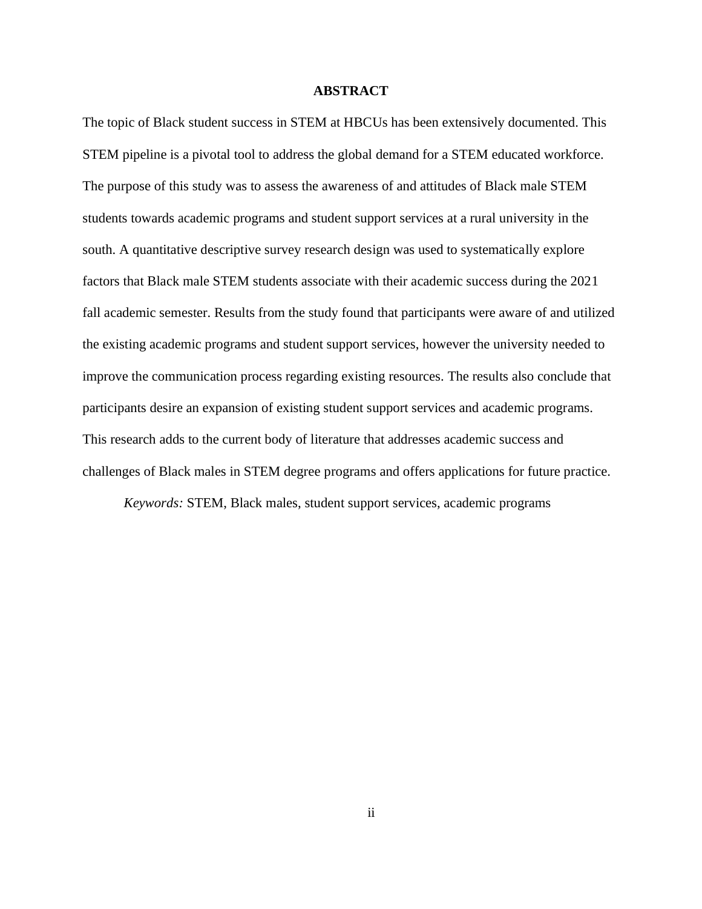# ABSTRACT

The topic of Black student success in STEM at HBCUs has been extensively documented. This STEM pipeline is a pivotal tool to address the global demand for a STEM educated workforce. The purpose of this study was to assess the awareness of and attitudes of Black male STEM students towards academic programs and student support services at a rural university in the south. A quantitative descriptive survey research design was used to systematically explore factors that Black male STEM students associate with their academic success during the 2021 fall academic semester. Results from the study found that participants were aware of and utilized the existing academic programs and student support services, however the university needed to improve the communication process regarding existing resources. The results also conclude that participants desire an expansion of existing student support services and academic programs. This research adds to the current body of literature that addresses academic success and challenges of Black males in STEM degree programs and offers applications for future practice.

*Keywords:* STEM, Black males, student support services, academic programs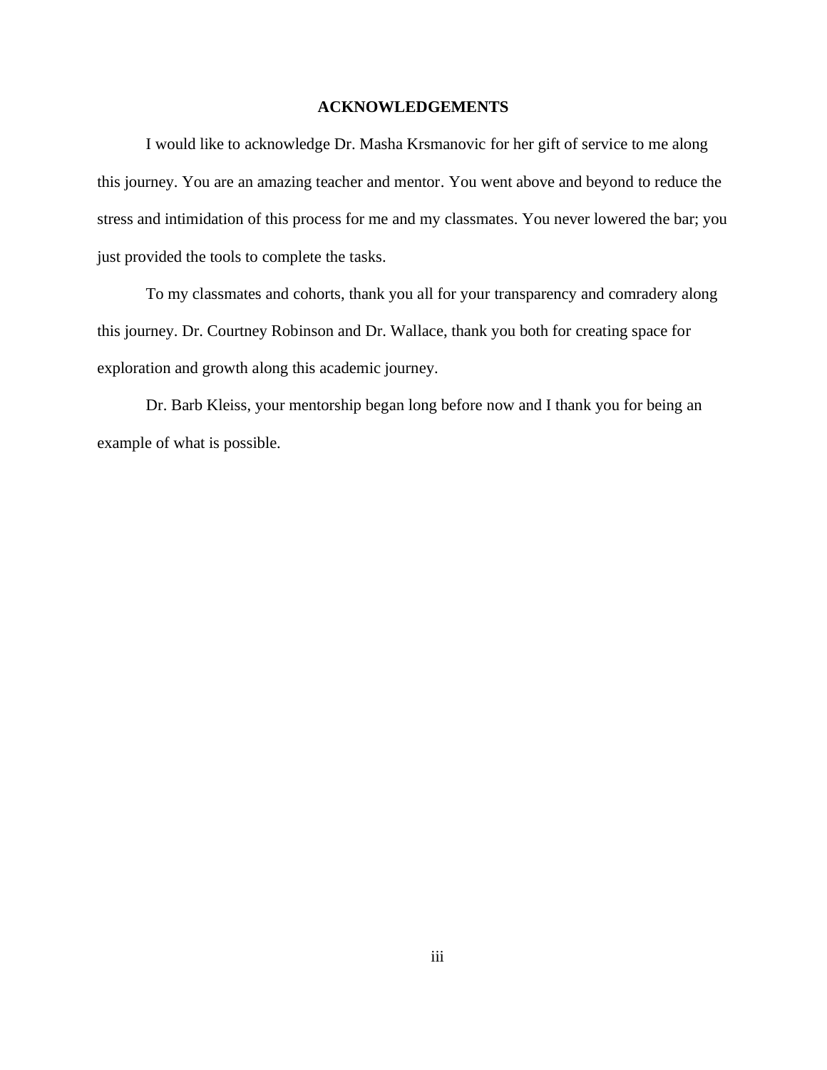# ACKNOWLEDGEMENTS

I would like to acknowledge Dr. Masha Krsmanovic for her gift of service to me along this journey. You are an amazing teacher and mentor. You went above and beyond to reduce the stress and intimidation of this process for me and my classmates. You never lowered the bar; you just provided the tools to complete the tasks.

To my classmates and cohorts, thank you all for your transparency and comradery along this journey. Dr. Courtney Robinson and Dr. Wallace, thank you both for creating space for exploration and growth along this academic journey.

Dr. Barb Kleiss, your mentorship began long before now and I thank you for being an example of what is possible.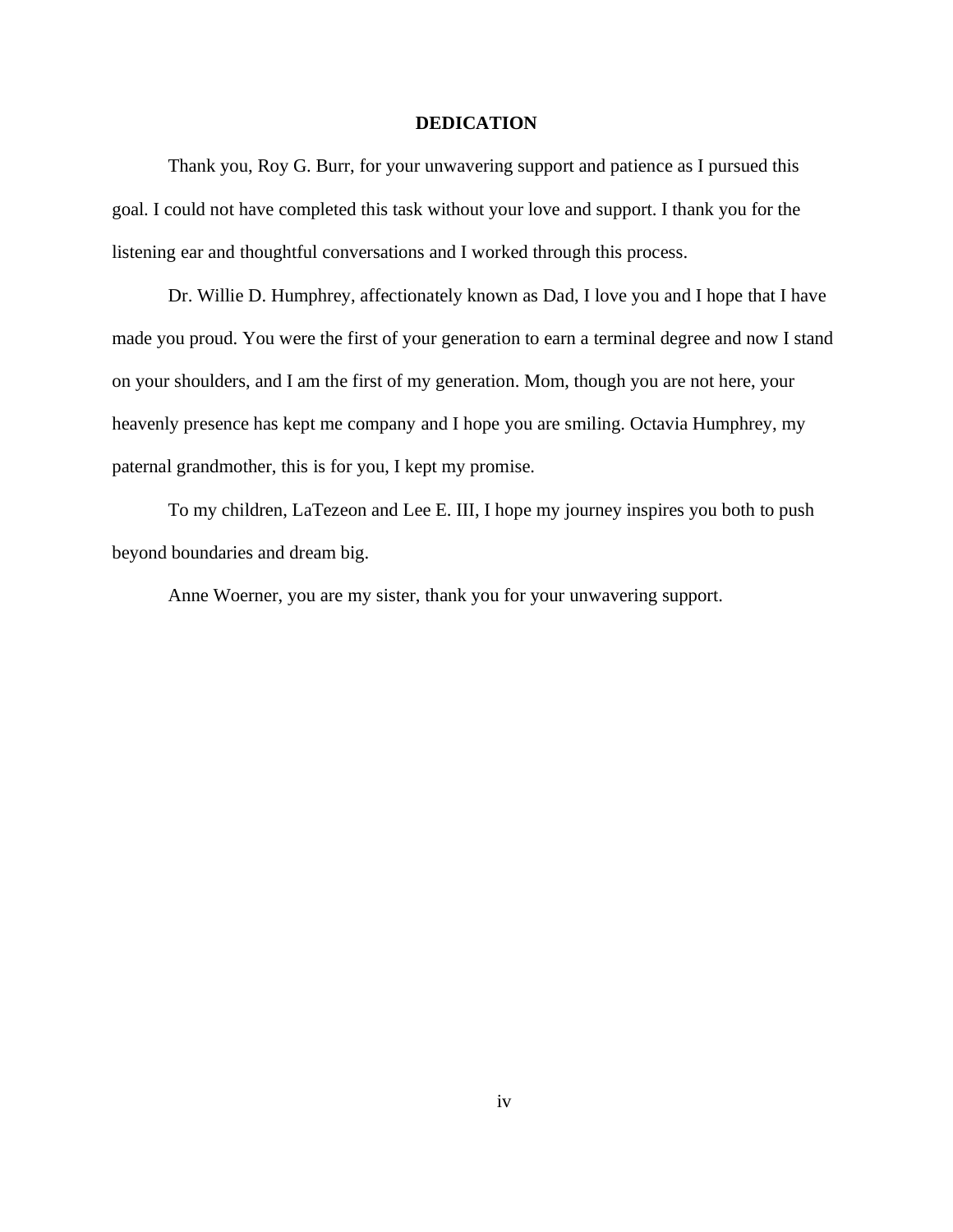# DEDICATION

Thank you, Roy G. Burr, for your unwavering support and patience as I pursued this goal. I could not have completed this task without your love and support. I thank you for the listening ear and thoughtful conversations and I worked through this process.

Dr. Willie D. Humphrey, affectionately known as Dad, I love you and I hope that I have made you proud. You were the first of your generation to earn a terminal degree and now I stand on your shoulders, and I am the first of my generation. Mom, though you are not here, your heavenly presence has kept me company and I hope you are smiling. Octavia Humphrey, my paternal grandmother, this is for you, I kept my promise.

To my children, LaTezeon and Lee E. III, I hope my journey inspires you both to push beyond boundaries and dream big.

Anne Woerner, you are my sister, thank you for your unwavering support.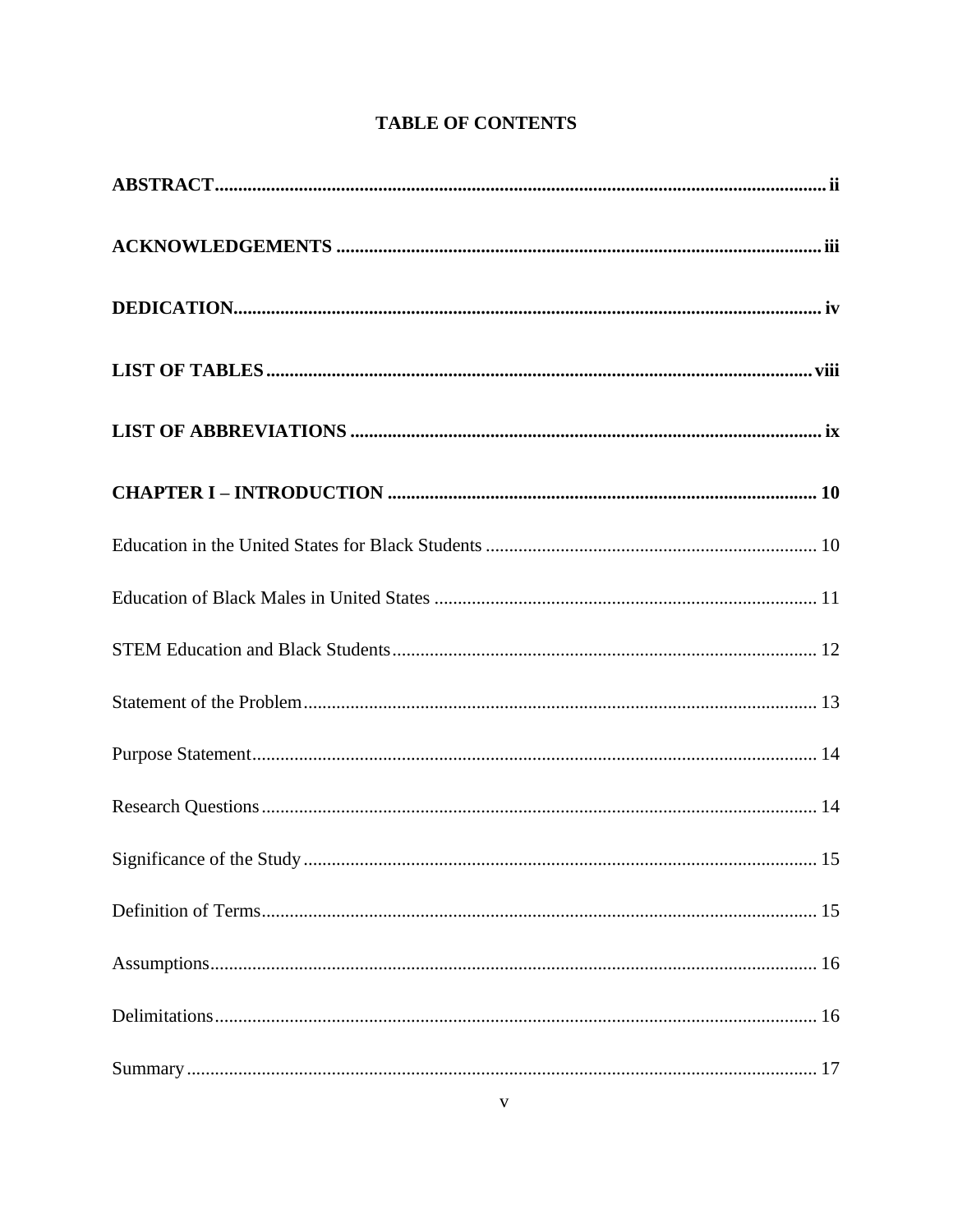# TABLE OF CONTENTS

**ABSTRACT** .......... ii

**ACKNOWLEDGEMENTS** .......... iii

**DEDICATION** .......... iv

**LIST OF TABLES** .......... viii

**LIST OF ABBREVIATIONS** .......... ix

**CHAPTER I – INTRODUCTION** .......... 10

Education in the United States for Black Students .......... 10

Education of Black Males in United States .......... 11

STEM Education and Black Students .......... 12

Statement of the Problem .......... 13

Purpose Statement .......... 14

Research Questions .......... 14

Significance of the Study .......... 15

Definition of Terms .......... 15

Assumptions .......... 16

Delimitations .......... 16

Summary .......... 17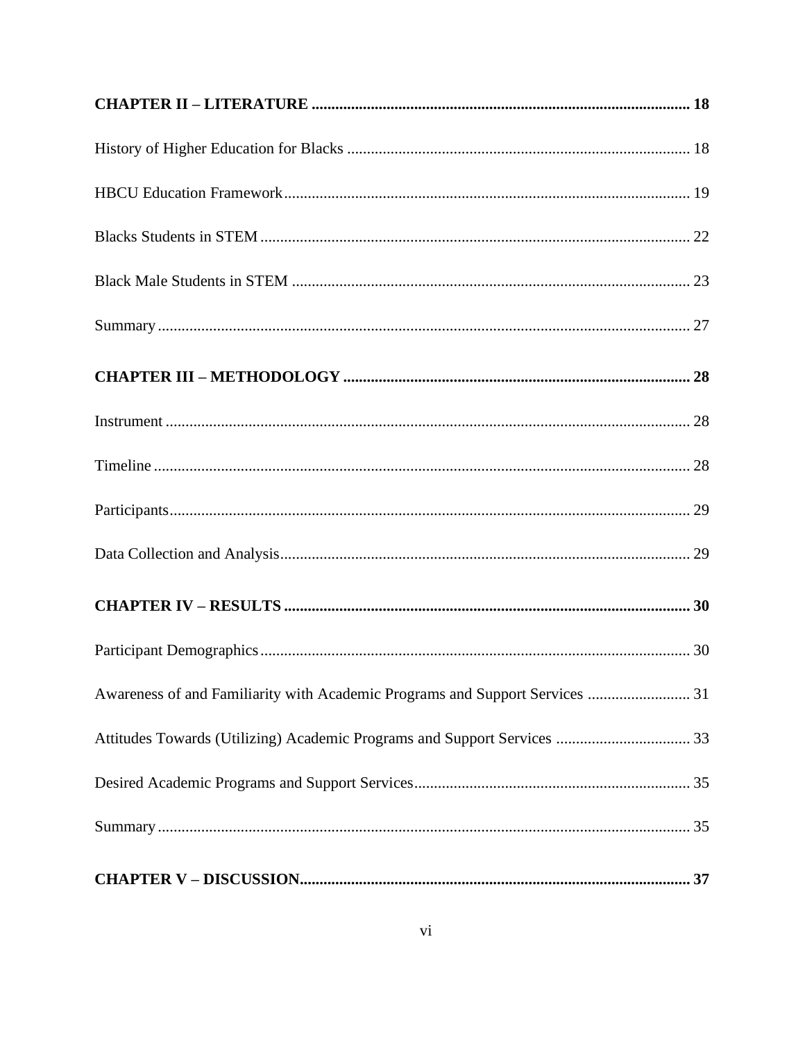**CHAPTER II – LITERATURE** ................................................................................................ **18**

History of Higher Education for Blacks ...................................................................................... 18

HBCU Education Framework...................................................................................................... 19

Blacks Students in STEM ............................................................................................................ 22

Black Male Students in STEM .................................................................................................... 23

Summary ...................................................................................................................................... 27

**CHAPTER III – METHODOLOGY** ....................................................................................... **28**

Instrument .................................................................................................................................... 28

Timeline ....................................................................................................................................... 28

Participants................................................................................................................................... 29

Data Collection and Analysis....................................................................................................... 29

**CHAPTER IV – RESULTS** ...................................................................................................... **30**

Participant Demographics............................................................................................................ 30

Awareness of and Familiarity with Academic Programs and Support Services .......................... 31

Attitudes Towards (Utilizing) Academic Programs and Support Services .................................. 33

Desired Academic Programs and Support Services...................................................................... 35

Summary ...................................................................................................................................... 35

**CHAPTER V – DISCUSSION**.................................................................................................. **37**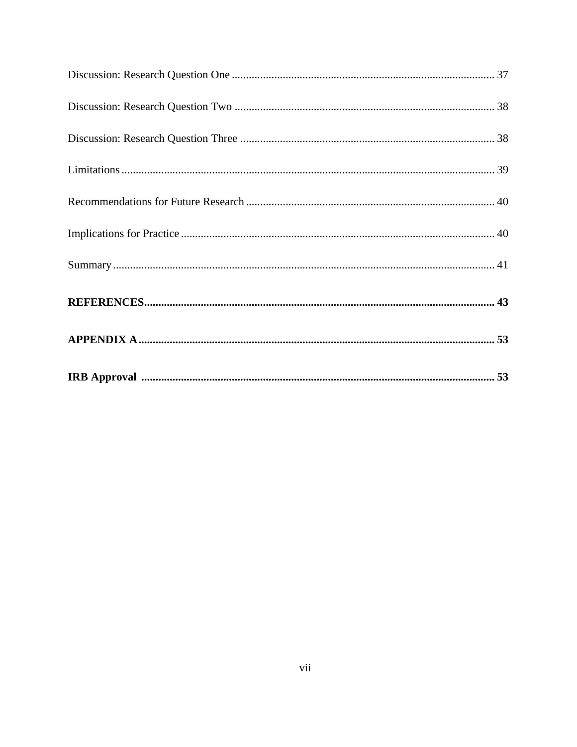Discussion: Research Question One ........................................................................................... 37

Discussion: Research Question Two .......................................................................................... 38

Discussion: Research Question Three ........................................................................................ 38

Limitations .................................................................................................................................. 39

Recommendations for Future Research ...................................................................................... 40

Implications for Practice ............................................................................................................. 40

Summary ..................................................................................................................................... 41

**REFERENCES ........................................................................................................................... 43**

**APPENDIX A ............................................................................................................................. 53**

**IRB Approval ............................................................................................................................ 53**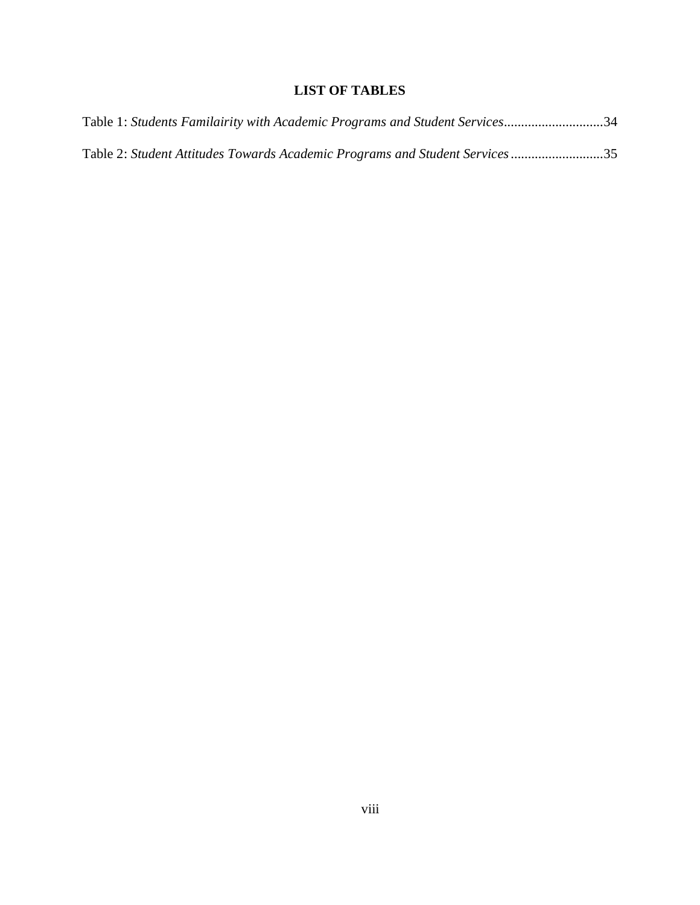# LIST OF TABLES

Table 1: *Students Familairity with Academic Programs and Student Services*............................34

Table 2: *Student Attitudes Towards Academic Programs and Student Services*..........................35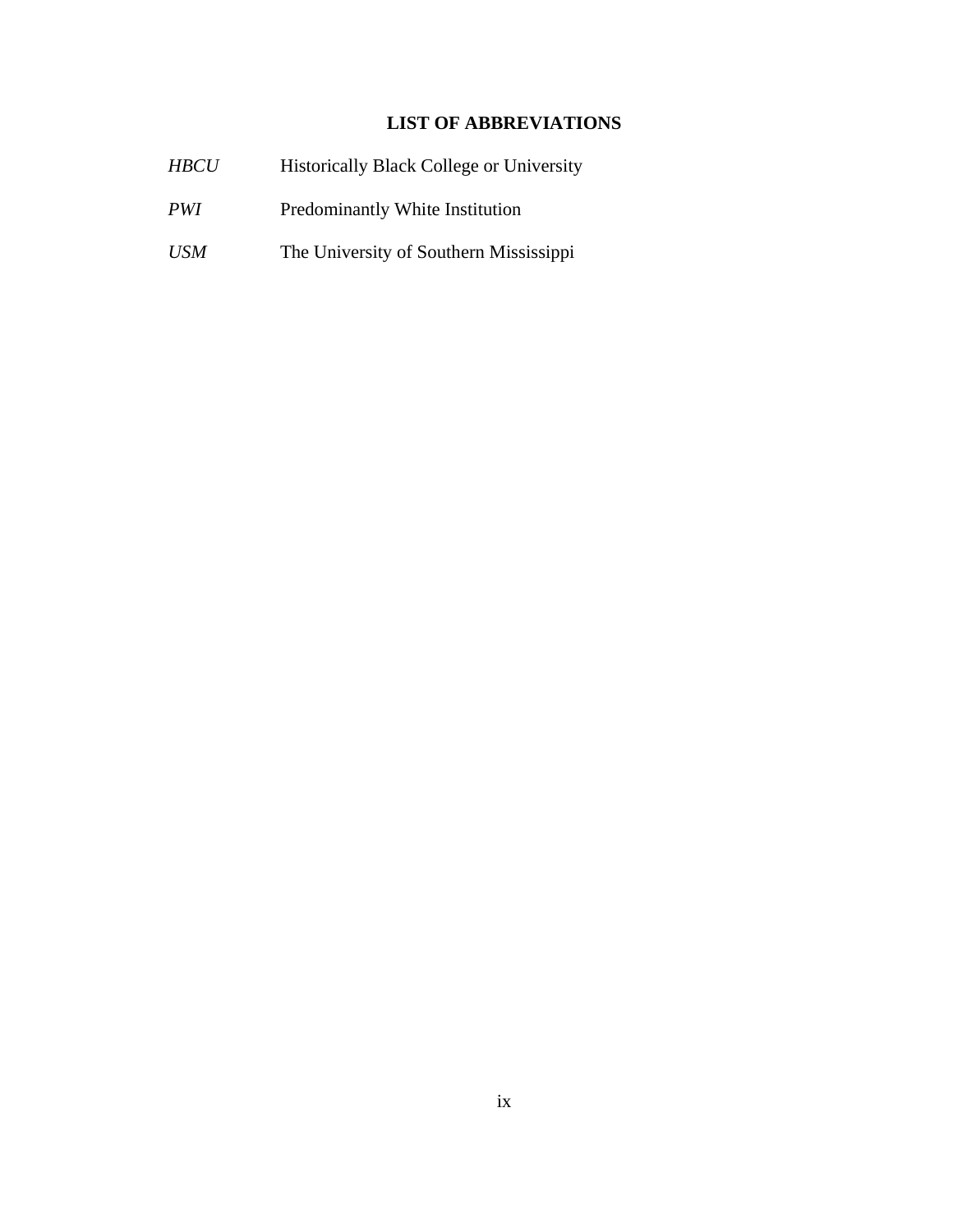# LIST OF ABBREVIATIONS

| | |
|---|---|
| *HBCU* | Historically Black College or University |
| *PWI* | Predominantly White Institution |
| *USM* | The University of Southern Mississippi |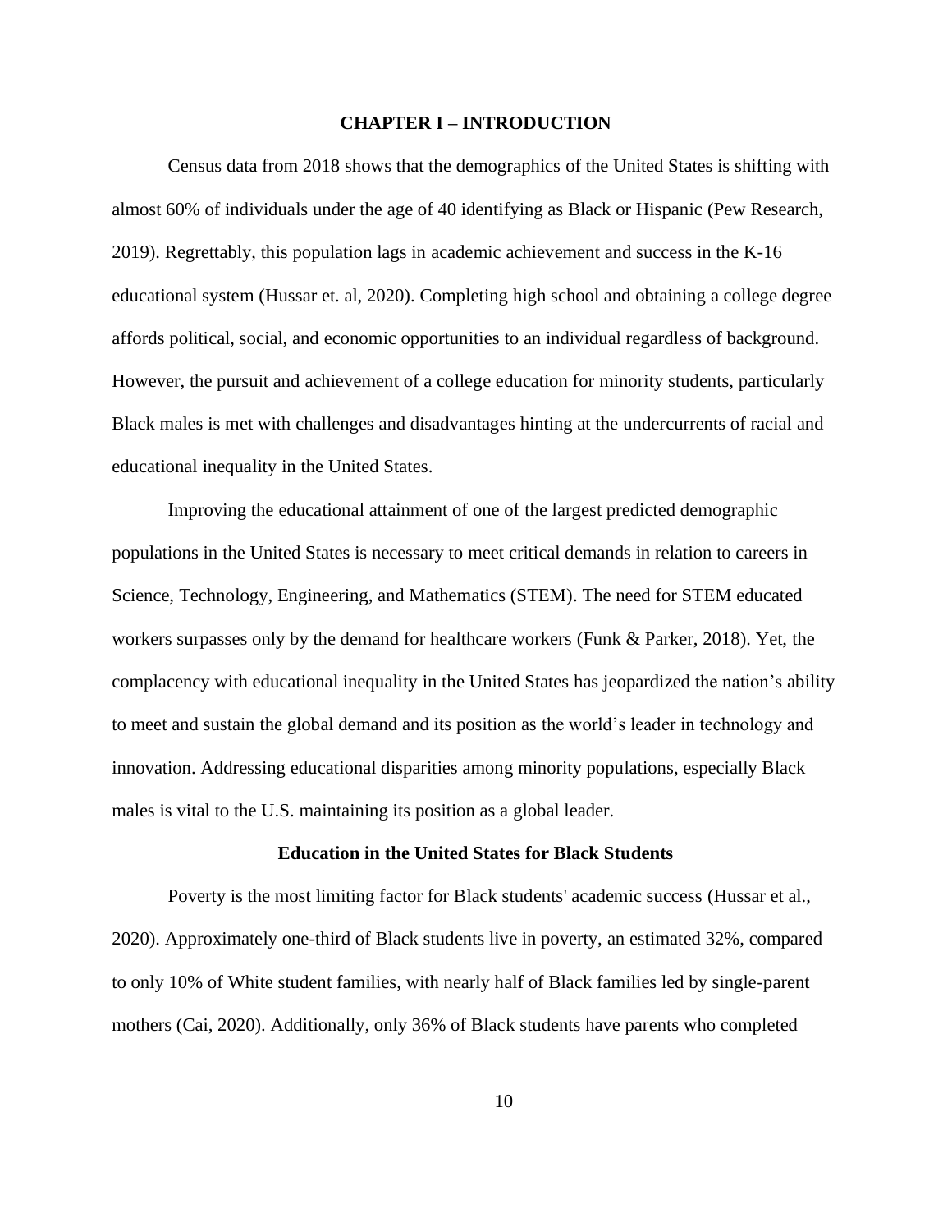# CHAPTER I – INTRODUCTION

Census data from 2018 shows that the demographics of the United States is shifting with almost 60% of individuals under the age of 40 identifying as Black or Hispanic (Pew Research, 2019). Regrettably, this population lags in academic achievement and success in the K-16 educational system (Hussar et. al, 2020). Completing high school and obtaining a college degree affords political, social, and economic opportunities to an individual regardless of background. However, the pursuit and achievement of a college education for minority students, particularly Black males is met with challenges and disadvantages hinting at the undercurrents of racial and educational inequality in the United States.

Improving the educational attainment of one of the largest predicted demographic populations in the United States is necessary to meet critical demands in relation to careers in Science, Technology, Engineering, and Mathematics (STEM). The need for STEM educated workers surpasses only by the demand for healthcare workers (Funk & Parker, 2018). Yet, the complacency with educational inequality in the United States has jeopardized the nation's ability to meet and sustain the global demand and its position as the world's leader in technology and innovation. Addressing educational disparities among minority populations, especially Black males is vital to the U.S. maintaining its position as a global leader.

## Education in the United States for Black Students

Poverty is the most limiting factor for Black students' academic success (Hussar et al., 2020). Approximately one-third of Black students live in poverty, an estimated 32%, compared to only 10% of White student families, with nearly half of Black families led by single-parent mothers (Cai, 2020). Additionally, only 36% of Black students have parents who completed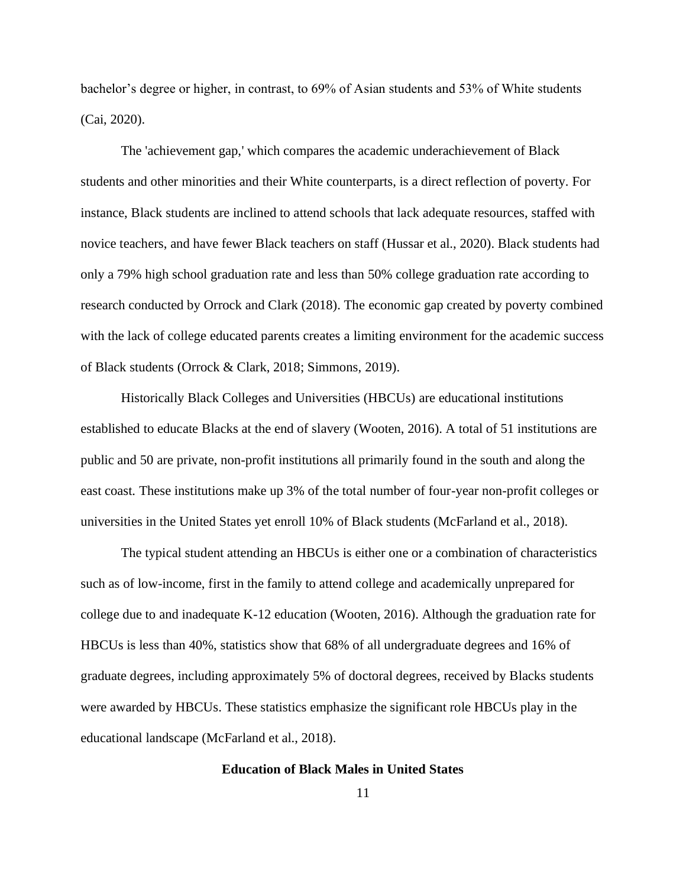bachelor's degree or higher, in contrast, to 69% of Asian students and 53% of White students (Cai, 2020).

The 'achievement gap,' which compares the academic underachievement of Black students and other minorities and their White counterparts, is a direct reflection of poverty. For instance, Black students are inclined to attend schools that lack adequate resources, staffed with novice teachers, and have fewer Black teachers on staff (Hussar et al., 2020). Black students had only a 79% high school graduation rate and less than 50% college graduation rate according to research conducted by Orrock and Clark (2018). The economic gap created by poverty combined with the lack of college educated parents creates a limiting environment for the academic success of Black students (Orrock & Clark, 2018; Simmons, 2019).

Historically Black Colleges and Universities (HBCUs) are educational institutions established to educate Blacks at the end of slavery (Wooten, 2016). A total of 51 institutions are public and 50 are private, non-profit institutions all primarily found in the south and along the east coast. These institutions make up 3% of the total number of four-year non-profit colleges or universities in the United States yet enroll 10% of Black students (McFarland et al., 2018).

The typical student attending an HBCUs is either one or a combination of characteristics such as of low-income, first in the family to attend college and academically unprepared for college due to and inadequate K-12 education (Wooten, 2016). Although the graduation rate for HBCUs is less than 40%, statistics show that 68% of all undergraduate degrees and 16% of graduate degrees, including approximately 5% of doctoral degrees, received by Blacks students were awarded by HBCUs. These statistics emphasize the significant role HBCUs play in the educational landscape (McFarland et al., 2018).

## Education of Black Males in United States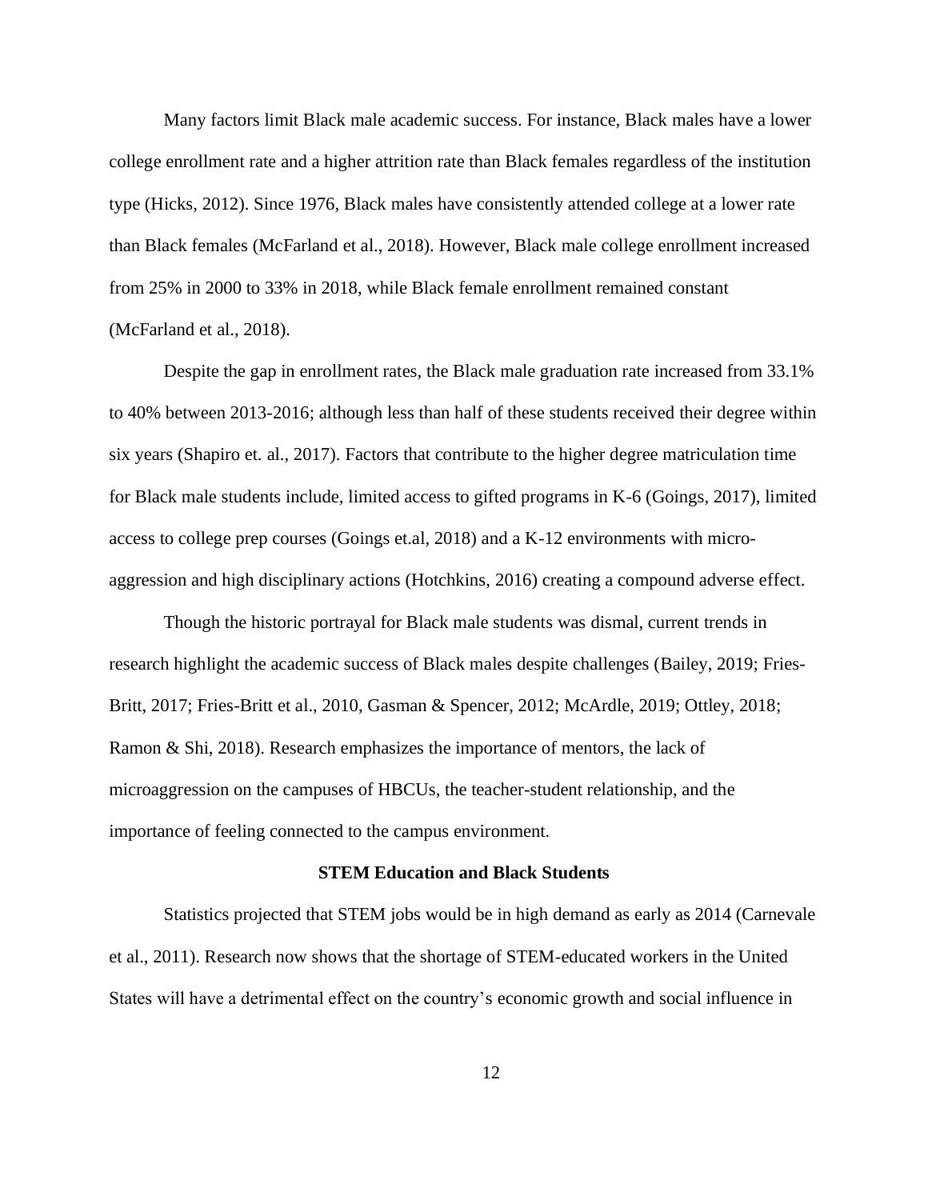Many factors limit Black male academic success. For instance, Black males have a lower college enrollment rate and a higher attrition rate than Black females regardless of the institution type (Hicks, 2012). Since 1976, Black males have consistently attended college at a lower rate than Black females (McFarland et al., 2018). However, Black male college enrollment increased from 25% in 2000 to 33% in 2018, while Black female enrollment remained constant (McFarland et al., 2018).

Despite the gap in enrollment rates, the Black male graduation rate increased from 33.1% to 40% between 2013-2016; although less than half of these students received their degree within six years (Shapiro et. al., 2017). Factors that contribute to the higher degree matriculation time for Black male students include, limited access to gifted programs in K-6 (Goings, 2017), limited access to college prep courses (Goings et.al, 2018) and a K-12 environments with micro-aggression and high disciplinary actions (Hotchkins, 2016) creating a compound adverse effect.

Though the historic portrayal for Black male students was dismal, current trends in research highlight the academic success of Black males despite challenges (Bailey, 2019; Fries-Britt, 2017; Fries-Britt et al., 2010, Gasman & Spencer, 2012; McArdle, 2019; Ottley, 2018; Ramon & Shi, 2018). Research emphasizes the importance of mentors, the lack of microaggression on the campuses of HBCUs, the teacher-student relationship, and the importance of feeling connected to the campus environment.

## STEM Education and Black Students

Statistics projected that STEM jobs would be in high demand as early as 2014 (Carnevale et al., 2011). Research now shows that the shortage of STEM-educated workers in the United States will have a detrimental effect on the country's economic growth and social influence in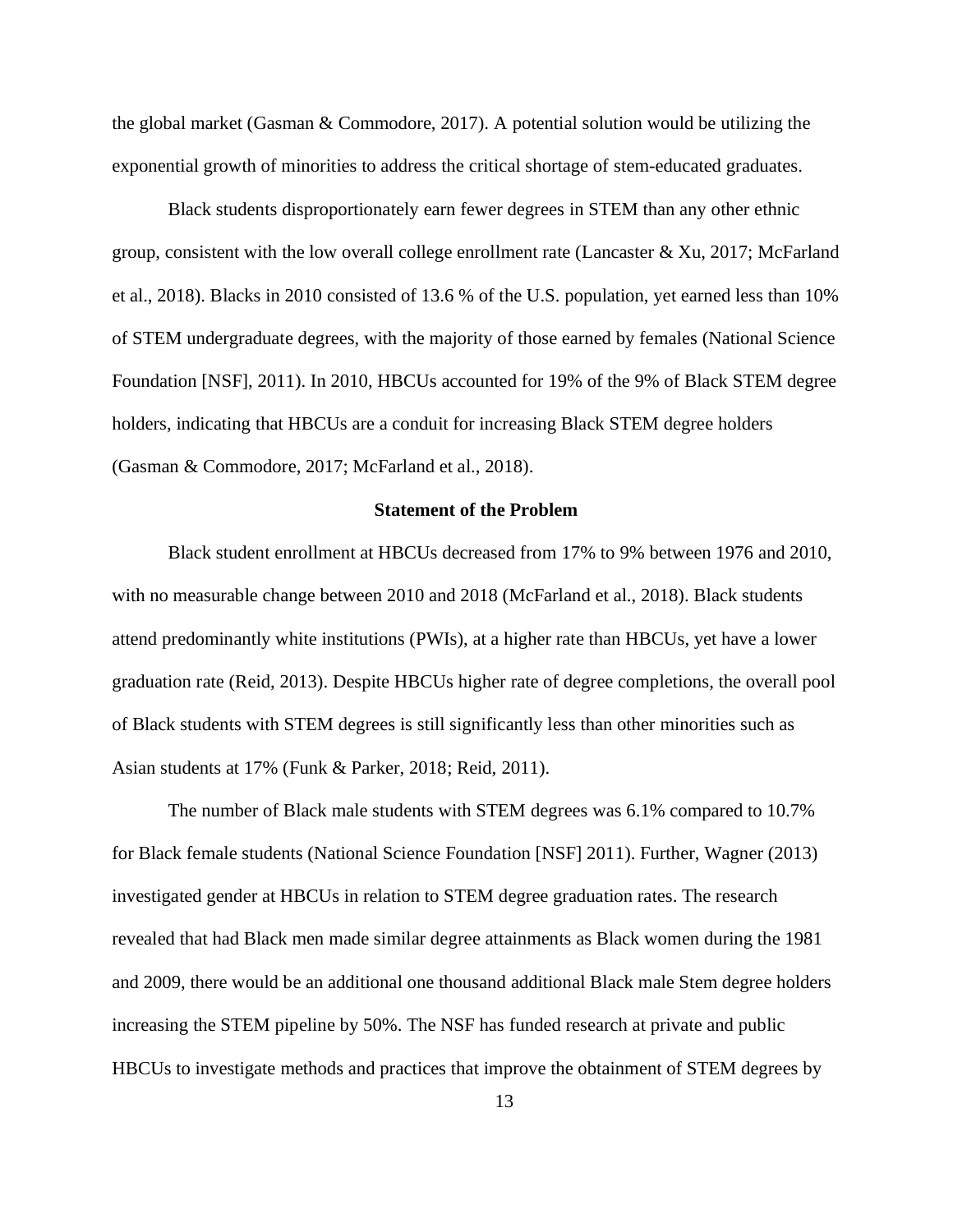the global market (Gasman & Commodore, 2017). A potential solution would be utilizing the exponential growth of minorities to address the critical shortage of stem-educated graduates.

Black students disproportionately earn fewer degrees in STEM than any other ethnic group, consistent with the low overall college enrollment rate (Lancaster & Xu, 2017; McFarland et al., 2018). Blacks in 2010 consisted of 13.6 % of the U.S. population, yet earned less than 10% of STEM undergraduate degrees, with the majority of those earned by females (National Science Foundation [NSF], 2011). In 2010, HBCUs accounted for 19% of the 9% of Black STEM degree holders, indicating that HBCUs are a conduit for increasing Black STEM degree holders (Gasman & Commodore, 2017; McFarland et al., 2018).

## Statement of the Problem

Black student enrollment at HBCUs decreased from 17% to 9% between 1976 and 2010, with no measurable change between 2010 and 2018 (McFarland et al., 2018). Black students attend predominantly white institutions (PWIs), at a higher rate than HBCUs, yet have a lower graduation rate (Reid, 2013). Despite HBCUs higher rate of degree completions, the overall pool of Black students with STEM degrees is still significantly less than other minorities such as Asian students at 17% (Funk & Parker, 2018; Reid, 2011).

The number of Black male students with STEM degrees was 6.1% compared to 10.7% for Black female students (National Science Foundation [NSF] 2011). Further, Wagner (2013) investigated gender at HBCUs in relation to STEM degree graduation rates. The research revealed that had Black men made similar degree attainments as Black women during the 1981 and 2009, there would be an additional one thousand additional Black male Stem degree holders increasing the STEM pipeline by 50%. The NSF has funded research at private and public HBCUs to investigate methods and practices that improve the obtainment of STEM degrees by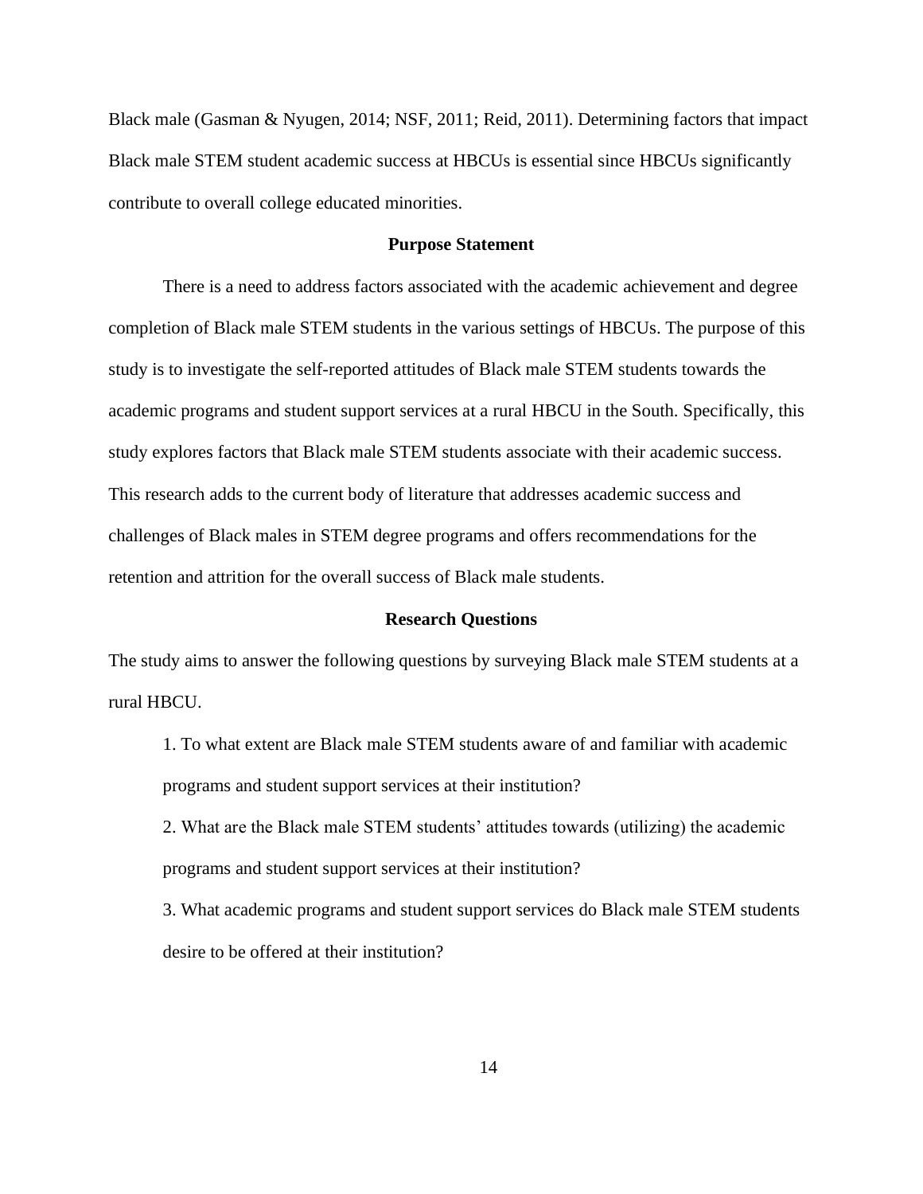Black male (Gasman & Nyugen, 2014; NSF, 2011; Reid, 2011). Determining factors that impact Black male STEM student academic success at HBCUs is essential since HBCUs significantly contribute to overall college educated minorities.

## Purpose Statement

There is a need to address factors associated with the academic achievement and degree completion of Black male STEM students in the various settings of HBCUs. The purpose of this study is to investigate the self-reported attitudes of Black male STEM students towards the academic programs and student support services at a rural HBCU in the South. Specifically, this study explores factors that Black male STEM students associate with their academic success. This research adds to the current body of literature that addresses academic success and challenges of Black males in STEM degree programs and offers recommendations for the retention and attrition for the overall success of Black male students.

## Research Questions

The study aims to answer the following questions by surveying Black male STEM students at a rural HBCU.

1. To what extent are Black male STEM students aware of and familiar with academic programs and student support services at their institution?
2. What are the Black male STEM students' attitudes towards (utilizing) the academic programs and student support services at their institution?
3. What academic programs and student support services do Black male STEM students desire to be offered at their institution?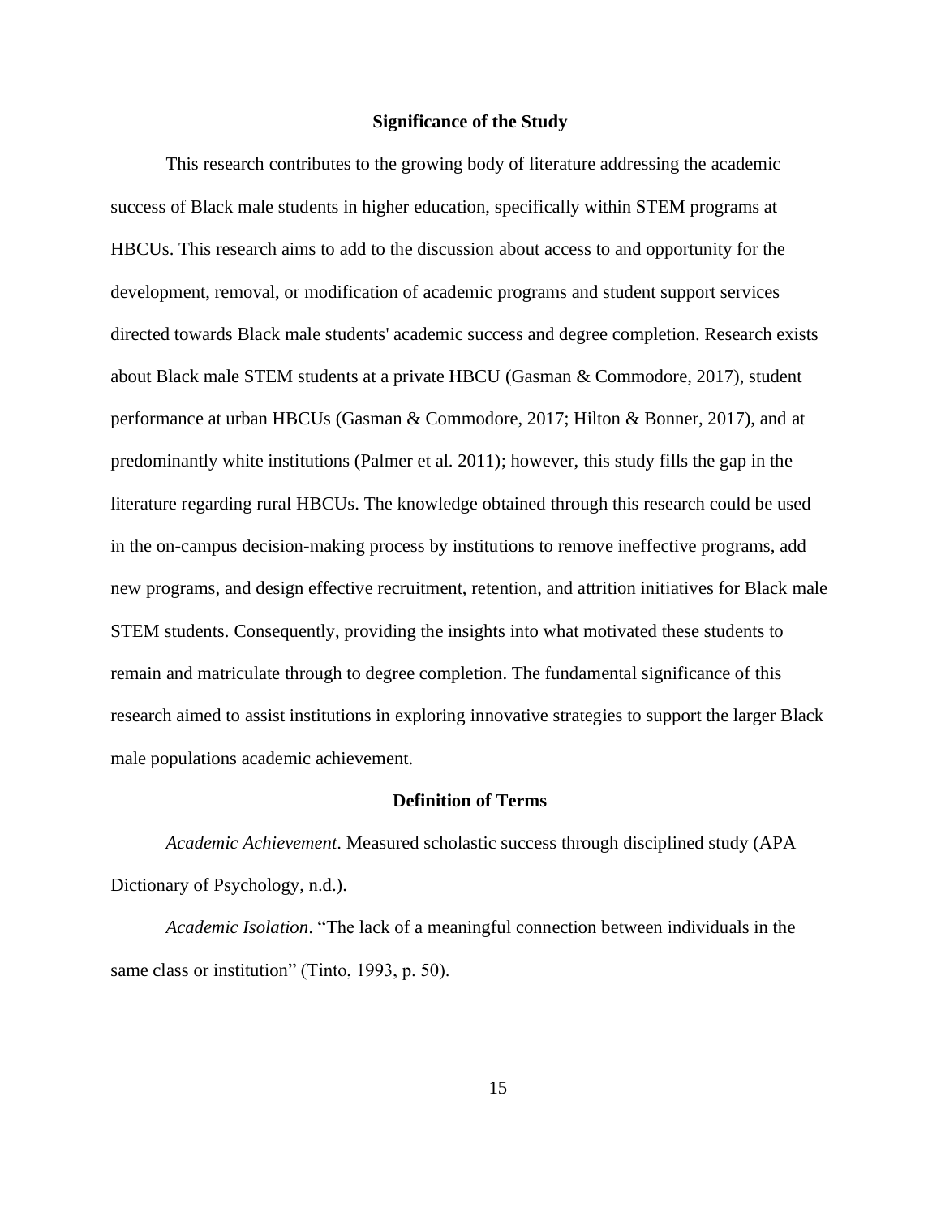## Significance of the Study

This research contributes to the growing body of literature addressing the academic success of Black male students in higher education, specifically within STEM programs at HBCUs. This research aims to add to the discussion about access to and opportunity for the development, removal, or modification of academic programs and student support services directed towards Black male students' academic success and degree completion. Research exists about Black male STEM students at a private HBCU (Gasman & Commodore, 2017), student performance at urban HBCUs (Gasman & Commodore, 2017; Hilton & Bonner, 2017), and at predominantly white institutions (Palmer et al. 2011); however, this study fills the gap in the literature regarding rural HBCUs. The knowledge obtained through this research could be used in the on-campus decision-making process by institutions to remove ineffective programs, add new programs, and design effective recruitment, retention, and attrition initiatives for Black male STEM students. Consequently, providing the insights into what motivated these students to remain and matriculate through to degree completion. The fundamental significance of this research aimed to assist institutions in exploring innovative strategies to support the larger Black male populations academic achievement.

## Definition of Terms

*Academic Achievement*. Measured scholastic success through disciplined study (APA Dictionary of Psychology, n.d.).

*Academic Isolation*. "The lack of a meaningful connection between individuals in the same class or institution" (Tinto, 1993, p. 50).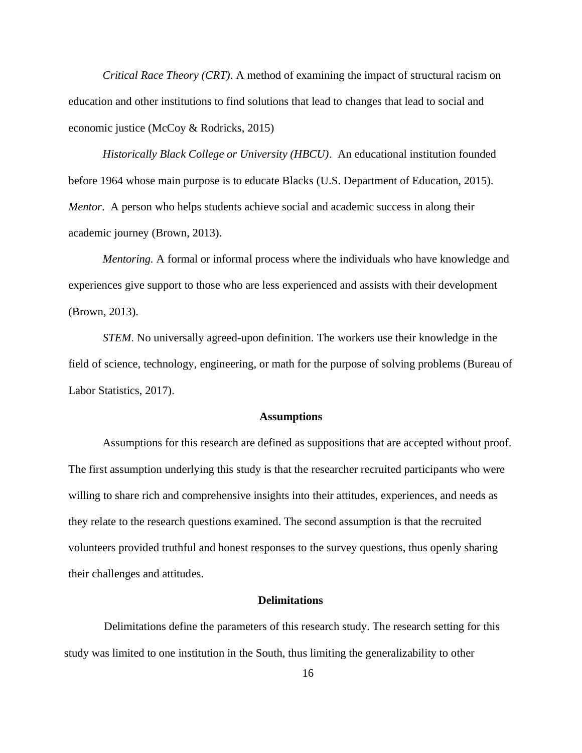*Critical Race Theory (CRT)*. A method of examining the impact of structural racism on education and other institutions to find solutions that lead to changes that lead to social and economic justice (McCoy & Rodricks, 2015)

*Historically Black College or University (HBCU)*. An educational institution founded before 1964 whose main purpose is to educate Blacks (U.S. Department of Education, 2015).

*Mentor*. A person who helps students achieve social and academic success in along their academic journey (Brown, 2013).

*Mentoring.* A formal or informal process where the individuals who have knowledge and experiences give support to those who are less experienced and assists with their development (Brown, 2013).

*STEM*. No universally agreed-upon definition. The workers use their knowledge in the field of science, technology, engineering, or math for the purpose of solving problems (Bureau of Labor Statistics, 2017).

## Assumptions

Assumptions for this research are defined as suppositions that are accepted without proof. The first assumption underlying this study is that the researcher recruited participants who were willing to share rich and comprehensive insights into their attitudes, experiences, and needs as they relate to the research questions examined. The second assumption is that the recruited volunteers provided truthful and honest responses to the survey questions, thus openly sharing their challenges and attitudes.

## Delimitations

Delimitations define the parameters of this research study. The research setting for this study was limited to one institution in the South, thus limiting the generalizability to other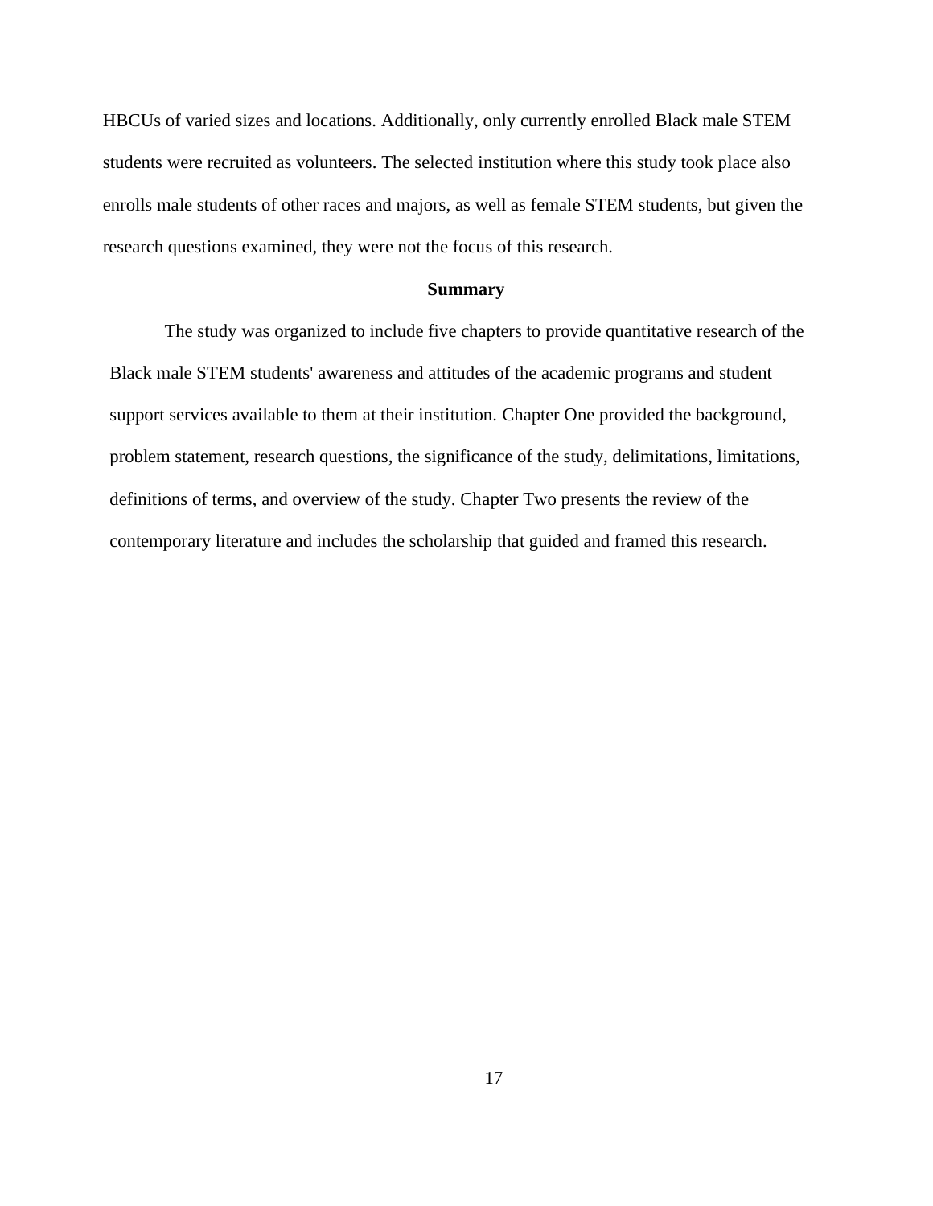HBCUs of varied sizes and locations. Additionally, only currently enrolled Black male STEM students were recruited as volunteers. The selected institution where this study took place also enrolls male students of other races and majors, as well as female STEM students, but given the research questions examined, they were not the focus of this research.

## Summary

The study was organized to include five chapters to provide quantitative research of the Black male STEM students' awareness and attitudes of the academic programs and student support services available to them at their institution. Chapter One provided the background, problem statement, research questions, the significance of the study, delimitations, limitations, definitions of terms, and overview of the study. Chapter Two presents the review of the contemporary literature and includes the scholarship that guided and framed this research.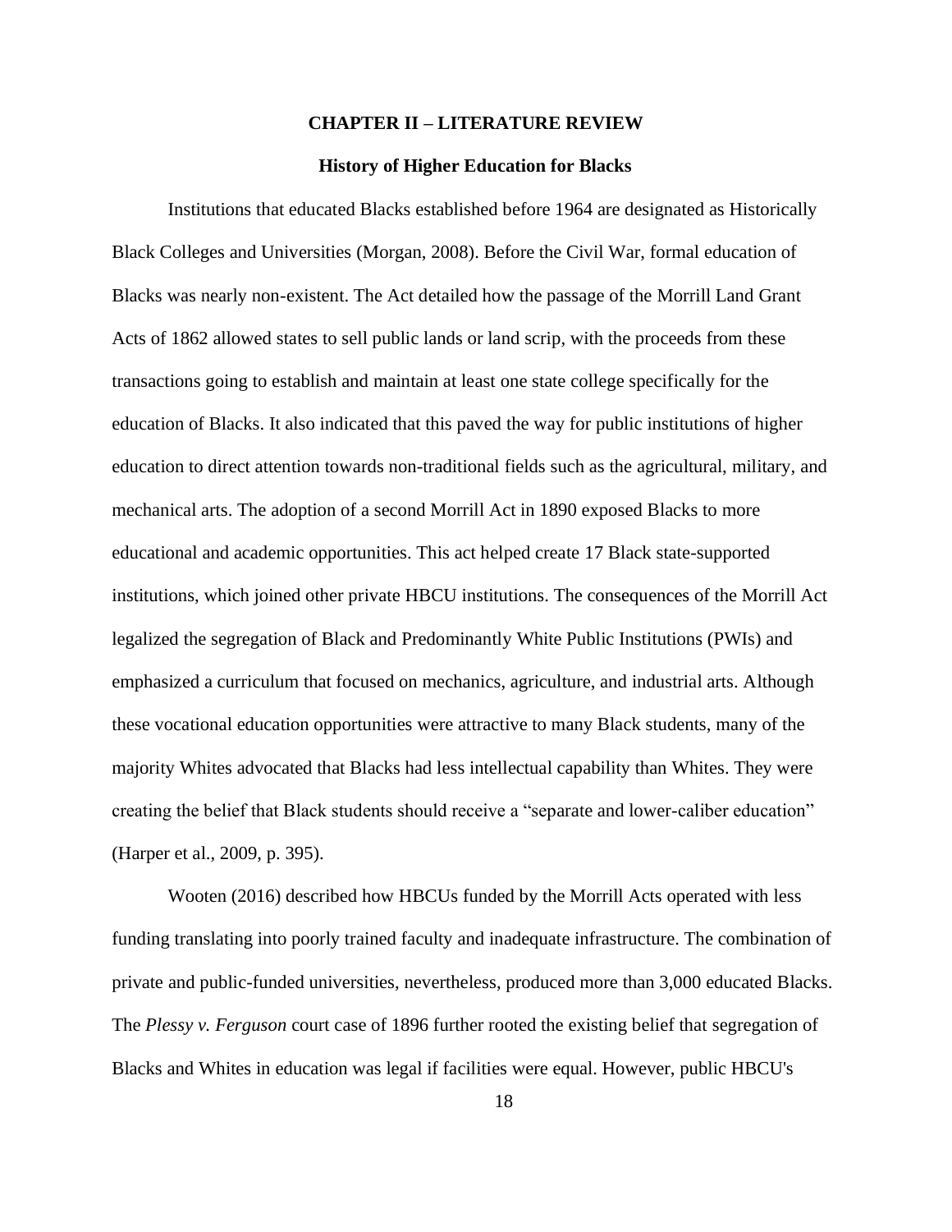## CHAPTER II – LITERATURE REVIEW

### History of Higher Education for Blacks

Institutions that educated Blacks established before 1964 are designated as Historically Black Colleges and Universities (Morgan, 2008). Before the Civil War, formal education of Blacks was nearly non-existent. The Act detailed how the passage of the Morrill Land Grant Acts of 1862 allowed states to sell public lands or land scrip, with the proceeds from these transactions going to establish and maintain at least one state college specifically for the education of Blacks. It also indicated that this paved the way for public institutions of higher education to direct attention towards non-traditional fields such as the agricultural, military, and mechanical arts. The adoption of a second Morrill Act in 1890 exposed Blacks to more educational and academic opportunities. This act helped create 17 Black state-supported institutions, which joined other private HBCU institutions. The consequences of the Morrill Act legalized the segregation of Black and Predominantly White Public Institutions (PWIs) and emphasized a curriculum that focused on mechanics, agriculture, and industrial arts. Although these vocational education opportunities were attractive to many Black students, many of the majority Whites advocated that Blacks had less intellectual capability than Whites. They were creating the belief that Black students should receive a "separate and lower-caliber education" (Harper et al., 2009, p. 395).

Wooten (2016) described how HBCUs funded by the Morrill Acts operated with less funding translating into poorly trained faculty and inadequate infrastructure. The combination of private and public-funded universities, nevertheless, produced more than 3,000 educated Blacks. The *Plessy v. Ferguson* court case of 1896 further rooted the existing belief that segregation of Blacks and Whites in education was legal if facilities were equal. However, public HBCU's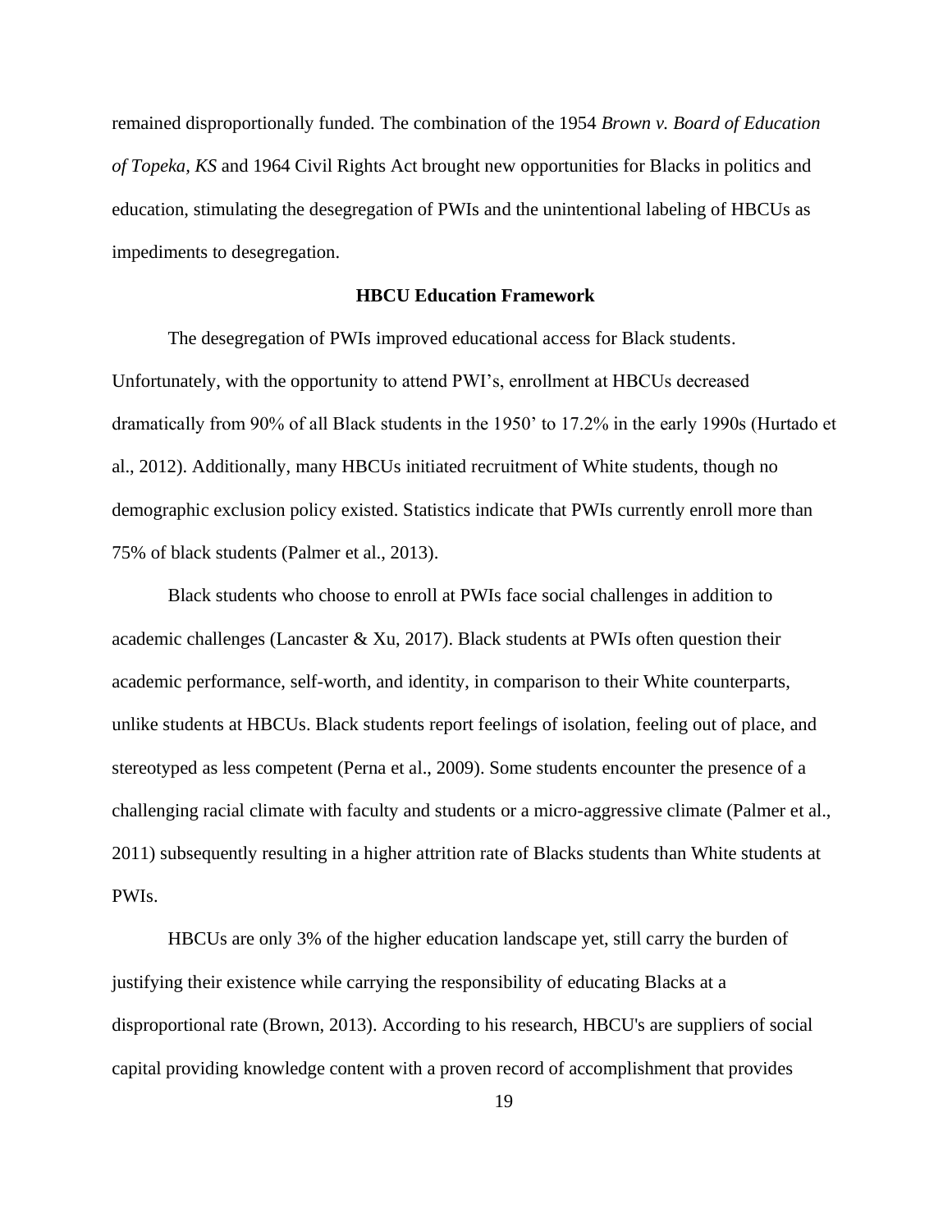remained disproportionally funded. The combination of the 1954 *Brown v. Board of Education of Topeka, KS* and 1964 Civil Rights Act brought new opportunities for Blacks in politics and education, stimulating the desegregation of PWIs and the unintentional labeling of HBCUs as impediments to desegregation.

## HBCU Education Framework

The desegregation of PWIs improved educational access for Black students. Unfortunately, with the opportunity to attend PWI's, enrollment at HBCUs decreased dramatically from 90% of all Black students in the 1950' to 17.2% in the early 1990s (Hurtado et al., 2012). Additionally, many HBCUs initiated recruitment of White students, though no demographic exclusion policy existed. Statistics indicate that PWIs currently enroll more than 75% of black students (Palmer et al., 2013).

Black students who choose to enroll at PWIs face social challenges in addition to academic challenges (Lancaster & Xu, 2017). Black students at PWIs often question their academic performance, self-worth, and identity, in comparison to their White counterparts, unlike students at HBCUs. Black students report feelings of isolation, feeling out of place, and stereotyped as less competent (Perna et al., 2009). Some students encounter the presence of a challenging racial climate with faculty and students or a micro-aggressive climate (Palmer et al., 2011) subsequently resulting in a higher attrition rate of Blacks students than White students at PWIs.

HBCUs are only 3% of the higher education landscape yet, still carry the burden of justifying their existence while carrying the responsibility of educating Blacks at a disproportional rate (Brown, 2013). According to his research, HBCU's are suppliers of social capital providing knowledge content with a proven record of accomplishment that provides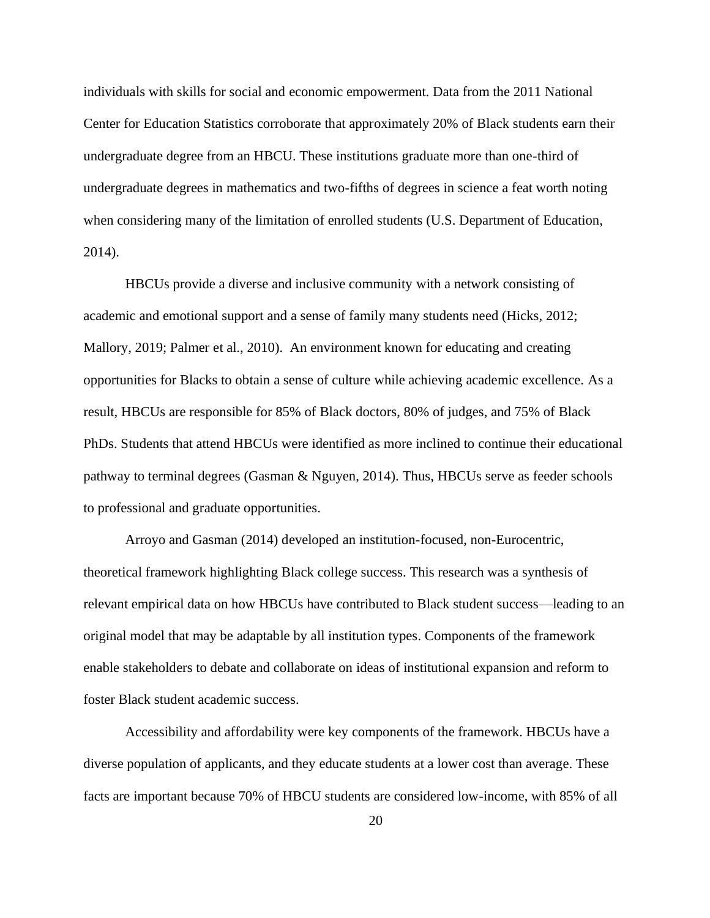individuals with skills for social and economic empowerment. Data from the 2011 National Center for Education Statistics corroborate that approximately 20% of Black students earn their undergraduate degree from an HBCU. These institutions graduate more than one-third of undergraduate degrees in mathematics and two-fifths of degrees in science a feat worth noting when considering many of the limitation of enrolled students (U.S. Department of Education, 2014).

HBCUs provide a diverse and inclusive community with a network consisting of academic and emotional support and a sense of family many students need (Hicks, 2012; Mallory, 2019; Palmer et al., 2010). An environment known for educating and creating opportunities for Blacks to obtain a sense of culture while achieving academic excellence. As a result, HBCUs are responsible for 85% of Black doctors, 80% of judges, and 75% of Black PhDs. Students that attend HBCUs were identified as more inclined to continue their educational pathway to terminal degrees (Gasman & Nguyen, 2014). Thus, HBCUs serve as feeder schools to professional and graduate opportunities.

Arroyo and Gasman (2014) developed an institution-focused, non-Eurocentric, theoretical framework highlighting Black college success. This research was a synthesis of relevant empirical data on how HBCUs have contributed to Black student success—leading to an original model that may be adaptable by all institution types. Components of the framework enable stakeholders to debate and collaborate on ideas of institutional expansion and reform to foster Black student academic success.

Accessibility and affordability were key components of the framework. HBCUs have a diverse population of applicants, and they educate students at a lower cost than average. These facts are important because 70% of HBCU students are considered low-income, with 85% of all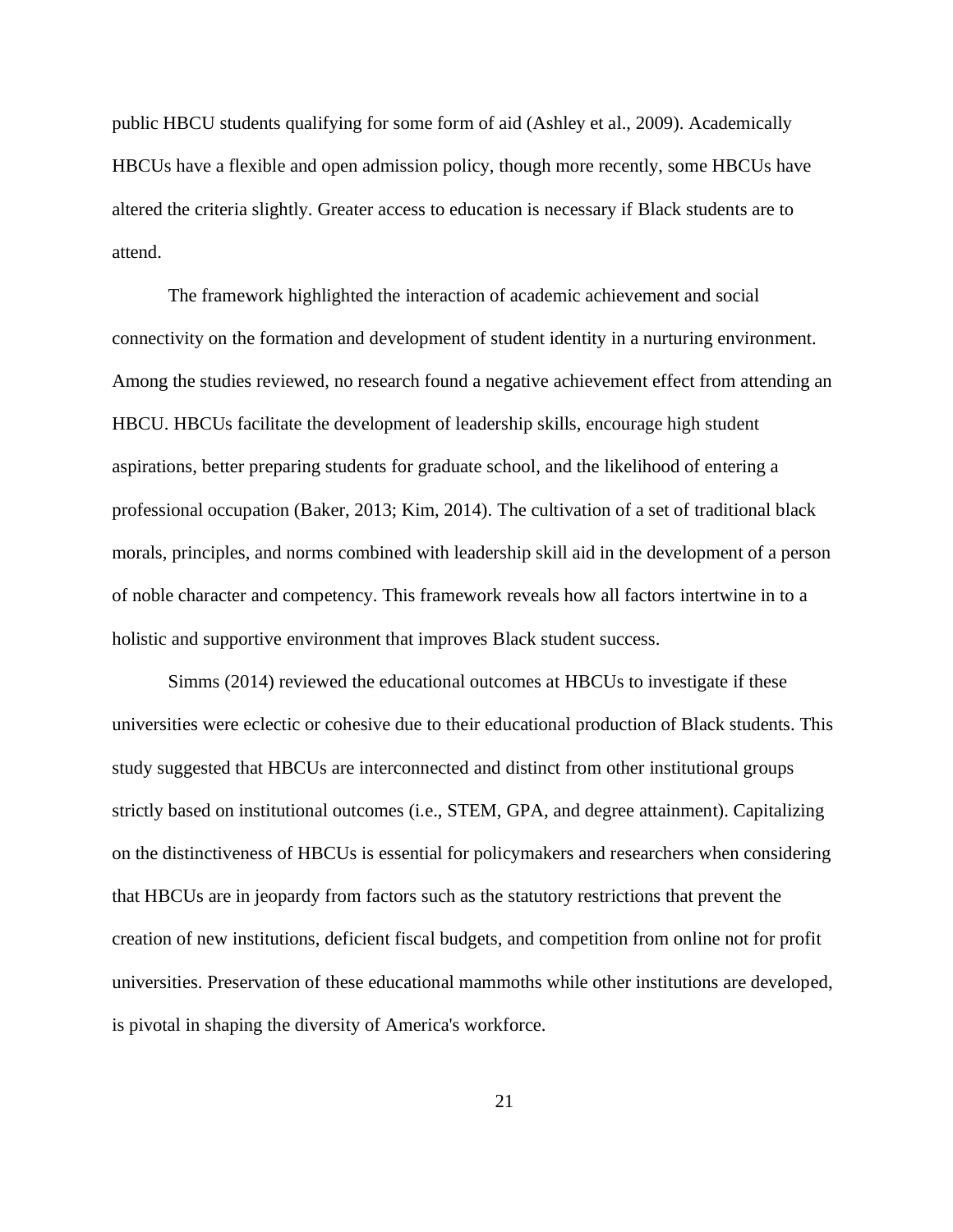public HBCU students qualifying for some form of aid (Ashley et al., 2009). Academically HBCUs have a flexible and open admission policy, though more recently, some HBCUs have altered the criteria slightly. Greater access to education is necessary if Black students are to attend.

The framework highlighted the interaction of academic achievement and social connectivity on the formation and development of student identity in a nurturing environment. Among the studies reviewed, no research found a negative achievement effect from attending an HBCU. HBCUs facilitate the development of leadership skills, encourage high student aspirations, better preparing students for graduate school, and the likelihood of entering a professional occupation (Baker, 2013; Kim, 2014). The cultivation of a set of traditional black morals, principles, and norms combined with leadership skill aid in the development of a person of noble character and competency. This framework reveals how all factors intertwine in to a holistic and supportive environment that improves Black student success.

Simms (2014) reviewed the educational outcomes at HBCUs to investigate if these universities were eclectic or cohesive due to their educational production of Black students. This study suggested that HBCUs are interconnected and distinct from other institutional groups strictly based on institutional outcomes (i.e., STEM, GPA, and degree attainment). Capitalizing on the distinctiveness of HBCUs is essential for policymakers and researchers when considering that HBCUs are in jeopardy from factors such as the statutory restrictions that prevent the creation of new institutions, deficient fiscal budgets, and competition from online not for profit universities. Preservation of these educational mammoths while other institutions are developed, is pivotal in shaping the diversity of America's workforce.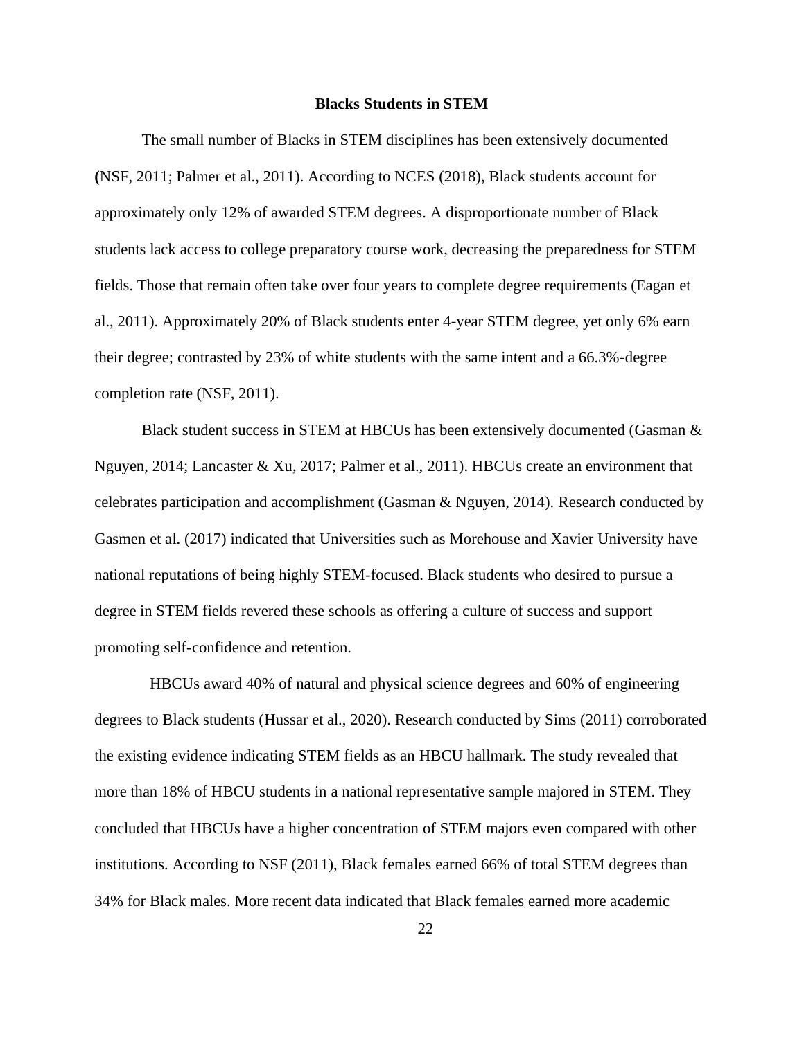## Blacks Students in STEM

The small number of Blacks in STEM disciplines has been extensively documented (NSF, 2011; Palmer et al., 2011). According to NCES (2018), Black students account for approximately only 12% of awarded STEM degrees. A disproportionate number of Black students lack access to college preparatory course work, decreasing the preparedness for STEM fields. Those that remain often take over four years to complete degree requirements (Eagan et al., 2011). Approximately 20% of Black students enter 4-year STEM degree, yet only 6% earn their degree; contrasted by 23% of white students with the same intent and a 66.3%-degree completion rate (NSF, 2011).

Black student success in STEM at HBCUs has been extensively documented (Gasman & Nguyen, 2014; Lancaster & Xu, 2017; Palmer et al., 2011). HBCUs create an environment that celebrates participation and accomplishment (Gasman & Nguyen, 2014). Research conducted by Gasmen et al. (2017) indicated that Universities such as Morehouse and Xavier University have national reputations of being highly STEM-focused. Black students who desired to pursue a degree in STEM fields revered these schools as offering a culture of success and support promoting self-confidence and retention.

HBCUs award 40% of natural and physical science degrees and 60% of engineering degrees to Black students (Hussar et al., 2020). Research conducted by Sims (2011) corroborated the existing evidence indicating STEM fields as an HBCU hallmark. The study revealed that more than 18% of HBCU students in a national representative sample majored in STEM. They concluded that HBCUs have a higher concentration of STEM majors even compared with other institutions. According to NSF (2011), Black females earned 66% of total STEM degrees than 34% for Black males. More recent data indicated that Black females earned more academic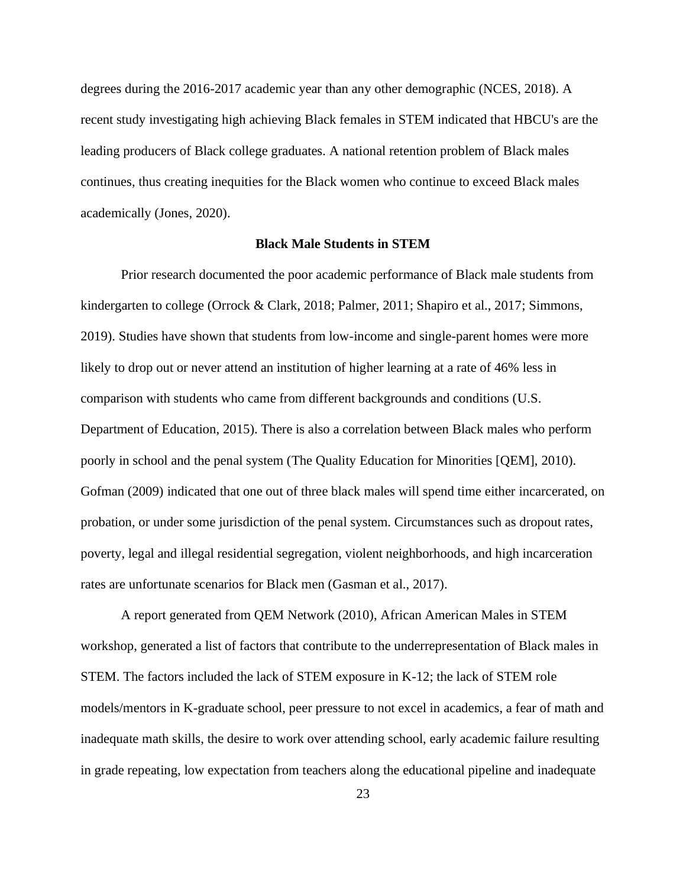degrees during the 2016-2017 academic year than any other demographic (NCES, 2018). A recent study investigating high achieving Black females in STEM indicated that HBCU's are the leading producers of Black college graduates. A national retention problem of Black males continues, thus creating inequities for the Black women who continue to exceed Black males academically (Jones, 2020).

## Black Male Students in STEM

Prior research documented the poor academic performance of Black male students from kindergarten to college (Orrock & Clark, 2018; Palmer, 2011; Shapiro et al., 2017; Simmons, 2019). Studies have shown that students from low-income and single-parent homes were more likely to drop out or never attend an institution of higher learning at a rate of 46% less in comparison with students who came from different backgrounds and conditions (U.S. Department of Education, 2015). There is also a correlation between Black males who perform poorly in school and the penal system (The Quality Education for Minorities [QEM], 2010). Gofman (2009) indicated that one out of three black males will spend time either incarcerated, on probation, or under some jurisdiction of the penal system. Circumstances such as dropout rates, poverty, legal and illegal residential segregation, violent neighborhoods, and high incarceration rates are unfortunate scenarios for Black men (Gasman et al., 2017).

A report generated from QEM Network (2010), African American Males in STEM workshop, generated a list of factors that contribute to the underrepresentation of Black males in STEM. The factors included the lack of STEM exposure in K-12; the lack of STEM role models/mentors in K-graduate school, peer pressure to not excel in academics, a fear of math and inadequate math skills, the desire to work over attending school, early academic failure resulting in grade repeating, low expectation from teachers along the educational pipeline and inadequate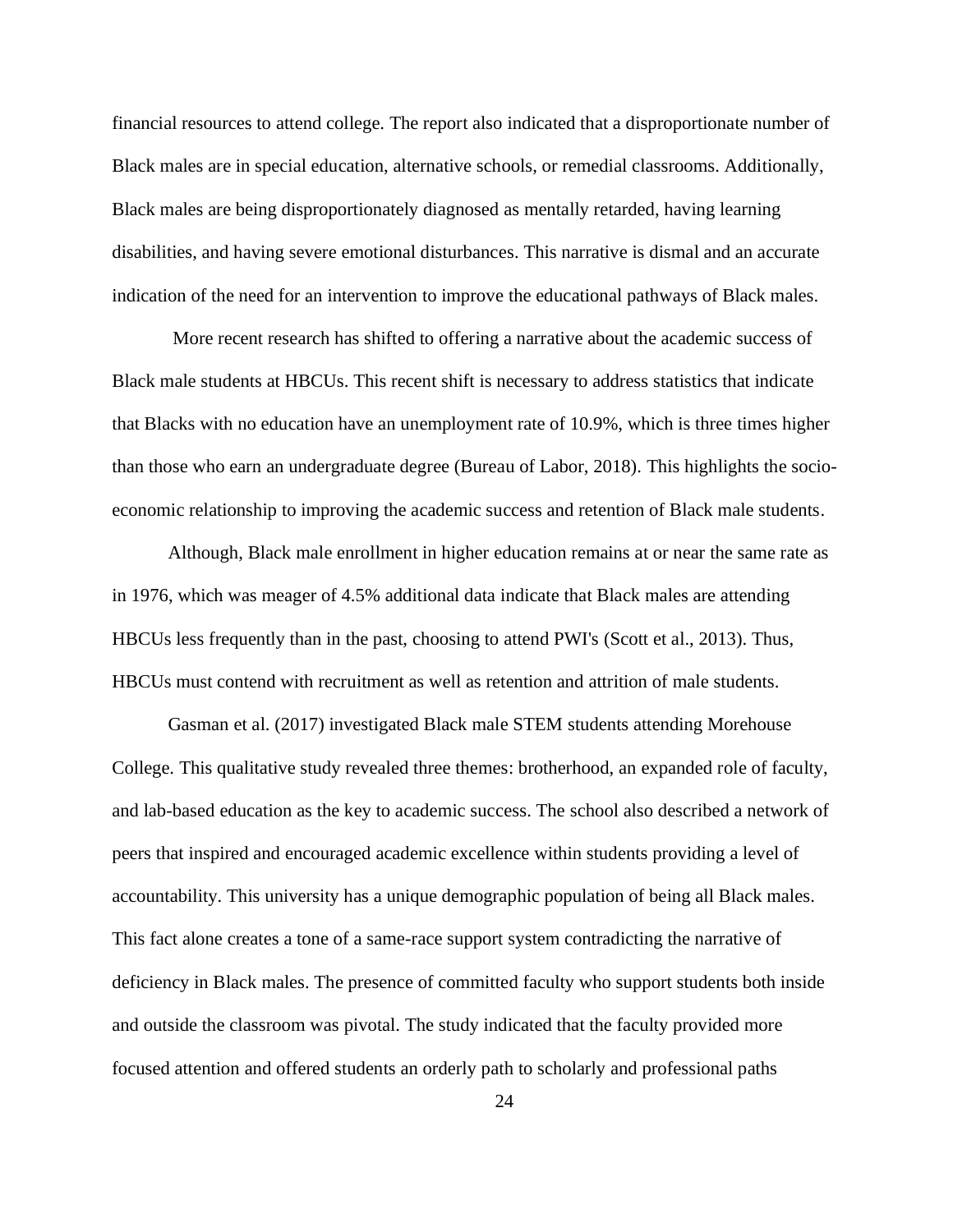financial resources to attend college. The report also indicated that a disproportionate number of Black males are in special education, alternative schools, or remedial classrooms. Additionally, Black males are being disproportionately diagnosed as mentally retarded, having learning disabilities, and having severe emotional disturbances. This narrative is dismal and an accurate indication of the need for an intervention to improve the educational pathways of Black males.

More recent research has shifted to offering a narrative about the academic success of Black male students at HBCUs. This recent shift is necessary to address statistics that indicate that Blacks with no education have an unemployment rate of 10.9%, which is three times higher than those who earn an undergraduate degree (Bureau of Labor, 2018). This highlights the socio-economic relationship to improving the academic success and retention of Black male students.

Although, Black male enrollment in higher education remains at or near the same rate as in 1976, which was meager of 4.5% additional data indicate that Black males are attending HBCUs less frequently than in the past, choosing to attend PWI's (Scott et al., 2013). Thus, HBCUs must contend with recruitment as well as retention and attrition of male students.

Gasman et al. (2017) investigated Black male STEM students attending Morehouse College. This qualitative study revealed three themes: brotherhood, an expanded role of faculty, and lab-based education as the key to academic success. The school also described a network of peers that inspired and encouraged academic excellence within students providing a level of accountability. This university has a unique demographic population of being all Black males. This fact alone creates a tone of a same-race support system contradicting the narrative of deficiency in Black males. The presence of committed faculty who support students both inside and outside the classroom was pivotal. The study indicated that the faculty provided more focused attention and offered students an orderly path to scholarly and professional paths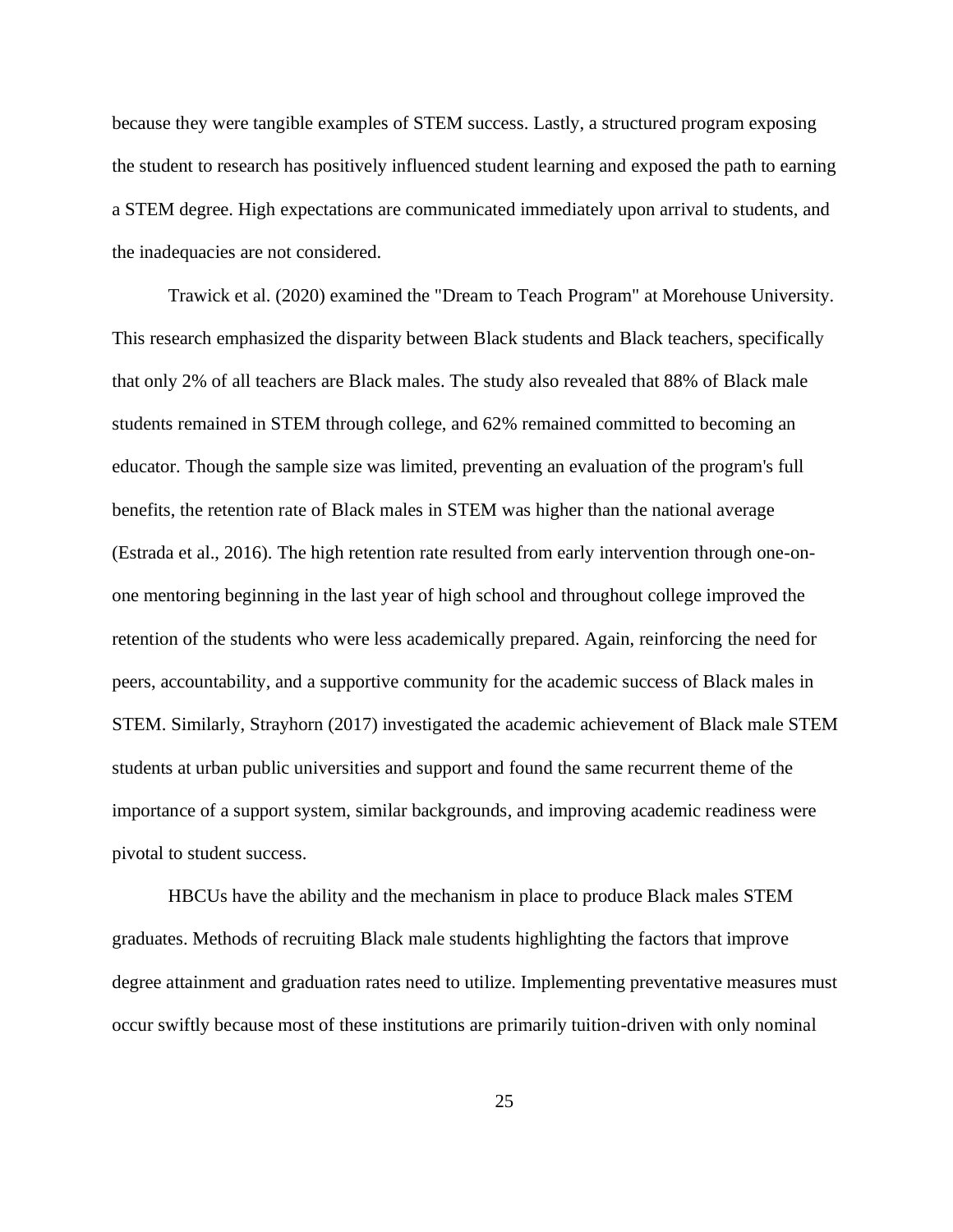because they were tangible examples of STEM success. Lastly, a structured program exposing the student to research has positively influenced student learning and exposed the path to earning a STEM degree. High expectations are communicated immediately upon arrival to students, and the inadequacies are not considered.

Trawick et al. (2020) examined the "Dream to Teach Program" at Morehouse University. This research emphasized the disparity between Black students and Black teachers, specifically that only 2% of all teachers are Black males. The study also revealed that 88% of Black male students remained in STEM through college, and 62% remained committed to becoming an educator. Though the sample size was limited, preventing an evaluation of the program's full benefits, the retention rate of Black males in STEM was higher than the national average (Estrada et al., 2016). The high retention rate resulted from early intervention through one-on-one mentoring beginning in the last year of high school and throughout college improved the retention of the students who were less academically prepared. Again, reinforcing the need for peers, accountability, and a supportive community for the academic success of Black males in STEM. Similarly, Strayhorn (2017) investigated the academic achievement of Black male STEM students at urban public universities and support and found the same recurrent theme of the importance of a support system, similar backgrounds, and improving academic readiness were pivotal to student success.

HBCUs have the ability and the mechanism in place to produce Black males STEM graduates. Methods of recruiting Black male students highlighting the factors that improve degree attainment and graduation rates need to utilize. Implementing preventative measures must occur swiftly because most of these institutions are primarily tuition-driven with only nominal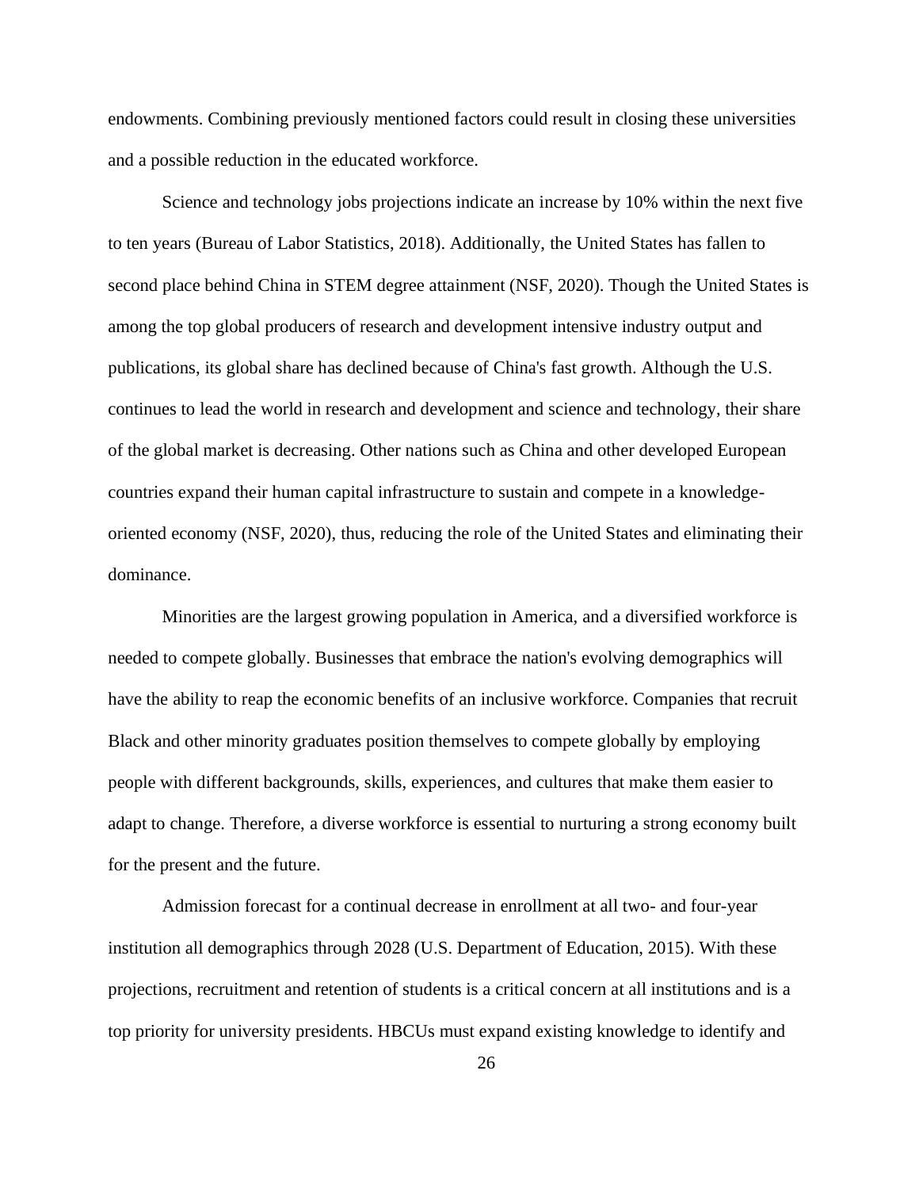endowments. Combining previously mentioned factors could result in closing these universities and a possible reduction in the educated workforce.

Science and technology jobs projections indicate an increase by 10% within the next five to ten years (Bureau of Labor Statistics, 2018). Additionally, the United States has fallen to second place behind China in STEM degree attainment (NSF, 2020). Though the United States is among the top global producers of research and development intensive industry output and publications, its global share has declined because of China's fast growth. Although the U.S. continues to lead the world in research and development and science and technology, their share of the global market is decreasing. Other nations such as China and other developed European countries expand their human capital infrastructure to sustain and compete in a knowledge-oriented economy (NSF, 2020), thus, reducing the role of the United States and eliminating their dominance.

Minorities are the largest growing population in America, and a diversified workforce is needed to compete globally. Businesses that embrace the nation's evolving demographics will have the ability to reap the economic benefits of an inclusive workforce. Companies that recruit Black and other minority graduates position themselves to compete globally by employing people with different backgrounds, skills, experiences, and cultures that make them easier to adapt to change. Therefore, a diverse workforce is essential to nurturing a strong economy built for the present and the future.

Admission forecast for a continual decrease in enrollment at all two- and four-year institution all demographics through 2028 (U.S. Department of Education, 2015). With these projections, recruitment and retention of students is a critical concern at all institutions and is a top priority for university presidents. HBCUs must expand existing knowledge to identify and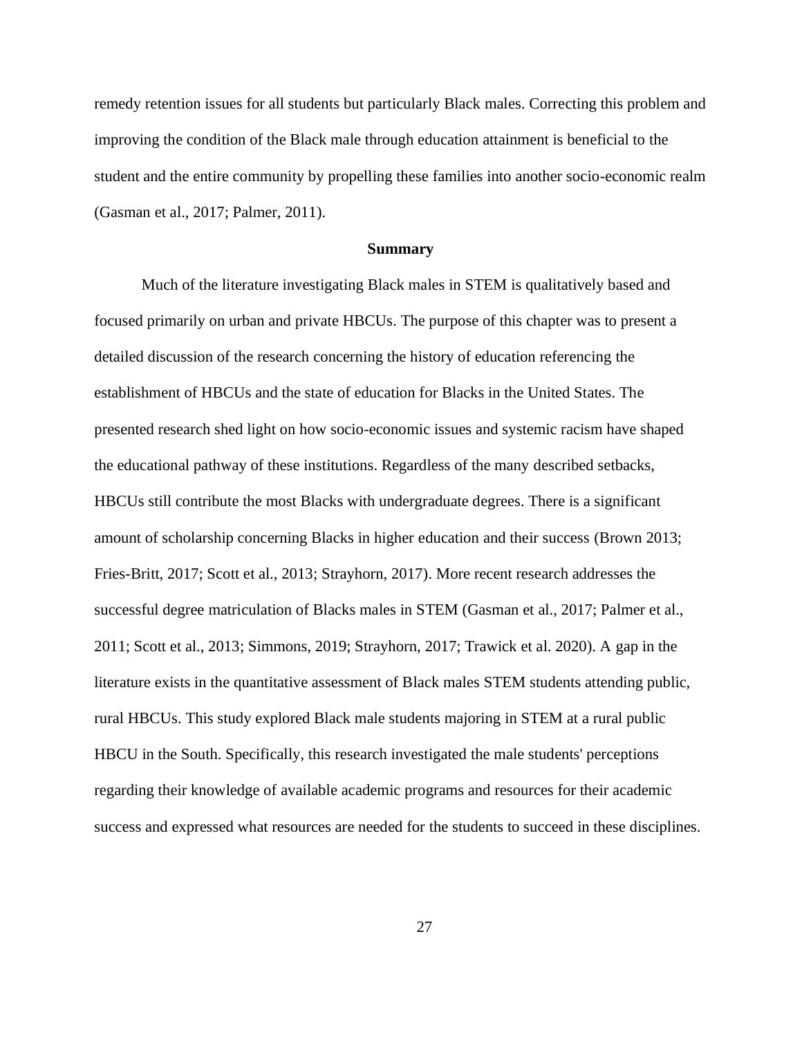remedy retention issues for all students but particularly Black males. Correcting this problem and improving the condition of the Black male through education attainment is beneficial to the student and the entire community by propelling these families into another socio-economic realm (Gasman et al., 2017; Palmer, 2011).

## Summary

Much of the literature investigating Black males in STEM is qualitatively based and focused primarily on urban and private HBCUs. The purpose of this chapter was to present a detailed discussion of the research concerning the history of education referencing the establishment of HBCUs and the state of education for Blacks in the United States. The presented research shed light on how socio-economic issues and systemic racism have shaped the educational pathway of these institutions. Regardless of the many described setbacks, HBCUs still contribute the most Blacks with undergraduate degrees. There is a significant amount of scholarship concerning Blacks in higher education and their success (Brown 2013; Fries-Britt, 2017; Scott et al., 2013; Strayhorn, 2017). More recent research addresses the successful degree matriculation of Blacks males in STEM (Gasman et al., 2017; Palmer et al., 2011; Scott et al., 2013; Simmons, 2019; Strayhorn, 2017; Trawick et al. 2020). A gap in the literature exists in the quantitative assessment of Black males STEM students attending public, rural HBCUs. This study explored Black male students majoring in STEM at a rural public HBCU in the South. Specifically, this research investigated the male students' perceptions regarding their knowledge of available academic programs and resources for their academic success and expressed what resources are needed for the students to succeed in these disciplines.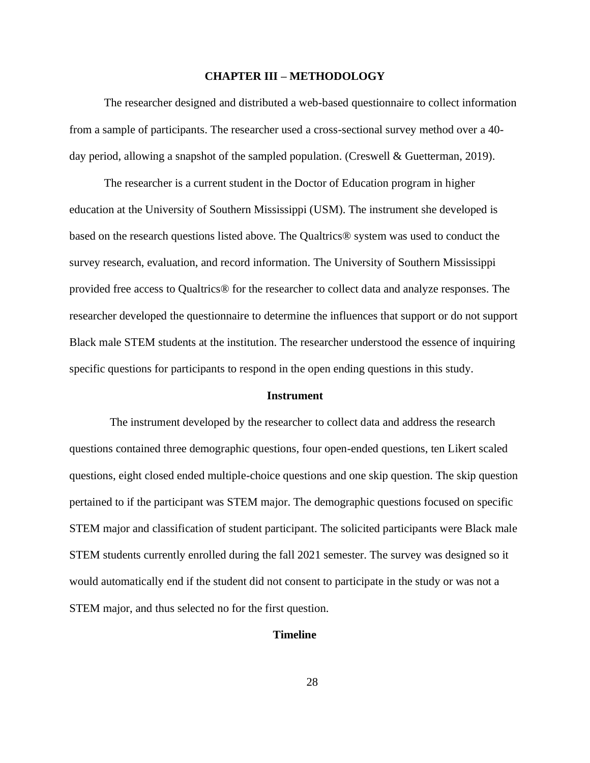# CHAPTER III – METHODOLOGY

The researcher designed and distributed a web-based questionnaire to collect information from a sample of participants. The researcher used a cross-sectional survey method over a 40-day period, allowing a snapshot of the sampled population. (Creswell & Guetterman, 2019).

The researcher is a current student in the Doctor of Education program in higher education at the University of Southern Mississippi (USM). The instrument she developed is based on the research questions listed above. The Qualtrics® system was used to conduct the survey research, evaluation, and record information. The University of Southern Mississippi provided free access to Qualtrics® for the researcher to collect data and analyze responses. The researcher developed the questionnaire to determine the influences that support or do not support Black male STEM students at the institution. The researcher understood the essence of inquiring specific questions for participants to respond in the open ending questions in this study.

## Instrument

The instrument developed by the researcher to collect data and address the research questions contained three demographic questions, four open-ended questions, ten Likert scaled questions, eight closed ended multiple-choice questions and one skip question. The skip question pertained to if the participant was STEM major. The demographic questions focused on specific STEM major and classification of student participant. The solicited participants were Black male STEM students currently enrolled during the fall 2021 semester. The survey was designed so it would automatically end if the student did not consent to participate in the study or was not a STEM major, and thus selected no for the first question.

## Timeline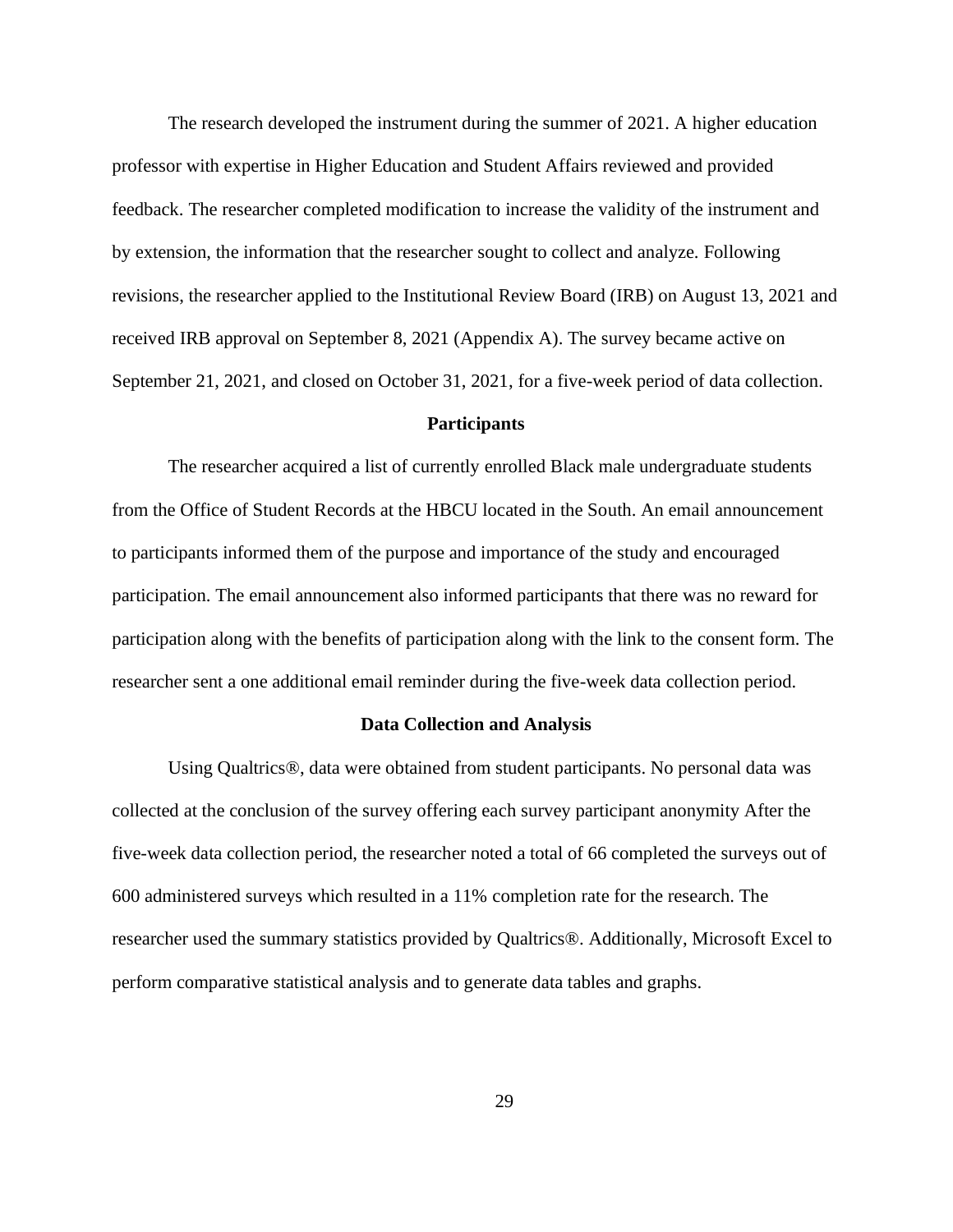The research developed the instrument during the summer of 2021. A higher education professor with expertise in Higher Education and Student Affairs reviewed and provided feedback. The researcher completed modification to increase the validity of the instrument and by extension, the information that the researcher sought to collect and analyze. Following revisions, the researcher applied to the Institutional Review Board (IRB) on August 13, 2021 and received IRB approval on September 8, 2021 (Appendix A). The survey became active on September 21, 2021, and closed on October 31, 2021, for a five-week period of data collection.

## Participants

The researcher acquired a list of currently enrolled Black male undergraduate students from the Office of Student Records at the HBCU located in the South. An email announcement to participants informed them of the purpose and importance of the study and encouraged participation. The email announcement also informed participants that there was no reward for participation along with the benefits of participation along with the link to the consent form. The researcher sent a one additional email reminder during the five-week data collection period.

## Data Collection and Analysis

Using Qualtrics®, data were obtained from student participants. No personal data was collected at the conclusion of the survey offering each survey participant anonymity After the five-week data collection period, the researcher noted a total of 66 completed the surveys out of 600 administered surveys which resulted in a 11% completion rate for the research. The researcher used the summary statistics provided by Qualtrics®. Additionally, Microsoft Excel to perform comparative statistical analysis and to generate data tables and graphs.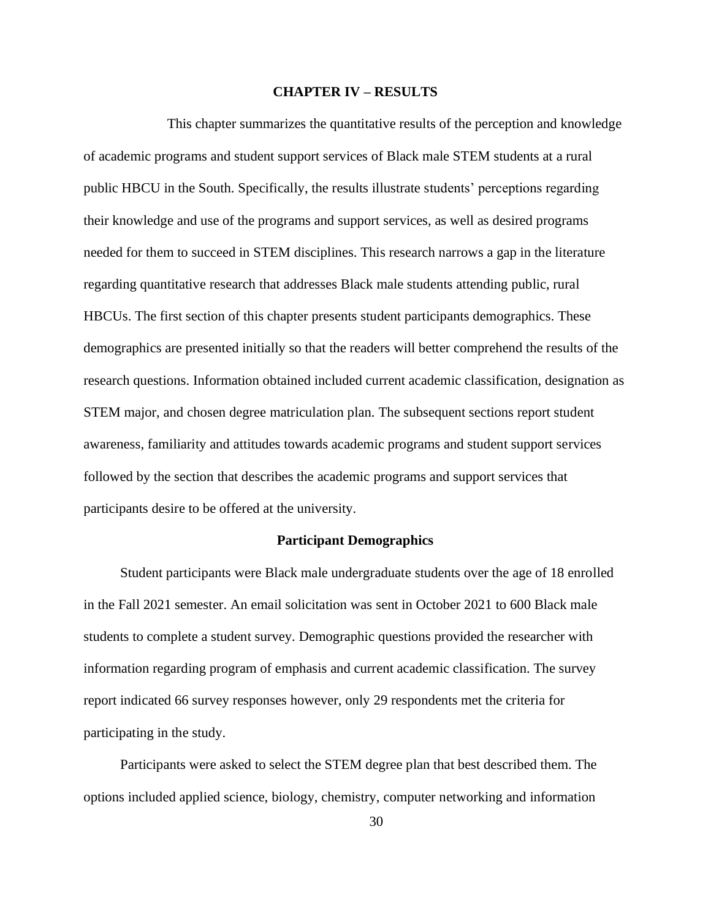# CHAPTER IV – RESULTS

This chapter summarizes the quantitative results of the perception and knowledge of academic programs and student support services of Black male STEM students at a rural public HBCU in the South. Specifically, the results illustrate students' perceptions regarding their knowledge and use of the programs and support services, as well as desired programs needed for them to succeed in STEM disciplines. This research narrows a gap in the literature regarding quantitative research that addresses Black male students attending public, rural HBCUs. The first section of this chapter presents student participants demographics. These demographics are presented initially so that the readers will better comprehend the results of the research questions. Information obtained included current academic classification, designation as STEM major, and chosen degree matriculation plan. The subsequent sections report student awareness, familiarity and attitudes towards academic programs and student support services followed by the section that describes the academic programs and support services that participants desire to be offered at the university.

## Participant Demographics

Student participants were Black male undergraduate students over the age of 18 enrolled in the Fall 2021 semester. An email solicitation was sent in October 2021 to 600 Black male students to complete a student survey. Demographic questions provided the researcher with information regarding program of emphasis and current academic classification. The survey report indicated 66 survey responses however, only 29 respondents met the criteria for participating in the study.

Participants were asked to select the STEM degree plan that best described them. The options included applied science, biology, chemistry, computer networking and information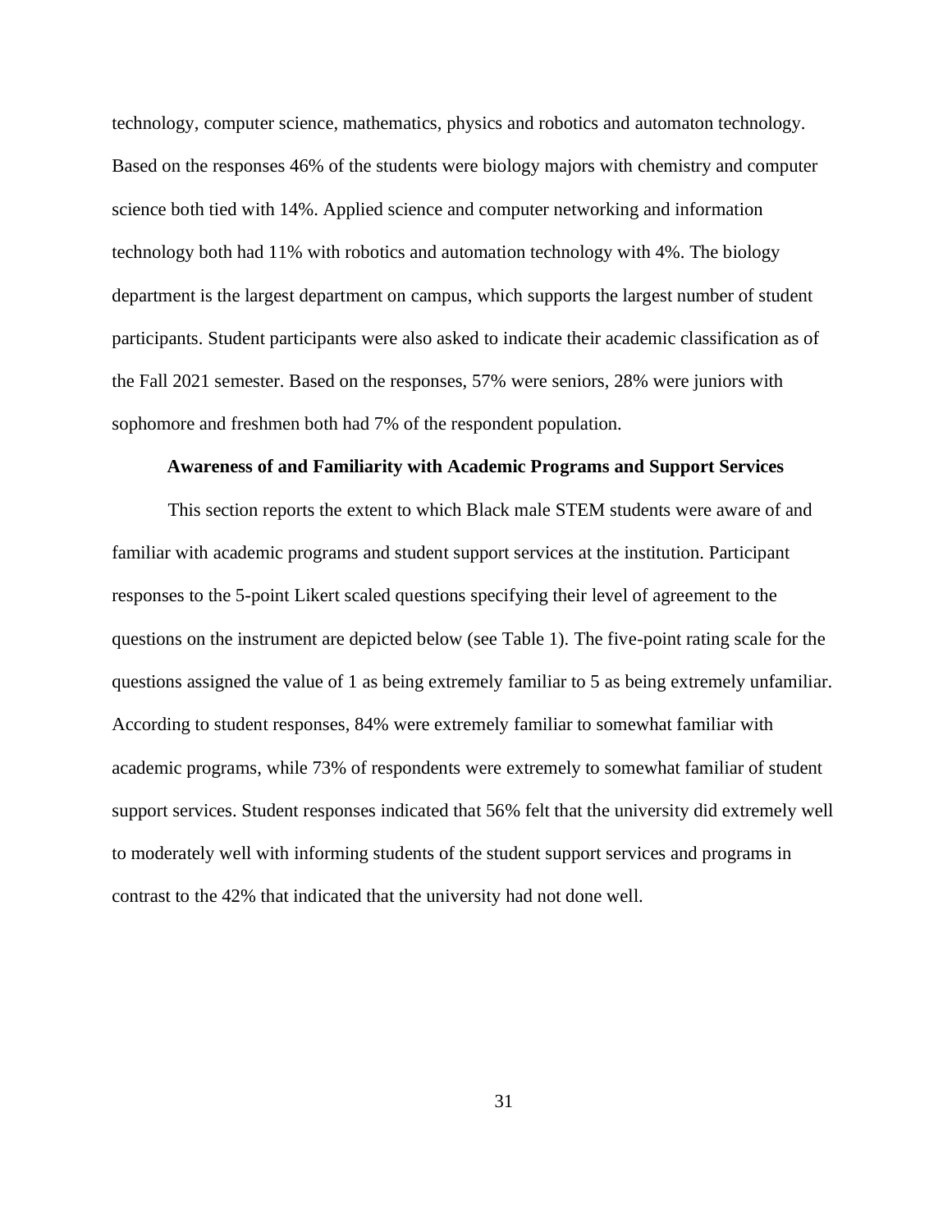technology, computer science, mathematics, physics and robotics and automaton technology. Based on the responses 46% of the students were biology majors with chemistry and computer science both tied with 14%. Applied science and computer networking and information technology both had 11% with robotics and automation technology with 4%. The biology department is the largest department on campus, which supports the largest number of student participants. Student participants were also asked to indicate their academic classification as of the Fall 2021 semester. Based on the responses, 57% were seniors, 28% were juniors with sophomore and freshmen both had 7% of the respondent population.

### Awareness of and Familiarity with Academic Programs and Support Services

This section reports the extent to which Black male STEM students were aware of and familiar with academic programs and student support services at the institution. Participant responses to the 5-point Likert scaled questions specifying their level of agreement to the questions on the instrument are depicted below (see Table 1). The five-point rating scale for the questions assigned the value of 1 as being extremely familiar to 5 as being extremely unfamiliar. According to student responses, 84% were extremely familiar to somewhat familiar with academic programs, while 73% of respondents were extremely to somewhat familiar of student support services. Student responses indicated that 56% felt that the university did extremely well to moderately well with informing students of the student support services and programs in contrast to the 42% that indicated that the university had not done well.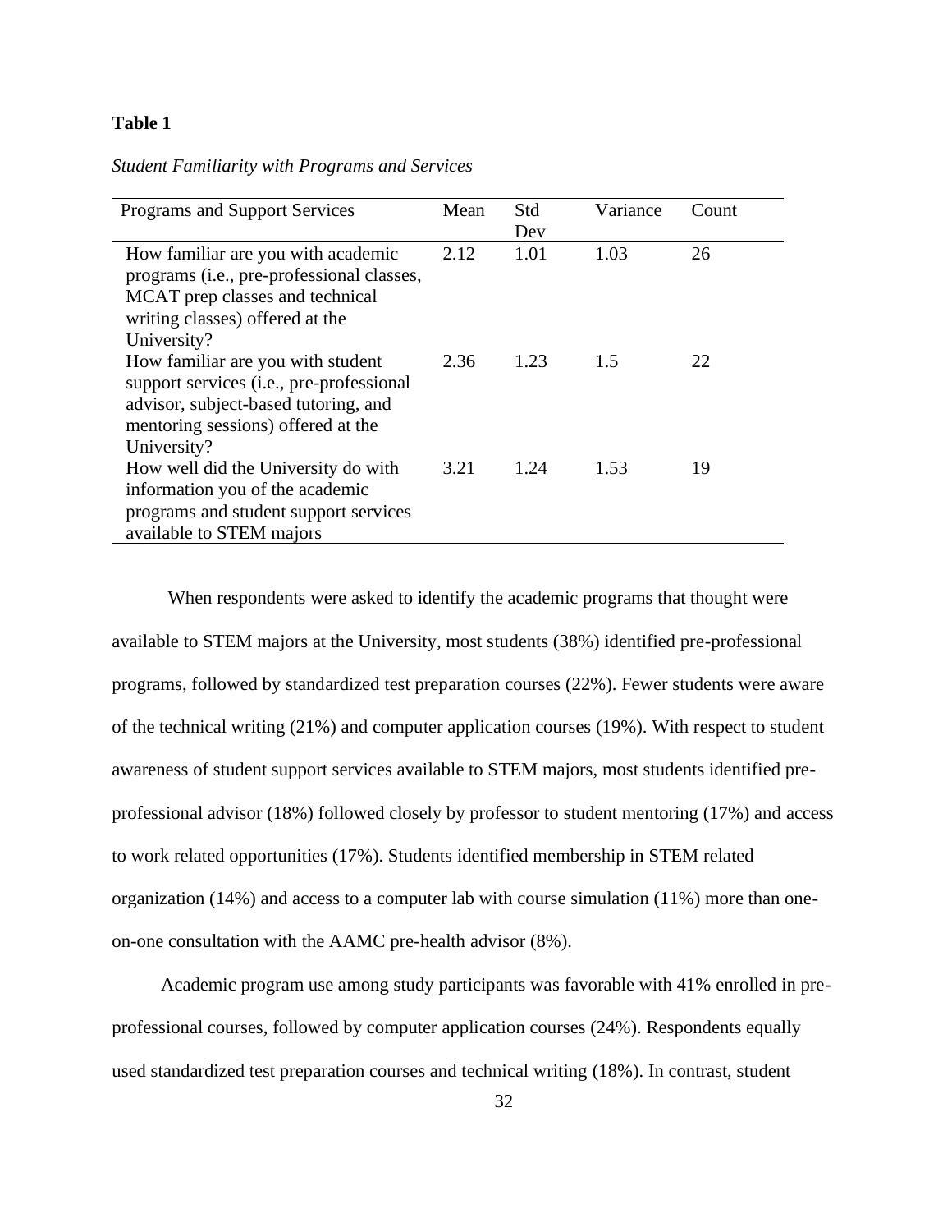**Table 1**

*Student Familiarity with Programs and Services*

| Programs and Support Services | Mean | Std Dev | Variance | Count |
|---|---|---|---|---|
| How familiar are you with academic programs (i.e., pre-professional classes, MCAT prep classes and technical writing classes) offered at the University? | 2.12 | 1.01 | 1.03 | 26 |
| How familiar are you with student support services (i.e., pre-professional advisor, subject-based tutoring, and mentoring sessions) offered at the University? | 2.36 | 1.23 | 1.5 | 22 |
| How well did the University do with information you of the academic programs and student support services available to STEM majors | 3.21 | 1.24 | 1.53 | 19 |

When respondents were asked to identify the academic programs that thought were available to STEM majors at the University, most students (38%) identified pre-professional programs, followed by standardized test preparation courses (22%). Fewer students were aware of the technical writing (21%) and computer application courses (19%). With respect to student awareness of student support services available to STEM majors, most students identified pre-professional advisor (18%) followed closely by professor to student mentoring (17%) and access to work related opportunities (17%). Students identified membership in STEM related organization (14%) and access to a computer lab with course simulation (11%) more than one-on-one consultation with the AAMC pre-health advisor (8%).

Academic program use among study participants was favorable with 41% enrolled in pre-professional courses, followed by computer application courses (24%). Respondents equally used standardized test preparation courses and technical writing (18%). In contrast, student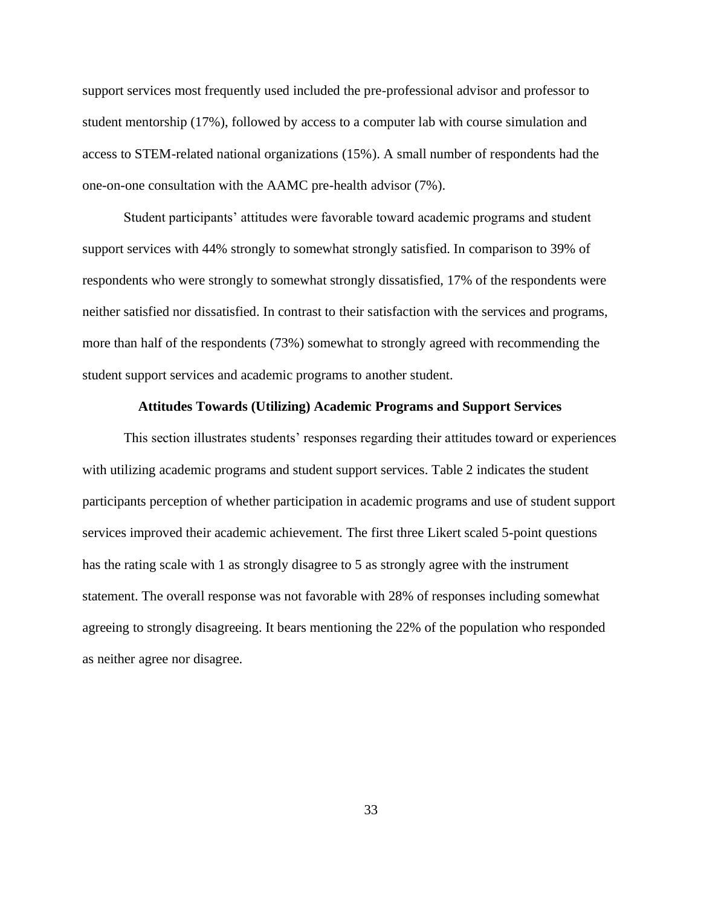support services most frequently used included the pre-professional advisor and professor to student mentorship (17%), followed by access to a computer lab with course simulation and access to STEM-related national organizations (15%). A small number of respondents had the one-on-one consultation with the AAMC pre-health advisor (7%).

Student participants' attitudes were favorable toward academic programs and student support services with 44% strongly to somewhat strongly satisfied. In comparison to 39% of respondents who were strongly to somewhat strongly dissatisfied, 17% of the respondents were neither satisfied nor dissatisfied. In contrast to their satisfaction with the services and programs, more than half of the respondents (73%) somewhat to strongly agreed with recommending the student support services and academic programs to another student.

### Attitudes Towards (Utilizing) Academic Programs and Support Services

This section illustrates students' responses regarding their attitudes toward or experiences with utilizing academic programs and student support services. Table 2 indicates the student participants perception of whether participation in academic programs and use of student support services improved their academic achievement. The first three Likert scaled 5-point questions has the rating scale with 1 as strongly disagree to 5 as strongly agree with the instrument statement. The overall response was not favorable with 28% of responses including somewhat agreeing to strongly disagreeing. It bears mentioning the 22% of the population who responded as neither agree nor disagree.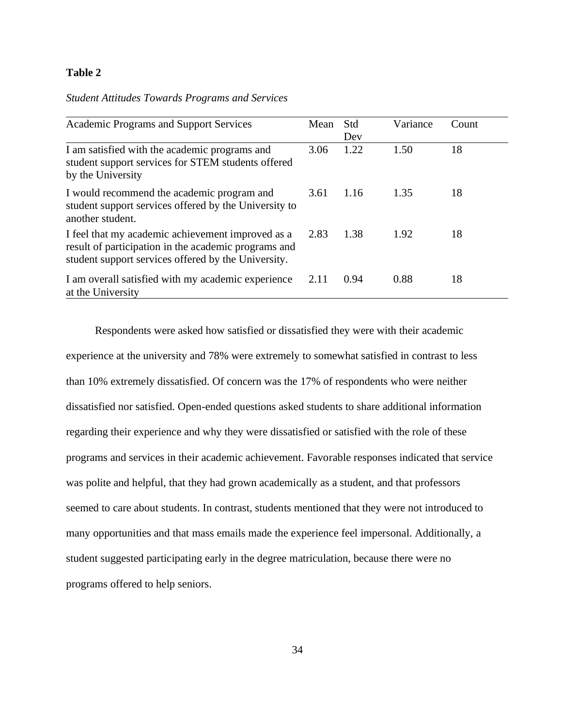**Table 2**

*Student Attitudes Towards Programs and Services*

| Academic Programs and Support Services | Mean | Std Dev | Variance | Count |
|---|---|---|---|---|
| I am satisfied with the academic programs and student support services for STEM students offered by the University | 3.06 | 1.22 | 1.50 | 18 |
| I would recommend the academic program and student support services offered by the University to another student. | 3.61 | 1.16 | 1.35 | 18 |
| I feel that my academic achievement improved as a result of participation in the academic programs and student support services offered by the University. | 2.83 | 1.38 | 1.92 | 18 |
| I am overall satisfied with my academic experience at the University | 2.11 | 0.94 | 0.88 | 18 |

Respondents were asked how satisfied or dissatisfied they were with their academic experience at the university and 78% were extremely to somewhat satisfied in contrast to less than 10% extremely dissatisfied. Of concern was the 17% of respondents who were neither dissatisfied nor satisfied. Open-ended questions asked students to share additional information regarding their experience and why they were dissatisfied or satisfied with the role of these programs and services in their academic achievement. Favorable responses indicated that service was polite and helpful, that they had grown academically as a student, and that professors seemed to care about students. In contrast, students mentioned that they were not introduced to many opportunities and that mass emails made the experience feel impersonal. Additionally, a student suggested participating early in the degree matriculation, because there were no programs offered to help seniors.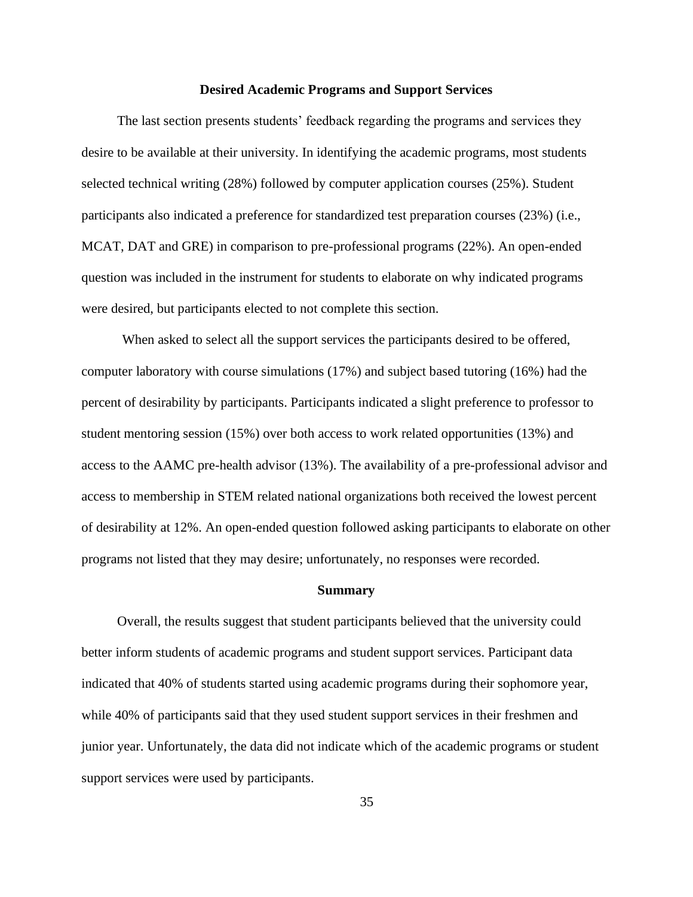## Desired Academic Programs and Support Services

The last section presents students' feedback regarding the programs and services they desire to be available at their university. In identifying the academic programs, most students selected technical writing (28%) followed by computer application courses (25%). Student participants also indicated a preference for standardized test preparation courses (23%) (i.e., MCAT, DAT and GRE) in comparison to pre-professional programs (22%). An open-ended question was included in the instrument for students to elaborate on why indicated programs were desired, but participants elected to not complete this section.

When asked to select all the support services the participants desired to be offered, computer laboratory with course simulations (17%) and subject based tutoring (16%) had the percent of desirability by participants. Participants indicated a slight preference to professor to student mentoring session (15%) over both access to work related opportunities (13%) and access to the AAMC pre-health advisor (13%). The availability of a pre-professional advisor and access to membership in STEM related national organizations both received the lowest percent of desirability at 12%. An open-ended question followed asking participants to elaborate on other programs not listed that they may desire; unfortunately, no responses were recorded.

## Summary

Overall, the results suggest that student participants believed that the university could better inform students of academic programs and student support services. Participant data indicated that 40% of students started using academic programs during their sophomore year, while 40% of participants said that they used student support services in their freshmen and junior year. Unfortunately, the data did not indicate which of the academic programs or student support services were used by participants.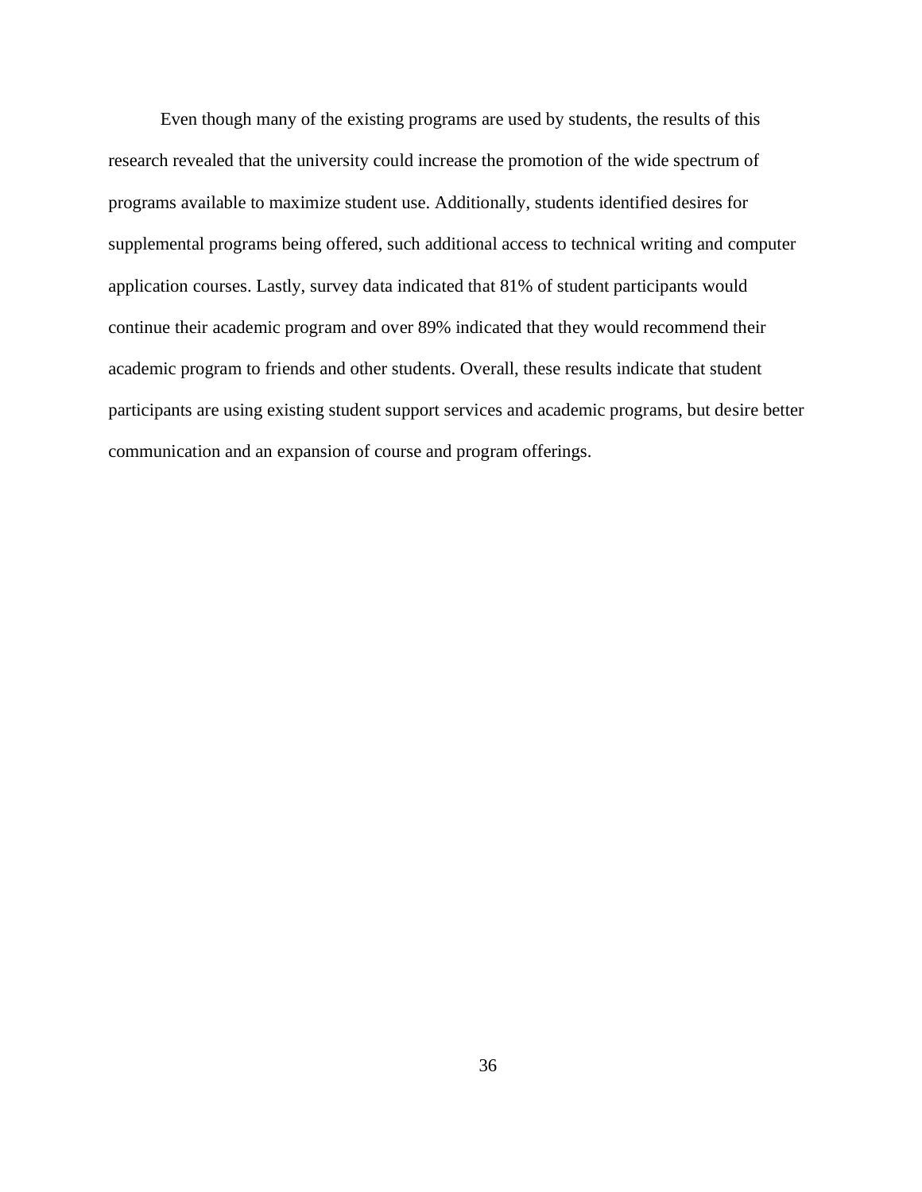Even though many of the existing programs are used by students, the results of this research revealed that the university could increase the promotion of the wide spectrum of programs available to maximize student use. Additionally, students identified desires for supplemental programs being offered, such additional access to technical writing and computer application courses. Lastly, survey data indicated that 81% of student participants would continue their academic program and over 89% indicated that they would recommend their academic program to friends and other students. Overall, these results indicate that student participants are using existing student support services and academic programs, but desire better communication and an expansion of course and program offerings.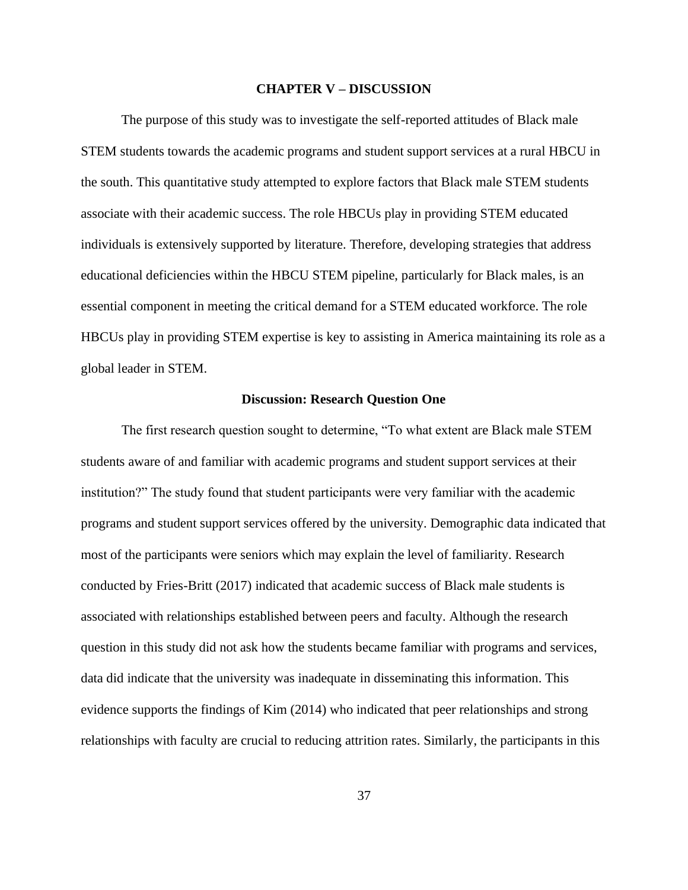# CHAPTER V – DISCUSSION

The purpose of this study was to investigate the self-reported attitudes of Black male STEM students towards the academic programs and student support services at a rural HBCU in the south. This quantitative study attempted to explore factors that Black male STEM students associate with their academic success. The role HBCUs play in providing STEM educated individuals is extensively supported by literature. Therefore, developing strategies that address educational deficiencies within the HBCU STEM pipeline, particularly for Black males, is an essential component in meeting the critical demand for a STEM educated workforce. The role HBCUs play in providing STEM expertise is key to assisting in America maintaining its role as a global leader in STEM.

## Discussion: Research Question One

The first research question sought to determine, "To what extent are Black male STEM students aware of and familiar with academic programs and student support services at their institution?" The study found that student participants were very familiar with the academic programs and student support services offered by the university. Demographic data indicated that most of the participants were seniors which may explain the level of familiarity. Research conducted by Fries-Britt (2017) indicated that academic success of Black male students is associated with relationships established between peers and faculty. Although the research question in this study did not ask how the students became familiar with programs and services, data did indicate that the university was inadequate in disseminating this information. This evidence supports the findings of Kim (2014) who indicated that peer relationships and strong relationships with faculty are crucial to reducing attrition rates. Similarly, the participants in this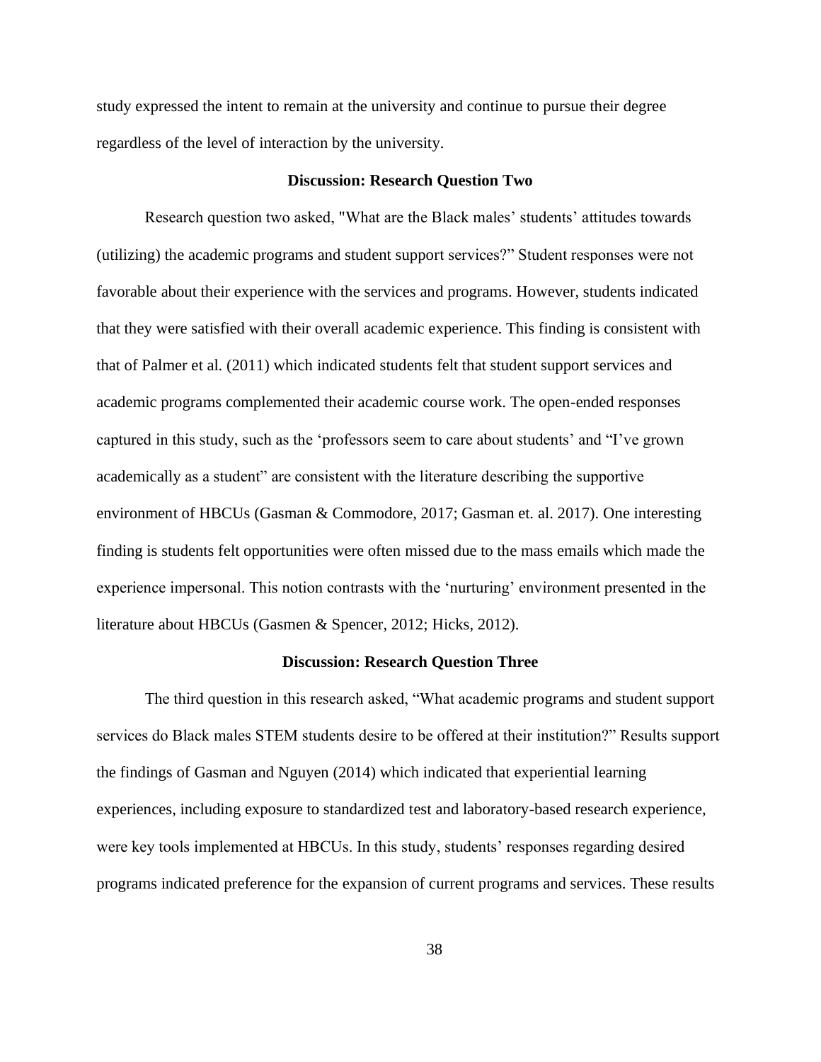study expressed the intent to remain at the university and continue to pursue their degree regardless of the level of interaction by the university.

## Discussion: Research Question Two

Research question two asked, "What are the Black males' students' attitudes towards (utilizing) the academic programs and student support services?" Student responses were not favorable about their experience with the services and programs. However, students indicated that they were satisfied with their overall academic experience. This finding is consistent with that of Palmer et al. (2011) which indicated students felt that student support services and academic programs complemented their academic course work. The open-ended responses captured in this study, such as the 'professors seem to care about students' and "I've grown academically as a student" are consistent with the literature describing the supportive environment of HBCUs (Gasman & Commodore, 2017; Gasman et. al. 2017). One interesting finding is students felt opportunities were often missed due to the mass emails which made the experience impersonal. This notion contrasts with the 'nurturing' environment presented in the literature about HBCUs (Gasmen & Spencer, 2012; Hicks, 2012).

## Discussion: Research Question Three

The third question in this research asked, "What academic programs and student support services do Black males STEM students desire to be offered at their institution?" Results support the findings of Gasman and Nguyen (2014) which indicated that experiential learning experiences, including exposure to standardized test and laboratory-based research experience, were key tools implemented at HBCUs. In this study, students' responses regarding desired programs indicated preference for the expansion of current programs and services. These results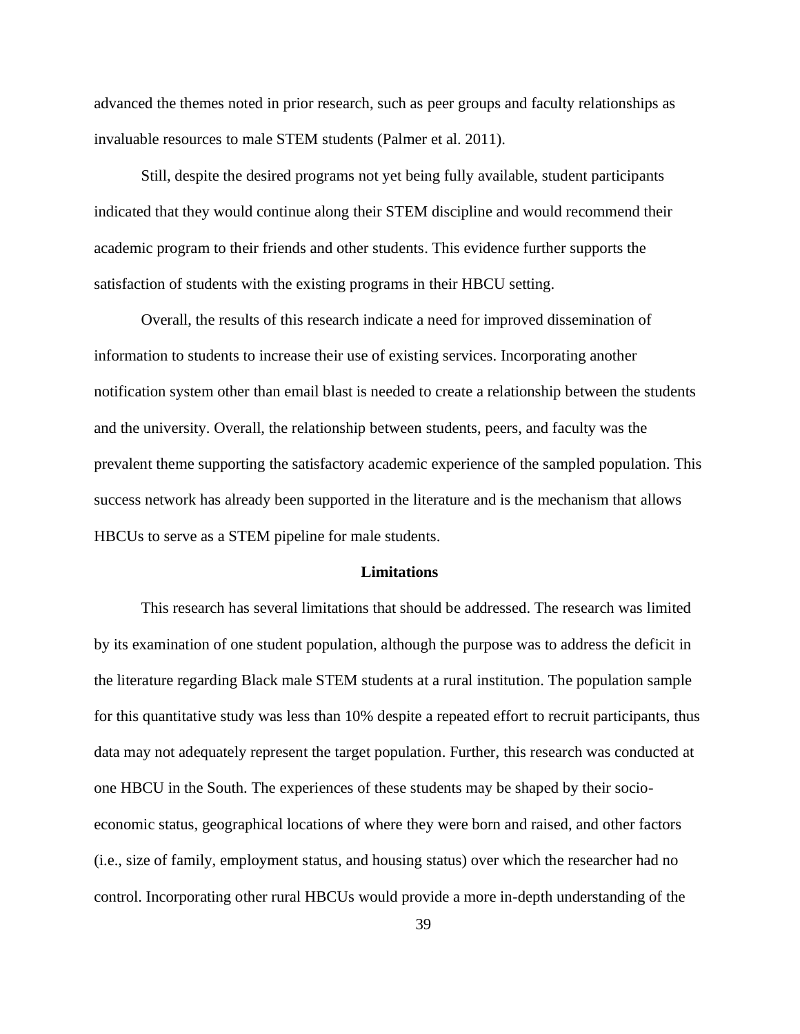advanced the themes noted in prior research, such as peer groups and faculty relationships as invaluable resources to male STEM students (Palmer et al. 2011).

Still, despite the desired programs not yet being fully available, student participants indicated that they would continue along their STEM discipline and would recommend their academic program to their friends and other students. This evidence further supports the satisfaction of students with the existing programs in their HBCU setting.

Overall, the results of this research indicate a need for improved dissemination of information to students to increase their use of existing services. Incorporating another notification system other than email blast is needed to create a relationship between the students and the university. Overall, the relationship between students, peers, and faculty was the prevalent theme supporting the satisfactory academic experience of the sampled population. This success network has already been supported in the literature and is the mechanism that allows HBCUs to serve as a STEM pipeline for male students.

## Limitations

This research has several limitations that should be addressed. The research was limited by its examination of one student population, although the purpose was to address the deficit in the literature regarding Black male STEM students at a rural institution. The population sample for this quantitative study was less than 10% despite a repeated effort to recruit participants, thus data may not adequately represent the target population. Further, this research was conducted at one HBCU in the South. The experiences of these students may be shaped by their socio-economic status, geographical locations of where they were born and raised, and other factors (i.e., size of family, employment status, and housing status) over which the researcher had no control. Incorporating other rural HBCUs would provide a more in-depth understanding of the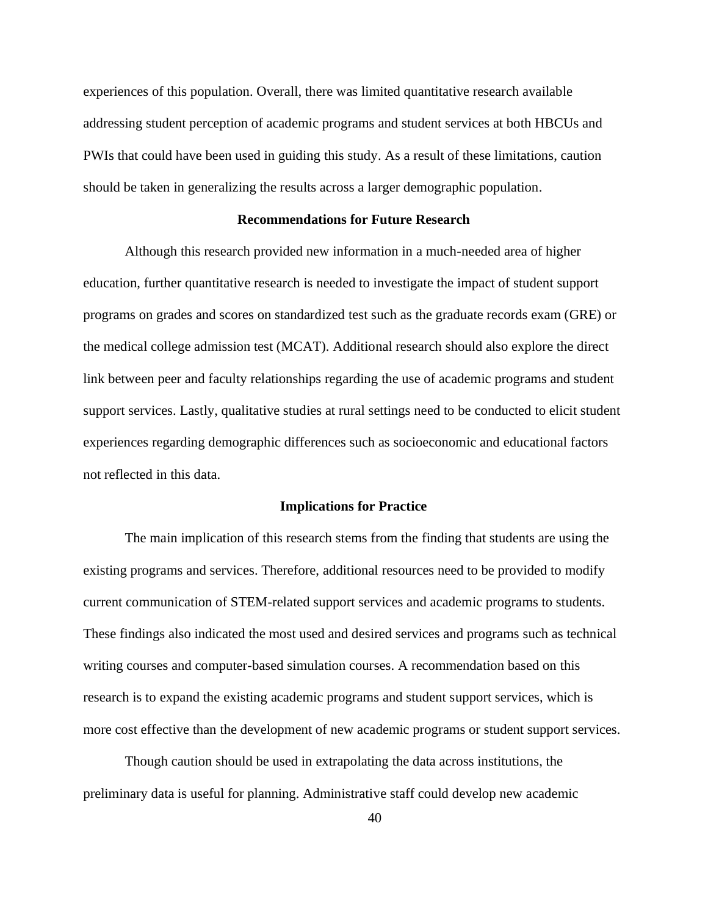experiences of this population. Overall, there was limited quantitative research available addressing student perception of academic programs and student services at both HBCUs and PWIs that could have been used in guiding this study. As a result of these limitations, caution should be taken in generalizing the results across a larger demographic population.

## Recommendations for Future Research

Although this research provided new information in a much-needed area of higher education, further quantitative research is needed to investigate the impact of student support programs on grades and scores on standardized test such as the graduate records exam (GRE) or the medical college admission test (MCAT). Additional research should also explore the direct link between peer and faculty relationships regarding the use of academic programs and student support services. Lastly, qualitative studies at rural settings need to be conducted to elicit student experiences regarding demographic differences such as socioeconomic and educational factors not reflected in this data.

## Implications for Practice

The main implication of this research stems from the finding that students are using the existing programs and services. Therefore, additional resources need to be provided to modify current communication of STEM-related support services and academic programs to students. These findings also indicated the most used and desired services and programs such as technical writing courses and computer-based simulation courses. A recommendation based on this research is to expand the existing academic programs and student support services, which is more cost effective than the development of new academic programs or student support services.

Though caution should be used in extrapolating the data across institutions, the preliminary data is useful for planning. Administrative staff could develop new academic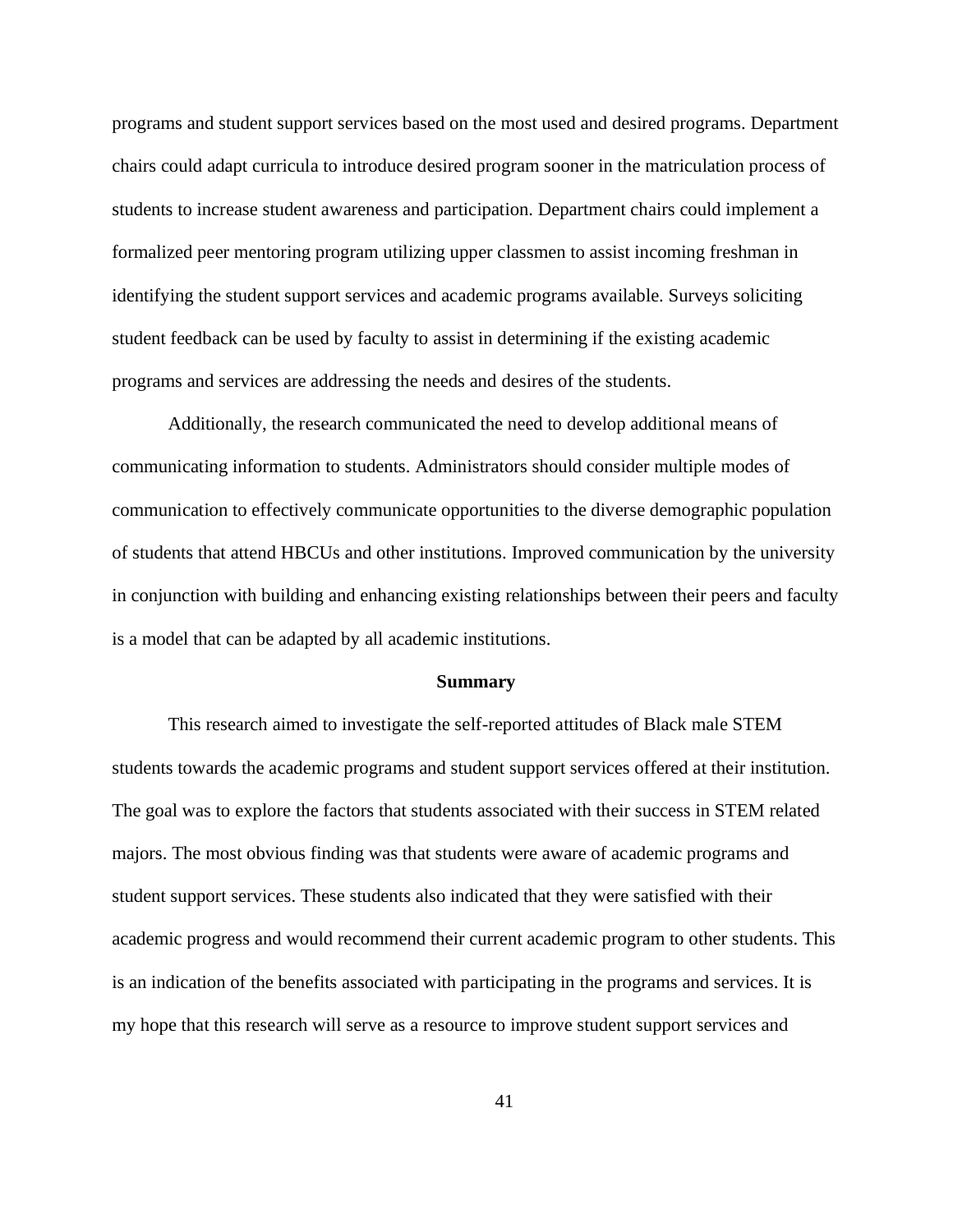programs and student support services based on the most used and desired programs. Department chairs could adapt curricula to introduce desired program sooner in the matriculation process of students to increase student awareness and participation. Department chairs could implement a formalized peer mentoring program utilizing upper classmen to assist incoming freshman in identifying the student support services and academic programs available. Surveys soliciting student feedback can be used by faculty to assist in determining if the existing academic programs and services are addressing the needs and desires of the students.

Additionally, the research communicated the need to develop additional means of communicating information to students. Administrators should consider multiple modes of communication to effectively communicate opportunities to the diverse demographic population of students that attend HBCUs and other institutions. Improved communication by the university in conjunction with building and enhancing existing relationships between their peers and faculty is a model that can be adapted by all academic institutions.

## Summary

This research aimed to investigate the self-reported attitudes of Black male STEM students towards the academic programs and student support services offered at their institution. The goal was to explore the factors that students associated with their success in STEM related majors. The most obvious finding was that students were aware of academic programs and student support services. These students also indicated that they were satisfied with their academic progress and would recommend their current academic program to other students. This is an indication of the benefits associated with participating in the programs and services. It is my hope that this research will serve as a resource to improve student support services and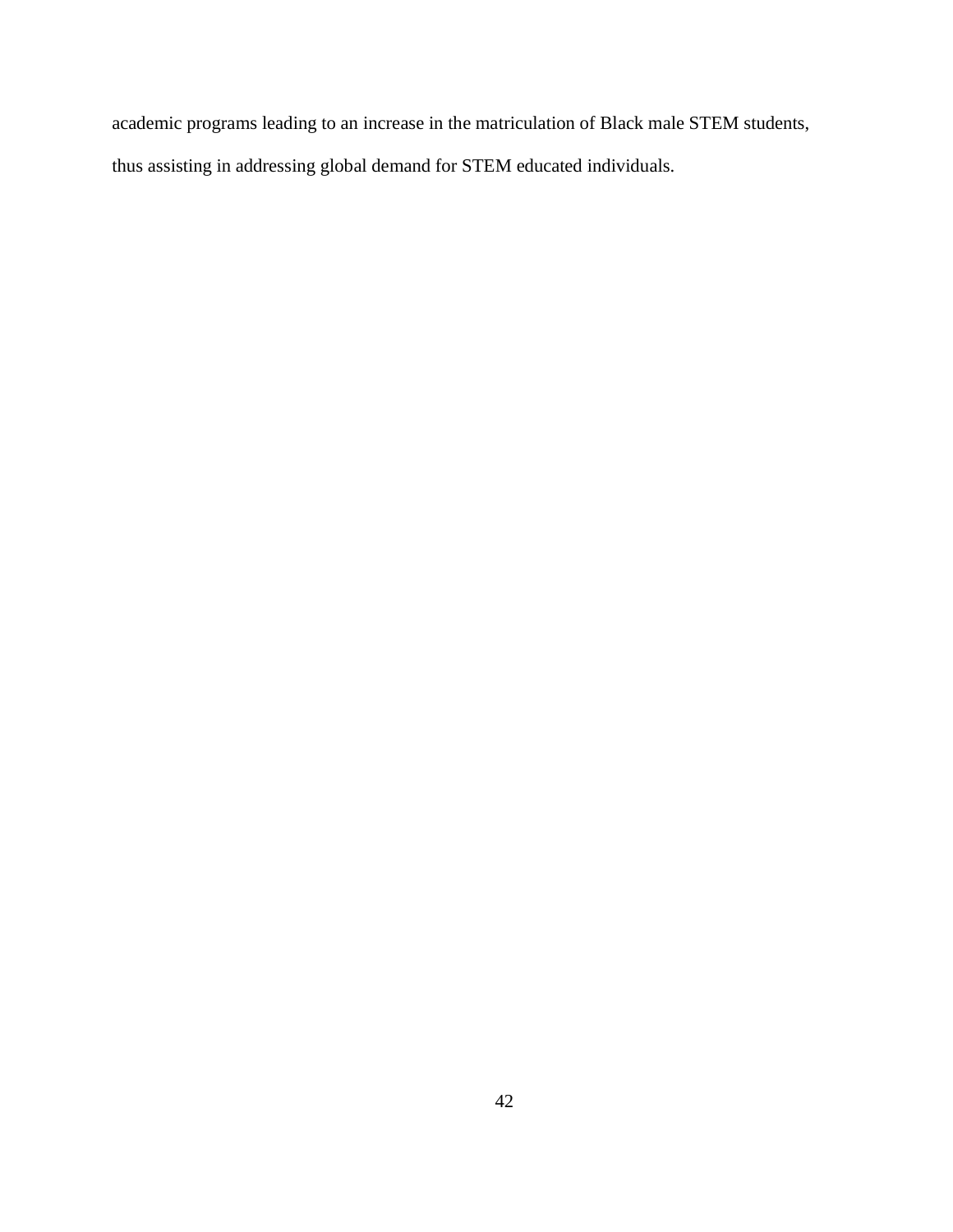academic programs leading to an increase in the matriculation of Black male STEM students, thus assisting in addressing global demand for STEM educated individuals.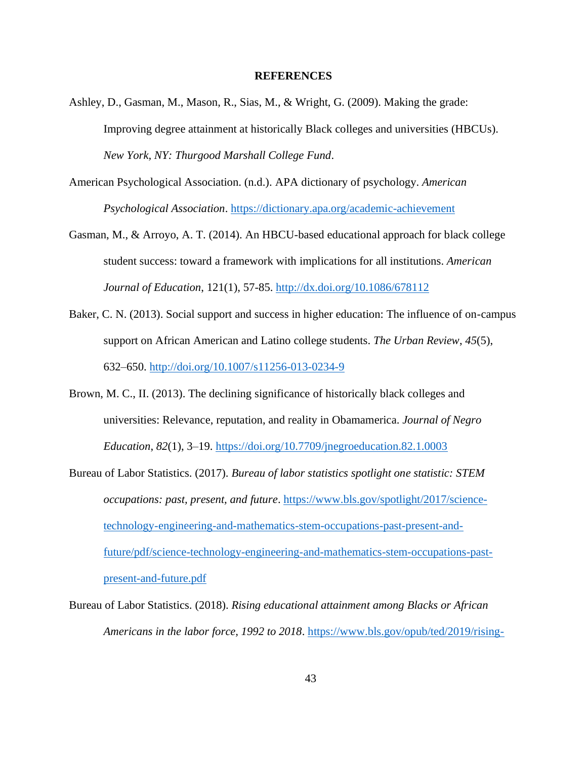# REFERENCES

Ashley, D., Gasman, M., Mason, R., Sias, M., & Wright, G. (2009). Making the grade: Improving degree attainment at historically Black colleges and universities (HBCUs). *New York, NY: Thurgood Marshall College Fund*.

American Psychological Association. (n.d.). APA dictionary of psychology. *American Psychological Association*. https://dictionary.apa.org/academic-achievement

Gasman, M., & Arroyo, A. T. (2014). An HBCU-based educational approach for black college student success: toward a framework with implications for all institutions. *American Journal of Education*, 121(1), 57-85. http://dx.doi.org/10.1086/678112

Baker, C. N. (2013). Social support and success in higher education: The influence of on-campus support on African American and Latino college students. *The Urban Review*, *45*(5), 632–650. http://doi.org/10.1007/s11256-013-0234-9

Brown, M. C., II. (2013). The declining significance of historically black colleges and universities: Relevance, reputation, and reality in Obamamerica. *Journal of Negro Education*, *82*(1), 3–19. https://doi.org/10.7709/jnegroeducation.82.1.0003

Bureau of Labor Statistics. (2017). *Bureau of labor statistics spotlight one statistic: STEM occupations: past, present, and future*. https://www.bls.gov/spotlight/2017/science-technology-engineering-and-mathematics-stem-occupations-past-present-and-future/pdf/science-technology-engineering-and-mathematics-stem-occupations-past-present-and-future.pdf

Bureau of Labor Statistics. (2018). *Rising educational attainment among Blacks or African Americans in the labor force, 1992 to 2018*. https://www.bls.gov/opub/ted/2019/rising-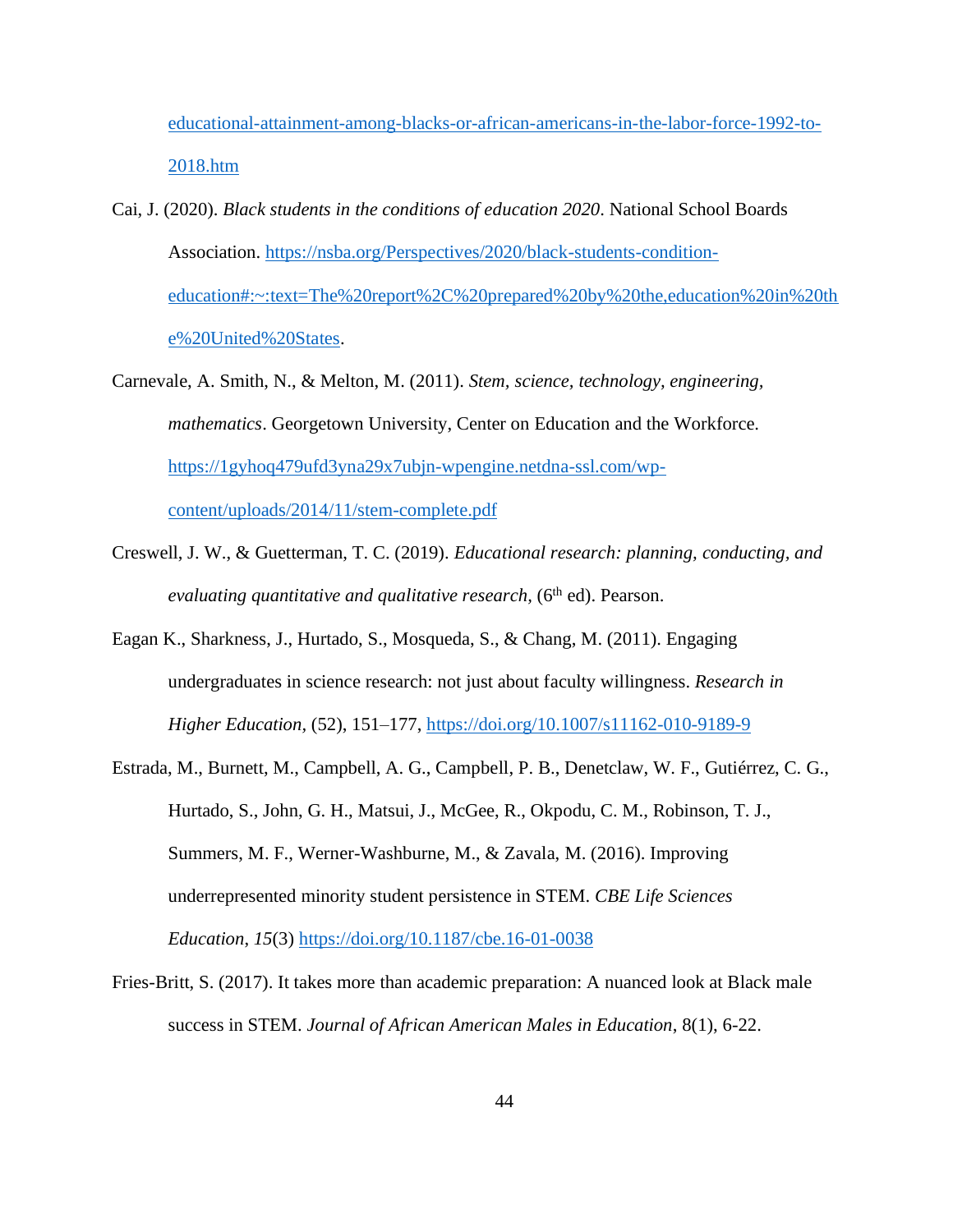educational-attainment-among-blacks-or-african-americans-in-the-labor-force-1992-to-2018.htm

Cai, J. (2020). *Black students in the conditions of education 2020*. National School Boards Association. https://nsba.org/Perspectives/2020/black-students-condition-education#:~:text=The%20report%2C%20prepared%20by%20the,education%20in%20the%20United%20States.

Carnevale, A. Smith, N., & Melton, M. (2011). *Stem, science, technology, engineering, mathematics*. Georgetown University, Center on Education and the Workforce. https://1gyhoq479ufd3yna29x7ubjn-wpengine.netdna-ssl.com/wp-content/uploads/2014/11/stem-complete.pdf

Creswell, J. W., & Guetterman, T. C. (2019). *Educational research: planning, conducting, and evaluating quantitative and qualitative research*, (6th ed). Pearson.

Eagan K., Sharkness, J., Hurtado, S., Mosqueda, S., & Chang, M. (2011). Engaging undergraduates in science research: not just about faculty willingness. *Research in Higher Education*, (52), 151–177, https://doi.org/10.1007/s11162-010-9189-9

Estrada, M., Burnett, M., Campbell, A. G., Campbell, P. B., Denetclaw, W. F., Gutiérrez, C. G., Hurtado, S., John, G. H., Matsui, J., McGee, R., Okpodu, C. M., Robinson, T. J., Summers, M. F., Werner-Washburne, M., & Zavala, M. (2016). Improving underrepresented minority student persistence in STEM. *CBE Life Sciences Education*, *15*(3) https://doi.org/10.1187/cbe.16-01-0038

Fries-Britt, S. (2017). It takes more than academic preparation: A nuanced look at Black male success in STEM. *Journal of African American Males in Education*, 8(1), 6-22.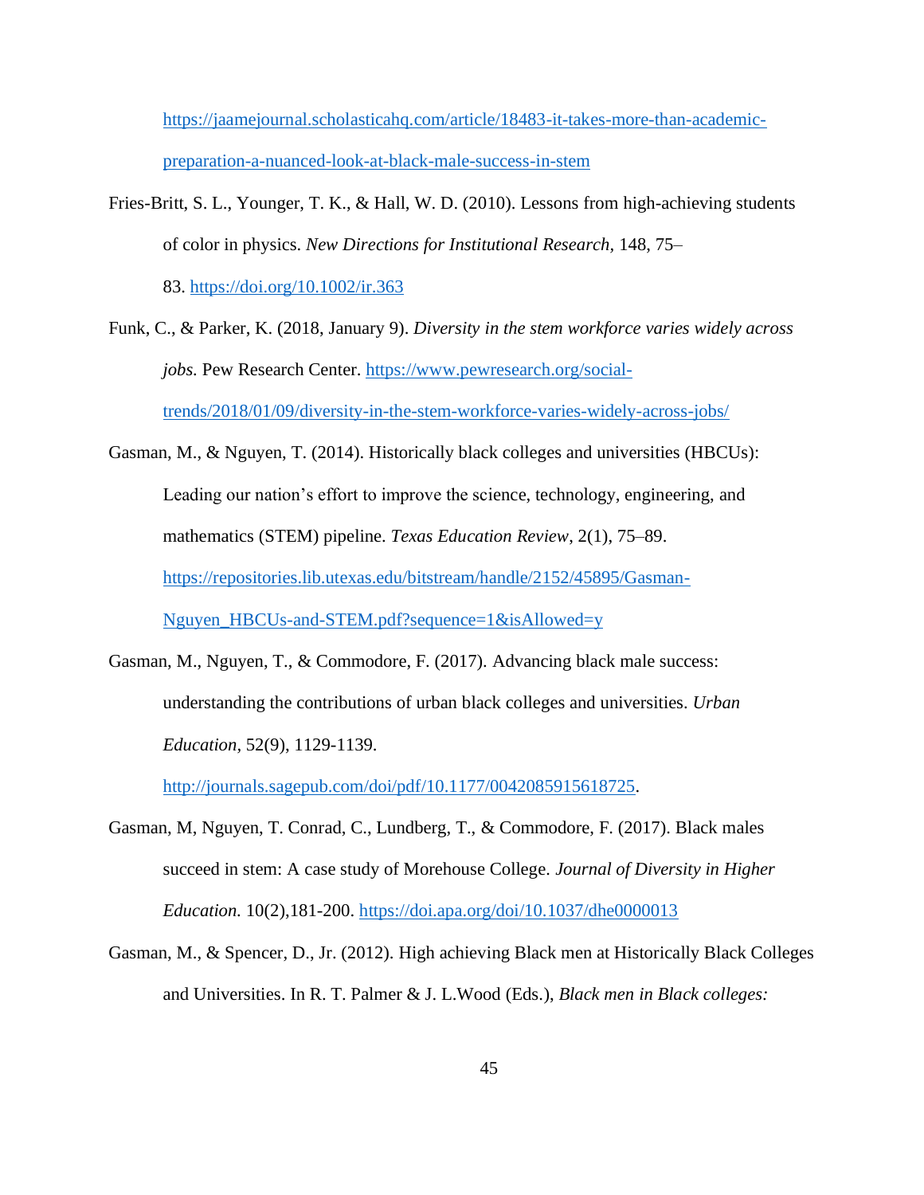https://jaamejournal.scholasticahq.com/article/18483-it-takes-more-than-academic-preparation-a-nuanced-look-at-black-male-success-in-stem

Fries-Britt, S. L., Younger, T. K., & Hall, W. D. (2010). Lessons from high-achieving students of color in physics. *New Directions for Institutional Research*, 148, 75–83. https://doi.org/10.1002/ir.363

Funk, C., & Parker, K. (2018, January 9). *Diversity in the stem workforce varies widely across jobs.* Pew Research Center. https://www.pewresearch.org/social-trends/2018/01/09/diversity-in-the-stem-workforce-varies-widely-across-jobs/

Gasman, M., & Nguyen, T. (2014). Historically black colleges and universities (HBCUs): Leading our nation's effort to improve the science, technology, engineering, and mathematics (STEM) pipeline. *Texas Education Review*, 2(1), 75–89. https://repositories.lib.utexas.edu/bitstream/handle/2152/45895/Gasman-Nguyen_HBCUs-and-STEM.pdf?sequence=1&isAllowed=y

Gasman, M., Nguyen, T., & Commodore, F. (2017). Advancing black male success: understanding the contributions of urban black colleges and universities. *Urban Education*, 52(9), 1129-1139. http://journals.sagepub.com/doi/pdf/10.1177/0042085915618725.

Gasman, M, Nguyen, T. Conrad, C., Lundberg, T., & Commodore, F. (2017). Black males succeed in stem: A case study of Morehouse College. *Journal of Diversity in Higher Education.* 10(2),181-200. https://doi.apa.org/doi/10.1037/dhe0000013

Gasman, M., & Spencer, D., Jr. (2012). High achieving Black men at Historically Black Colleges and Universities. In R. T. Palmer & J. L.Wood (Eds.), *Black men in Black colleges:*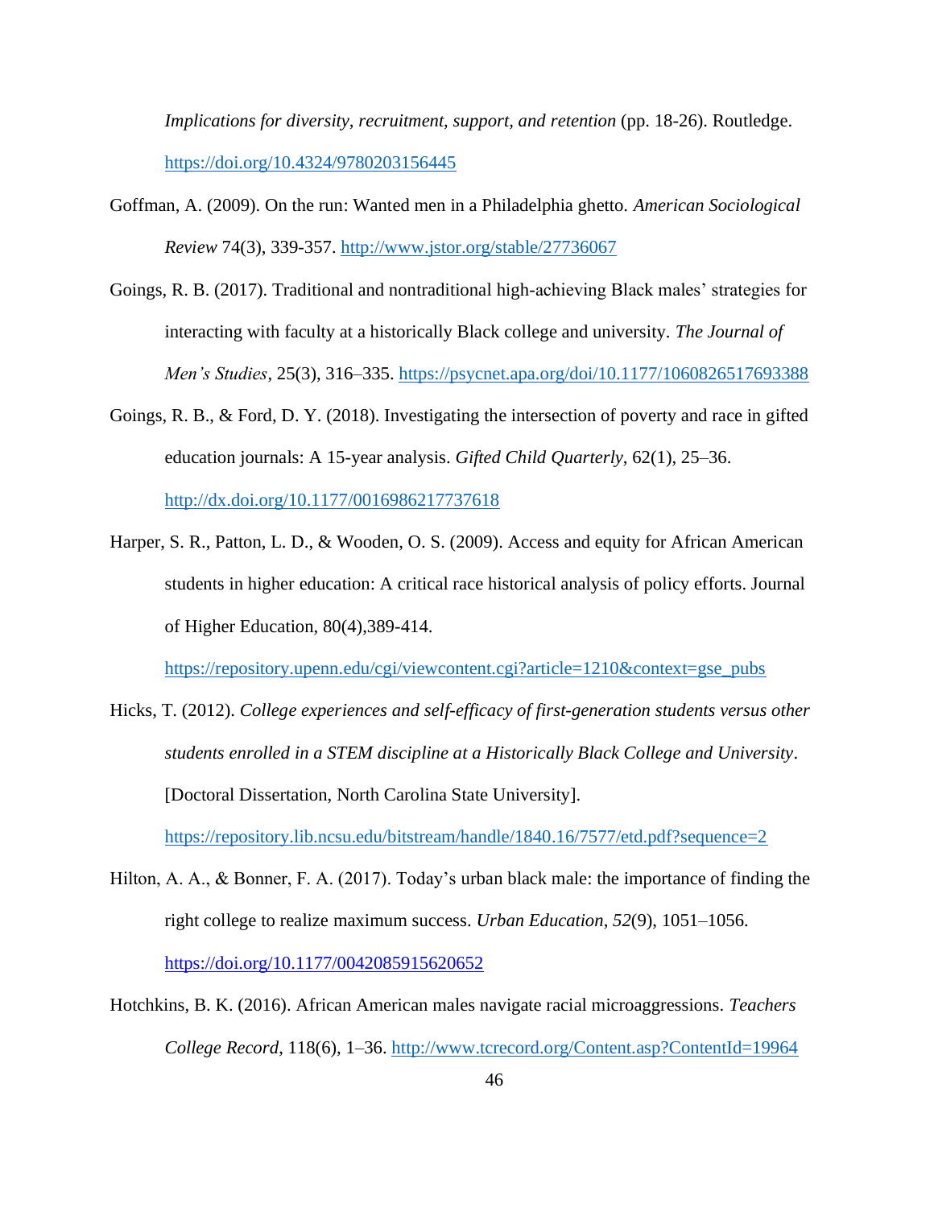*Implications for diversity, recruitment, support, and retention* (pp. 18-26). Routledge. https://doi.org/10.4324/9780203156445

Goffman, A. (2009). On the run: Wanted men in a Philadelphia ghetto. *American Sociological Review* 74(3), 339-357. http://www.jstor.org/stable/27736067

Goings, R. B. (2017). Traditional and nontraditional high-achieving Black males' strategies for interacting with faculty at a historically Black college and university. *The Journal of Men's Studies*, 25(3), 316–335. https://psycnet.apa.org/doi/10.1177/1060826517693388

Goings, R. B., & Ford, D. Y. (2018). Investigating the intersection of poverty and race in gifted education journals: A 15-year analysis. *Gifted Child Quarterly*, 62(1), 25–36. http://dx.doi.org/10.1177/0016986217737618

Harper, S. R., Patton, L. D., & Wooden, O. S. (2009). Access and equity for African American students in higher education: A critical race historical analysis of policy efforts. Journal of Higher Education, 80(4),389-414. https://repository.upenn.edu/cgi/viewcontent.cgi?article=1210&context=gse_pubs

Hicks, T. (2012). *College experiences and self-efficacy of first-generation students versus other students enrolled in a STEM discipline at a Historically Black College and University*. [Doctoral Dissertation, North Carolina State University]. https://repository.lib.ncsu.edu/bitstream/handle/1840.16/7577/etd.pdf?sequence=2

Hilton, A. A., & Bonner, F. A. (2017). Today's urban black male: the importance of finding the right college to realize maximum success. *Urban Education*, *52*(9), 1051–1056. https://doi.org/10.1177/0042085915620652

Hotchkins, B. K. (2016). African American males navigate racial microaggressions. *Teachers College Record*, 118(6), 1–36. http://www.tcrecord.org/Content.asp?ContentId=19964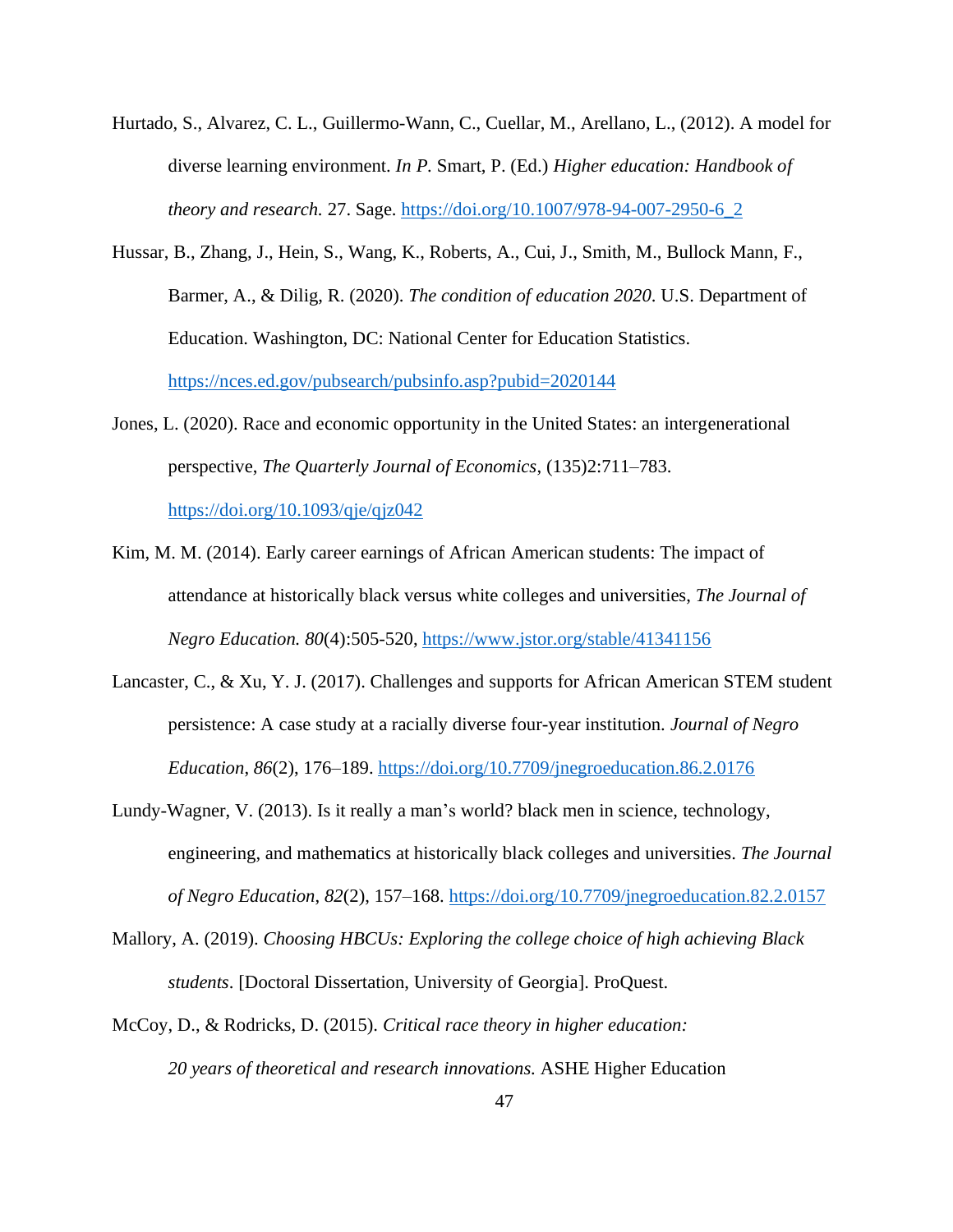Hurtado, S., Alvarez, C. L., Guillermo-Wann, C., Cuellar, M., Arellano, L., (2012). A model for diverse learning environment. *In P.* Smart, P. (Ed.) *Higher education: Handbook of theory and research.* 27. Sage. https://doi.org/10.1007/978-94-007-2950-6_2

Hussar, B., Zhang, J., Hein, S., Wang, K., Roberts, A., Cui, J., Smith, M., Bullock Mann, F., Barmer, A., & Dilig, R. (2020). *The condition of education 2020*. U.S. Department of Education. Washington, DC: National Center for Education Statistics. https://nces.ed.gov/pubsearch/pubsinfo.asp?pubid=2020144

Jones, L. (2020). Race and economic opportunity in the United States: an intergenerational perspective, *The Quarterly Journal of Economics*, (135)2:711–783. https://doi.org/10.1093/qje/qjz042

Kim, M. M. (2014). Early career earnings of African American students: The impact of attendance at historically black versus white colleges and universities, *The Journal of Negro Education. 80*(4):505-520, https://www.jstor.org/stable/41341156

Lancaster, C., & Xu, Y. J. (2017). Challenges and supports for African American STEM student persistence: A case study at a racially diverse four-year institution. *Journal of Negro Education*, *86*(2), 176–189. https://doi.org/10.7709/jnegroeducation.86.2.0176

Lundy-Wagner, V. (2013). Is it really a man's world? black men in science, technology, engineering, and mathematics at historically black colleges and universities. *The Journal of Negro Education*, *82*(2), 157–168. https://doi.org/10.7709/jnegroeducation.82.2.0157

Mallory, A. (2019). *Choosing HBCUs: Exploring the college choice of high achieving Black students*. [Doctoral Dissertation, University of Georgia]. ProQuest.

McCoy, D., & Rodricks, D. (2015). *Critical race theory in higher education: 20 years of theoretical and research innovations.* ASHE Higher Education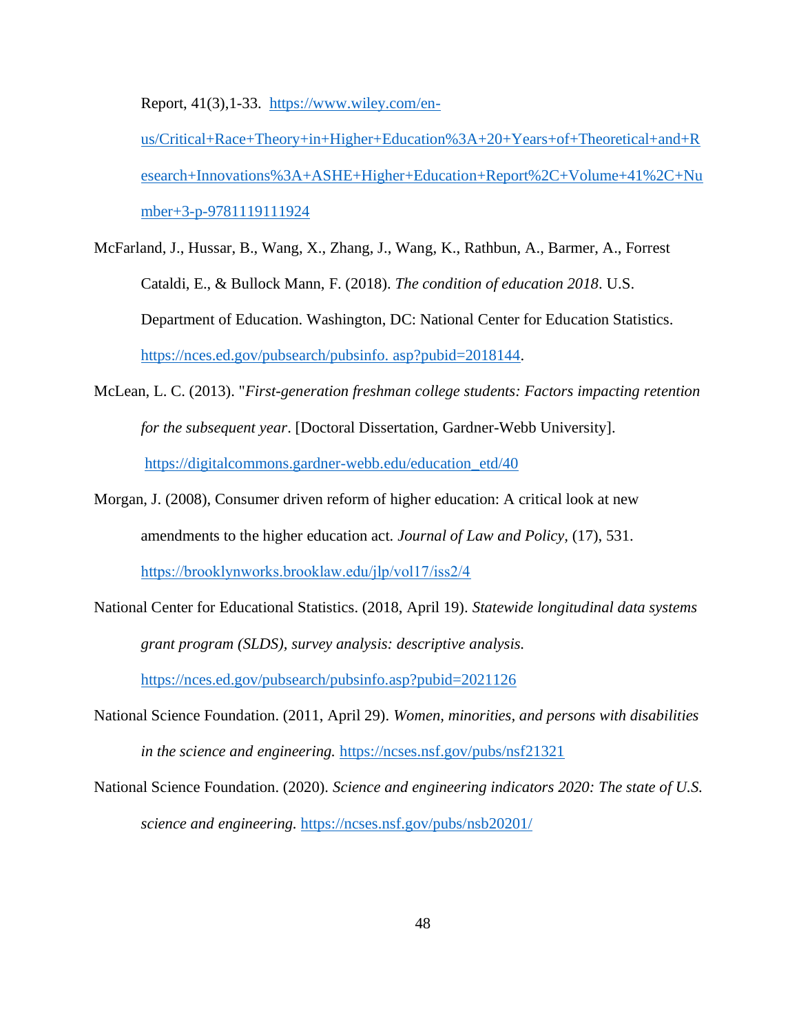Report, 41(3),1-33. https://www.wiley.com/en-us/Critical+Race+Theory+in+Higher+Education%3A+20+Years+of+Theoretical+and+Research+Innovations%3A+ASHE+Higher+Education+Report%2C+Volume+41%2C+Number+3-p-9781119111924

McFarland, J., Hussar, B., Wang, X., Zhang, J., Wang, K., Rathbun, A., Barmer, A., Forrest Cataldi, E., & Bullock Mann, F. (2018). *The condition of education 2018*. U.S. Department of Education. Washington, DC: National Center for Education Statistics. https://nces.ed.gov/pubsearch/pubsinfo. asp?pubid=2018144.

McLean, L. C. (2013). "*First-generation freshman college students: Factors impacting retention for the subsequent year*. [Doctoral Dissertation, Gardner-Webb University]. https://digitalcommons.gardner-webb.edu/education_etd/40

Morgan, J. (2008), Consumer driven reform of higher education: A critical look at new amendments to the higher education act. *Journal of Law and Policy*, (17), 531. https://brooklynworks.brooklaw.edu/jlp/vol17/iss2/4

National Center for Educational Statistics. (2018, April 19). *Statewide longitudinal data systems grant program (SLDS), survey analysis: descriptive analysis.* https://nces.ed.gov/pubsearch/pubsinfo.asp?pubid=2021126

National Science Foundation. (2011, April 29). *Women, minorities, and persons with disabilities in the science and engineering.* https://ncses.nsf.gov/pubs/nsf21321

National Science Foundation. (2020). *Science and engineering indicators 2020: The state of U.S. science and engineering.* https://ncses.nsf.gov/pubs/nsb20201/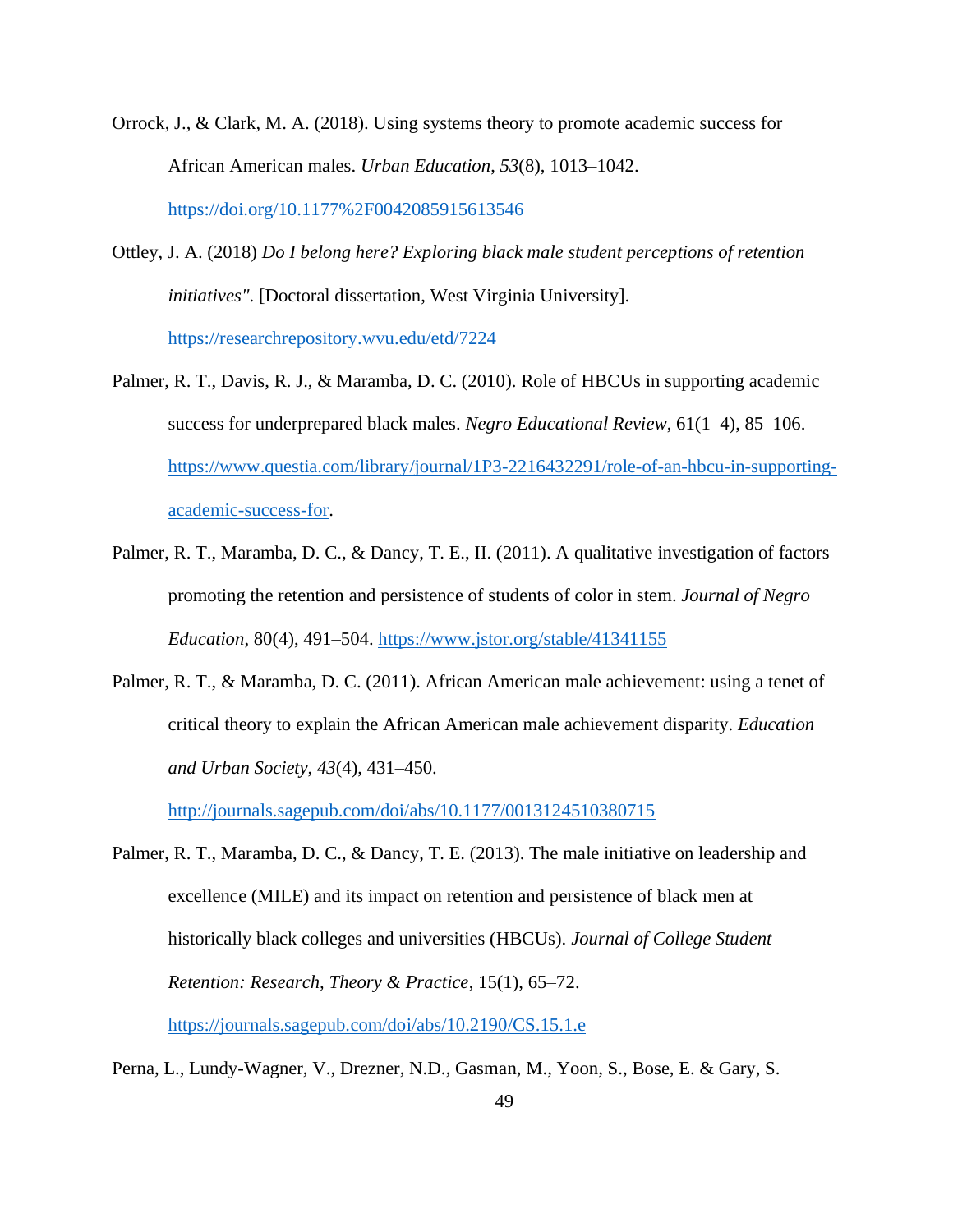Orrock, J., & Clark, M. A. (2018). Using systems theory to promote academic success for African American males. *Urban Education*, *53*(8), 1013–1042. https://doi.org/10.1177%2F0042085915613546

Ottley, J. A. (2018) *Do I belong here? Exploring black male student perceptions of retention initiatives"*. [Doctoral dissertation, West Virginia University]. https://researchrepository.wvu.edu/etd/7224

Palmer, R. T., Davis, R. J., & Maramba, D. C. (2010). Role of HBCUs in supporting academic success for underprepared black males. *Negro Educational Review*, 61(1–4), 85–106. https://www.questia.com/library/journal/1P3-2216432291/role-of-an-hbcu-in-supporting-academic-success-for.

Palmer, R. T., Maramba, D. C., & Dancy, T. E., II. (2011). A qualitative investigation of factors promoting the retention and persistence of students of color in stem. *Journal of Negro Education*, 80(4), 491–504. https://www.jstor.org/stable/41341155

Palmer, R. T., & Maramba, D. C. (2011). African American male achievement: using a tenet of critical theory to explain the African American male achievement disparity. *Education and Urban Society*, *43*(4), 431–450. http://journals.sagepub.com/doi/abs/10.1177/0013124510380715

Palmer, R. T., Maramba, D. C., & Dancy, T. E. (2013). The male initiative on leadership and excellence (MILE) and its impact on retention and persistence of black men at historically black colleges and universities (HBCUs). *Journal of College Student Retention: Research, Theory & Practice*, 15(1), 65–72. https://journals.sagepub.com/doi/abs/10.2190/CS.15.1.e

Perna, L., Lundy-Wagner, V., Drezner, N.D., Gasman, M., Yoon, S., Bose, E. & Gary, S.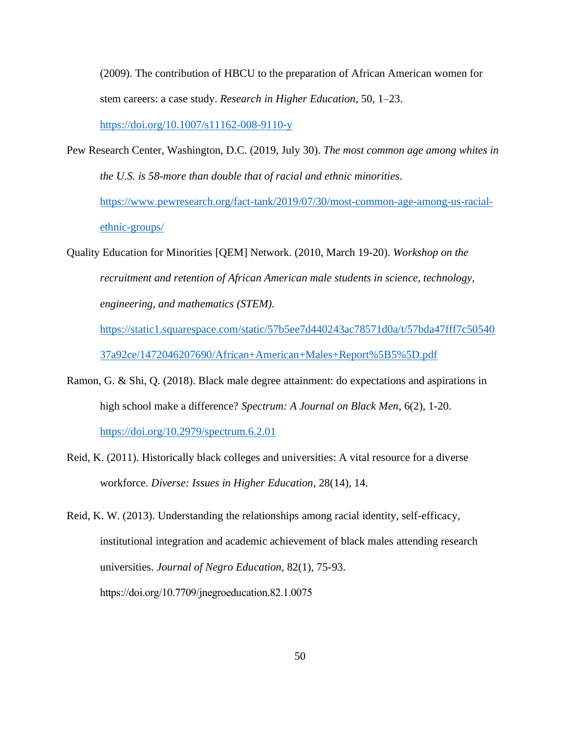(2009). The contribution of HBCU to the preparation of African American women for stem careers: a case study. *Research in Higher Education*, 50, 1–23. https://doi.org/10.1007/s11162-008-9110-y

Pew Research Center, Washington, D.C. (2019, July 30). *The most common age among whites in the U.S. is 58-more than double that of racial and ethnic minorities*. https://www.pewresearch.org/fact-tank/2019/07/30/most-common-age-among-us-racial-ethnic-groups/

Quality Education for Minorities [QEM] Network. (2010, March 19-20). *Workshop on the recruitment and retention of African American male students in science, technology, engineering, and mathematics (STEM).* https://static1.squarespace.com/static/57b5ee7d440243ac78571d0a/t/57bda47fff7c5054037a92ce/1472046207690/African+American+Males+Report%5B5%5D.pdf

Ramon, G. & Shi, Q. (2018). Black male degree attainment: do expectations and aspirations in high school make a difference? *Spectrum: A Journal on Black Men*, 6(2), 1-20. https://doi.org/10.2979/spectrum.6.2.01

Reid, K. (2011). Historically black colleges and universities: A vital resource for a diverse workforce. *Diverse: Issues in Higher Education*, 28(14), 14.

Reid, K. W. (2013). Understanding the relationships among racial identity, self-efficacy, institutional integration and academic achievement of black males attending research universities. *Journal of Negro Education*, 82(1), 75-93. https://doi.org/10.7709/jnegroeducation.82.1.0075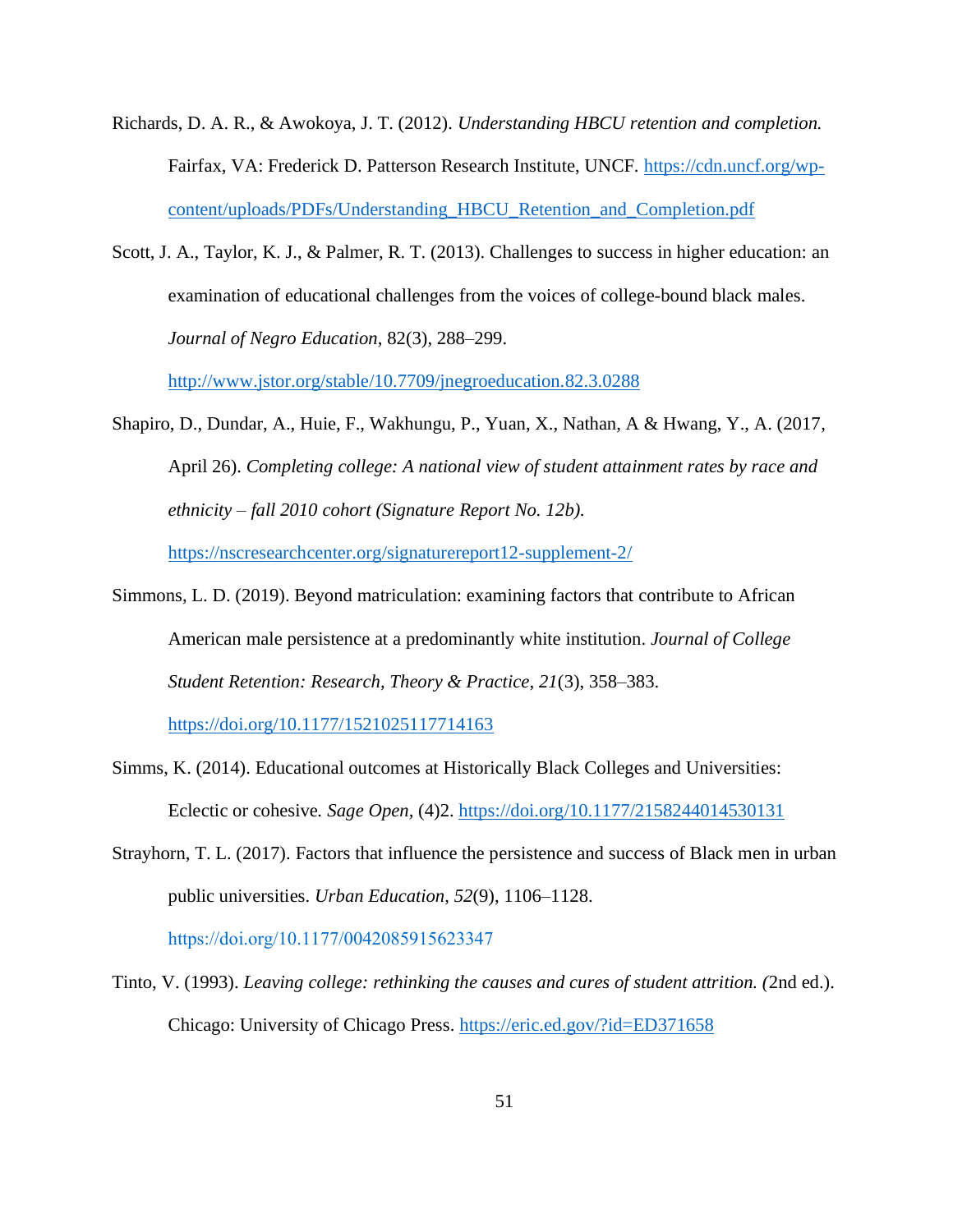Richards, D. A. R., & Awokoya, J. T. (2012). *Understanding HBCU retention and completion.* Fairfax, VA: Frederick D. Patterson Research Institute, UNCF. https://cdn.uncf.org/wp-content/uploads/PDFs/Understanding_HBCU_Retention_and_Completion.pdf

Scott, J. A., Taylor, K. J., & Palmer, R. T. (2013). Challenges to success in higher education: an examination of educational challenges from the voices of college-bound black males. *Journal of Negro Education*, 82(3), 288–299. http://www.jstor.org/stable/10.7709/jnegroeducation.82.3.0288

Shapiro, D., Dundar, A., Huie, F., Wakhungu, P., Yuan, X., Nathan, A & Hwang, Y., A. (2017, April 26). *Completing college: A national view of student attainment rates by race and ethnicity – fall 2010 cohort (Signature Report No. 12b).* https://nscresearchcenter.org/signaturereport12-supplement-2/

Simmons, L. D. (2019). Beyond matriculation: examining factors that contribute to African American male persistence at a predominantly white institution. *Journal of College Student Retention: Research, Theory & Practice*, *21*(3), 358–383. https://doi.org/10.1177/1521025117714163

Simms, K. (2014). Educational outcomes at Historically Black Colleges and Universities: Eclectic or cohesive. *Sage Open*, (4)2. https://doi.org/10.1177/2158244014530131

Strayhorn, T. L. (2017). Factors that influence the persistence and success of Black men in urban public universities. *Urban Education*, *52*(9), 1106–1128. https://doi.org/10.1177/0042085915623347

Tinto, V. (1993). *Leaving college: rethinking the causes and cures of student attrition. (*2nd ed.). Chicago: University of Chicago Press. https://eric.ed.gov/?id=ED371658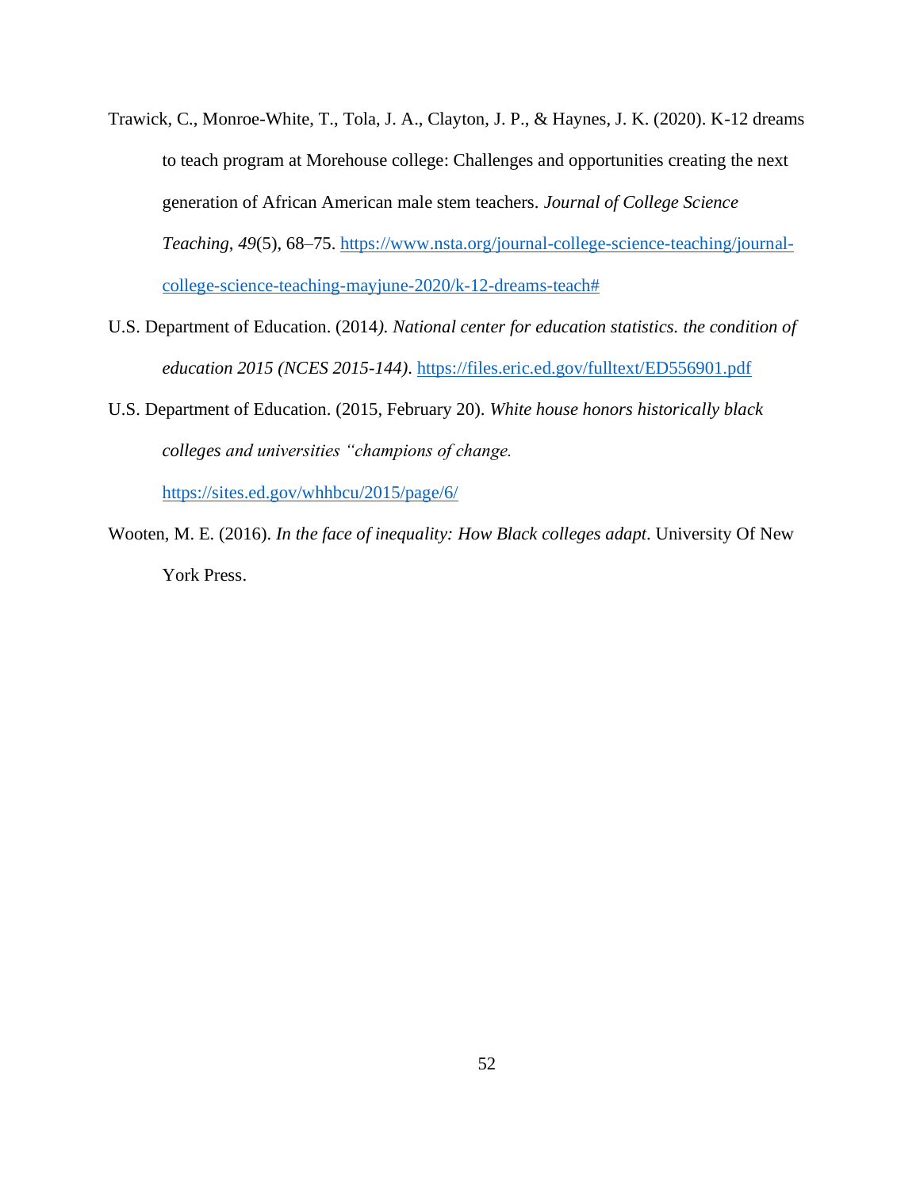Trawick, C., Monroe-White, T., Tola, J. A., Clayton, J. P., & Haynes, J. K. (2020). K-12 dreams to teach program at Morehouse college: Challenges and opportunities creating the next generation of African American male stem teachers. *Journal of College Science Teaching*, *49*(5), 68–75. https://www.nsta.org/journal-college-science-teaching/journal-college-science-teaching-mayjune-2020/k-12-dreams-teach#

U.S. Department of Education. (2014*). National center for education statistics. the condition of education 2015 (NCES 2015-144)*. https://files.eric.ed.gov/fulltext/ED556901.pdf

U.S. Department of Education. (2015, February 20). *White house honors historically black colleges and universities "champions of change.* https://sites.ed.gov/whhbcu/2015/page/6/

Wooten, M. E. (2016). *In the face of inequality: How Black colleges adapt*. University Of New York Press.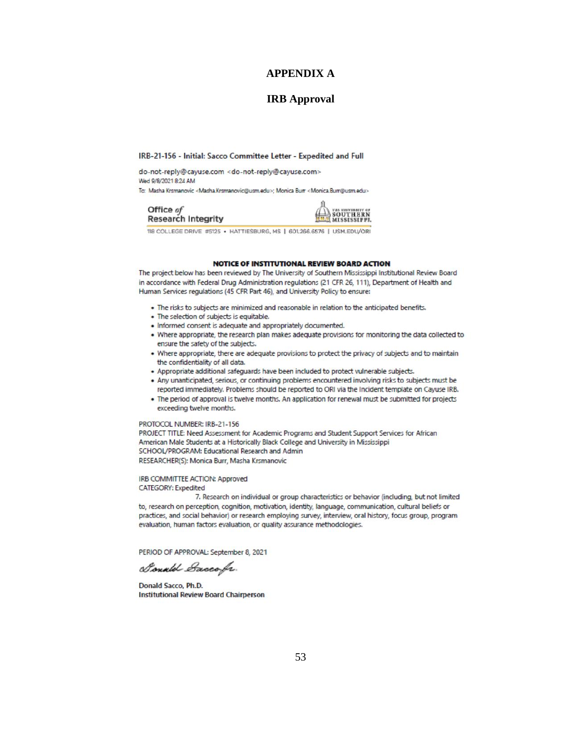# APPENDIX A

## IRB Approval

**IRB-21-156 - Initial: Sacco Committee Letter - Expedited and Full**

do-not-reply@cayuse.com <do-not-reply@cayuse.com>
Wed 9/8/2021 8:24 AM
To: Masha Krsmanovic <Masha.Krsmanovic@usm.edu>; Monica Burr <Monica.Burr@usm.edu>

Office *of* Research Integrity — THE UNIVERSITY OF SOUTHERN MISSISSIPPI.

118 COLLEGE DRIVE #5125 • HATTIESBURG, MS | 601.266.6576 | USM.EDU/ORI

**NOTICE OF INSTITUTIONAL REVIEW BOARD ACTION**

The project below has been reviewed by The University of Southern Mississippi Institutional Review Board in accordance with Federal Drug Administration regulations (21 CFR 26, 111), Department of Health and Human Services regulations (45 CFR Part 46), and University Policy to ensure:

- The risks to subjects are minimized and reasonable in relation to the anticipated benefits.
- The selection of subjects is equitable.
- Informed consent is adequate and appropriately documented.
- Where appropriate, the research plan makes adequate provisions for monitoring the data collected to ensure the safety of the subjects.
- Where appropriate, there are adequate provisions to protect the privacy of subjects and to maintain the confidentiality of all data.
- Appropriate additional safeguards have been included to protect vulnerable subjects.
- Any unanticipated, serious, or continuing problems encountered involving risks to subjects must be reported immediately. Problems should be reported to ORI via the Incident template on Cayuse IRB.
- The period of approval is twelve months. An application for renewal must be submitted for projects exceeding twelve months.

PROTOCOL NUMBER: IRB-21-156
PROJECT TITLE: Need Assessment for Academic Programs and Student Support Services for African American Male Students at a Historically Black College and University in Mississippi
SCHOOL/PROGRAM: Educational Research and Admin
RESEARCHER(S): Monica Burr, Masha Krsmanovic

IRB COMMITTEE ACTION: Approved
CATEGORY: Expedited

7. Research on individual or group characteristics or behavior (including, but not limited to, research on perception, cognition, motivation, identity, language, communication, cultural beliefs or practices, and social behavior) or research employing survey, interview, oral history, focus group, program evaluation, human factors evaluation, or quality assurance methodologies.

PERIOD OF APPROVAL: September 8, 2021

*Donald Sacco Jr.*

**Donald Sacco, Ph.D.**
**Institutional Review Board Chairperson**